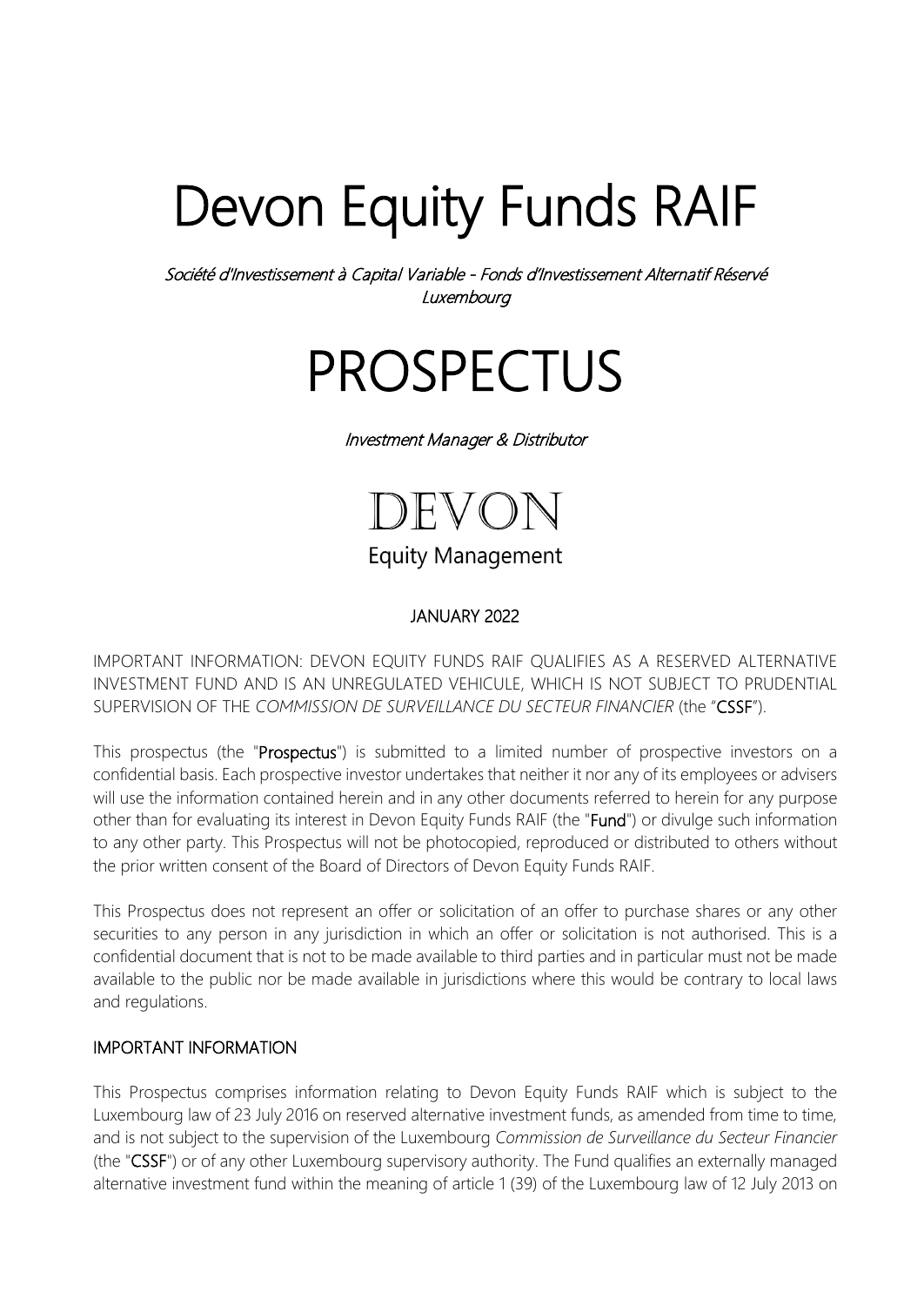# Devon Equity Funds RAIF

*Société d'Investissement à Capital Variable - Fonds d'Investissement Alternatif Réservé*
*Luxembourg*

# PROSPECTUS

*Investment Manager & Distributor*

DEVON

Equity Management

JANUARY 2022

IMPORTANT INFORMATION: DEVON EQUITY FUNDS RAIF QUALIFIES AS A RESERVED ALTERNATIVE INVESTMENT FUND AND IS AN UNREGULATED VEHICULE, WHICH IS NOT SUBJECT TO PRUDENTIAL SUPERVISION OF THE *COMMISSION DE SURVEILLANCE DU SECTEUR FINANCIER* (the "**CSSF**").

This prospectus (the "**Prospectus**") is submitted to a limited number of prospective investors on a confidential basis. Each prospective investor undertakes that neither it nor any of its employees or advisers will use the information contained herein and in any other documents referred to herein for any purpose other than for evaluating its interest in Devon Equity Funds RAIF (the "**Fund**") or divulge such information to any other party. This Prospectus will not be photocopied, reproduced or distributed to others without the prior written consent of the Board of Directors of Devon Equity Funds RAIF.

This Prospectus does not represent an offer or solicitation of an offer to purchase shares or any other securities to any person in any jurisdiction in which an offer or solicitation is not authorised. This is a confidential document that is not to be made available to third parties and in particular must not be made available to the public nor be made available in jurisdictions where this would be contrary to local laws and regulations.

## IMPORTANT INFORMATION

This Prospectus comprises information relating to Devon Equity Funds RAIF which is subject to the Luxembourg law of 23 July 2016 on reserved alternative investment funds, as amended from time to time, and is not subject to the supervision of the Luxembourg *Commission de Surveillance du Secteur Financier* (the "**CSSF**") or of any other Luxembourg supervisory authority. The Fund qualifies an externally managed alternative investment fund within the meaning of article 1 (39) of the Luxembourg law of 12 July 2013 on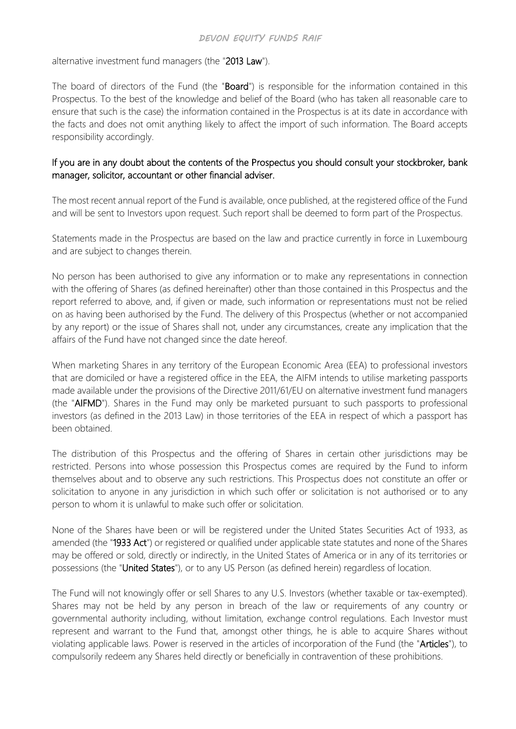alternative investment fund managers (the "**2013 Law**").

The board of directors of the Fund (the "**Board**") is responsible for the information contained in this Prospectus. To the best of the knowledge and belief of the Board (who has taken all reasonable care to ensure that such is the case) the information contained in the Prospectus is at its date in accordance with the facts and does not omit anything likely to affect the import of such information. The Board accepts responsibility accordingly.

If you are in any doubt about the contents of the Prospectus you should consult your stockbroker, bank manager, solicitor, accountant or other financial adviser.

The most recent annual report of the Fund is available, once published, at the registered office of the Fund and will be sent to Investors upon request. Such report shall be deemed to form part of the Prospectus.

Statements made in the Prospectus are based on the law and practice currently in force in Luxembourg and are subject to changes therein.

No person has been authorised to give any information or to make any representations in connection with the offering of Shares (as defined hereinafter) other than those contained in this Prospectus and the report referred to above, and, if given or made, such information or representations must not be relied on as having been authorised by the Fund. The delivery of this Prospectus (whether or not accompanied by any report) or the issue of Shares shall not, under any circumstances, create any implication that the affairs of the Fund have not changed since the date hereof.

When marketing Shares in any territory of the European Economic Area (EEA) to professional investors that are domiciled or have a registered office in the EEA, the AIFM intends to utilise marketing passports made available under the provisions of the Directive 2011/61/EU on alternative investment fund managers (the "**AIFMD**"). Shares in the Fund may only be marketed pursuant to such passports to professional investors (as defined in the 2013 Law) in those territories of the EEA in respect of which a passport has been obtained.

The distribution of this Prospectus and the offering of Shares in certain other jurisdictions may be restricted. Persons into whose possession this Prospectus comes are required by the Fund to inform themselves about and to observe any such restrictions. This Prospectus does not constitute an offer or solicitation to anyone in any jurisdiction in which such offer or solicitation is not authorised or to any person to whom it is unlawful to make such offer or solicitation.

None of the Shares have been or will be registered under the United States Securities Act of 1933, as amended (the "**1933 Act**") or registered or qualified under applicable state statutes and none of the Shares may be offered or sold, directly or indirectly, in the United States of America or in any of its territories or possessions (the "**United States**"), or to any US Person (as defined herein) regardless of location.

The Fund will not knowingly offer or sell Shares to any U.S. Investors (whether taxable or tax-exempted). Shares may not be held by any person in breach of the law or requirements of any country or governmental authority including, without limitation, exchange control regulations. Each Investor must represent and warrant to the Fund that, amongst other things, he is able to acquire Shares without violating applicable laws. Power is reserved in the articles of incorporation of the Fund (the "**Articles**"), to compulsorily redeem any Shares held directly or beneficially in contravention of these prohibitions.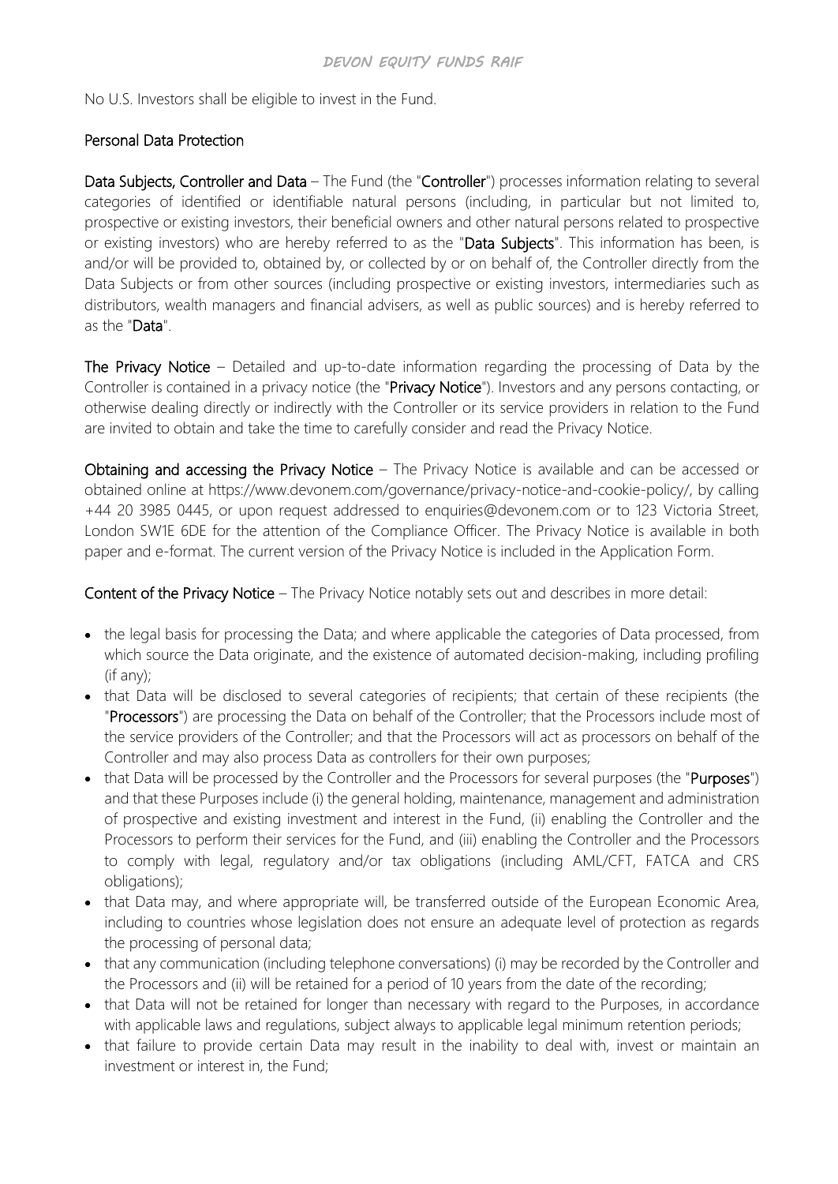No U.S. Investors shall be eligible to invest in the Fund.

## Personal Data Protection

**Data Subjects, Controller and Data** – The Fund (the "**Controller**") processes information relating to several categories of identified or identifiable natural persons (including, in particular but not limited to, prospective or existing investors, their beneficial owners and other natural persons related to prospective or existing investors) who are hereby referred to as the "**Data Subjects**". This information has been, is and/or will be provided to, obtained by, or collected by or on behalf of, the Controller directly from the Data Subjects or from other sources (including prospective or existing investors, intermediaries such as distributors, wealth managers and financial advisers, as well as public sources) and is hereby referred to as the "**Data**".

**The Privacy Notice** – Detailed and up-to-date information regarding the processing of Data by the Controller is contained in a privacy notice (the "**Privacy Notice**"). Investors and any persons contacting, or otherwise dealing directly or indirectly with the Controller or its service providers in relation to the Fund are invited to obtain and take the time to carefully consider and read the Privacy Notice.

**Obtaining and accessing the Privacy Notice** – The Privacy Notice is available and can be accessed or obtained online at https://www.devonem.com/governance/privacy-notice-and-cookie-policy/, by calling +44 20 3985 0445, or upon request addressed to enquiries@devonem.com or to 123 Victoria Street, London SW1E 6DE for the attention of the Compliance Officer. The Privacy Notice is available in both paper and e-format. The current version of the Privacy Notice is included in the Application Form.

**Content of the Privacy Notice** – The Privacy Notice notably sets out and describes in more detail:

- the legal basis for processing the Data; and where applicable the categories of Data processed, from which source the Data originate, and the existence of automated decision-making, including profiling (if any);
- that Data will be disclosed to several categories of recipients; that certain of these recipients (the "**Processors**") are processing the Data on behalf of the Controller; that the Processors include most of the service providers of the Controller; and that the Processors will act as processors on behalf of the Controller and may also process Data as controllers for their own purposes;
- that Data will be processed by the Controller and the Processors for several purposes (the "**Purposes**") and that these Purposes include (i) the general holding, maintenance, management and administration of prospective and existing investment and interest in the Fund, (ii) enabling the Controller and the Processors to perform their services for the Fund, and (iii) enabling the Controller and the Processors to comply with legal, regulatory and/or tax obligations (including AML/CFT, FATCA and CRS obligations);
- that Data may, and where appropriate will, be transferred outside of the European Economic Area, including to countries whose legislation does not ensure an adequate level of protection as regards the processing of personal data;
- that any communication (including telephone conversations) (i) may be recorded by the Controller and the Processors and (ii) will be retained for a period of 10 years from the date of the recording;
- that Data will not be retained for longer than necessary with regard to the Purposes, in accordance with applicable laws and regulations, subject always to applicable legal minimum retention periods;
- that failure to provide certain Data may result in the inability to deal with, invest or maintain an investment or interest in, the Fund;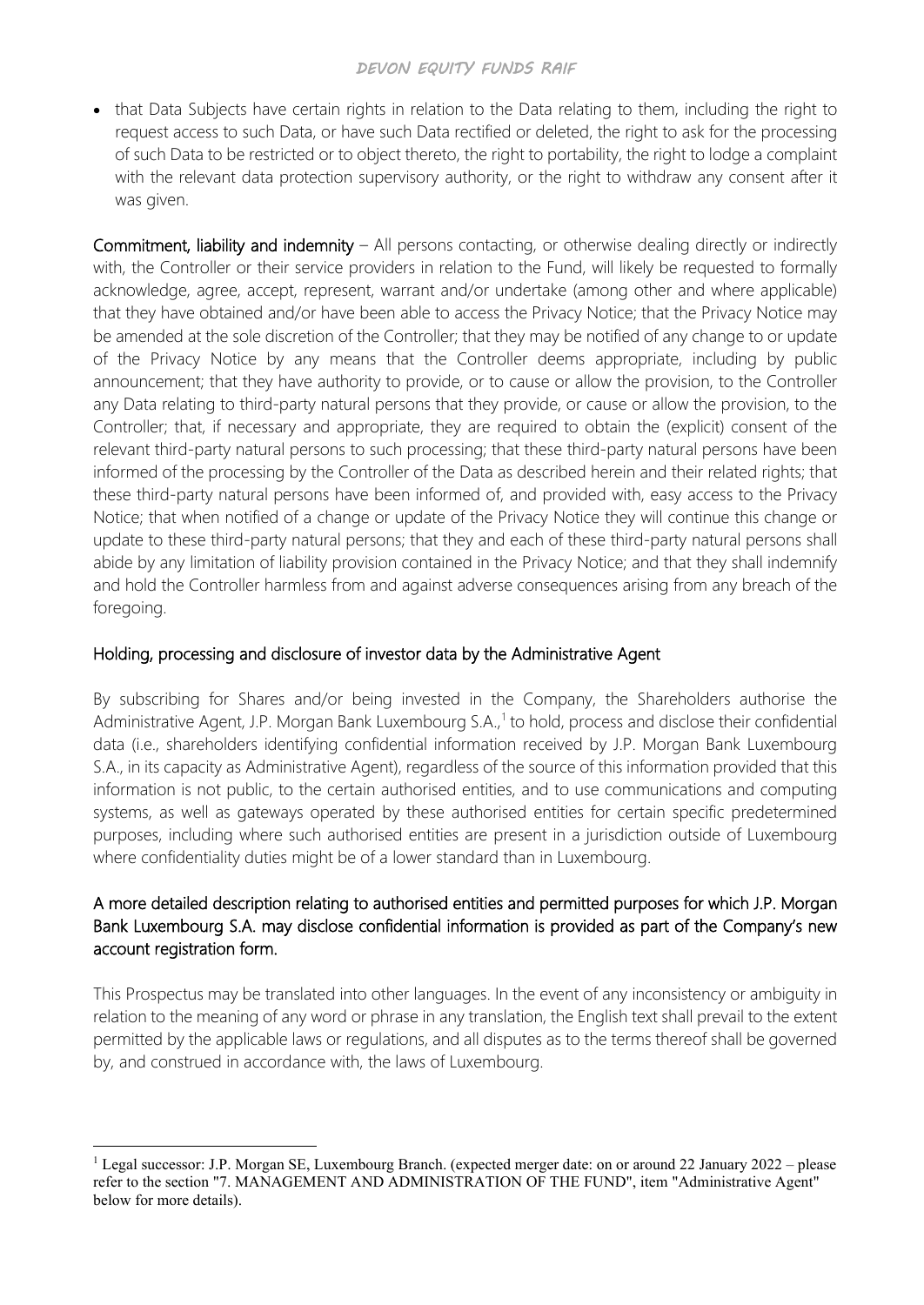- that Data Subjects have certain rights in relation to the Data relating to them, including the right to request access to such Data, or have such Data rectified or deleted, the right to ask for the processing of such Data to be restricted or to object thereto, the right to portability, the right to lodge a complaint with the relevant data protection supervisory authority, or the right to withdraw any consent after it was given.

Commitment, liability and indemnity – All persons contacting, or otherwise dealing directly or indirectly with, the Controller or their service providers in relation to the Fund, will likely be requested to formally acknowledge, agree, accept, represent, warrant and/or undertake (among other and where applicable) that they have obtained and/or have been able to access the Privacy Notice; that the Privacy Notice may be amended at the sole discretion of the Controller; that they may be notified of any change to or update of the Privacy Notice by any means that the Controller deems appropriate, including by public announcement; that they have authority to provide, or to cause or allow the provision, to the Controller any Data relating to third-party natural persons that they provide, or cause or allow the provision, to the Controller; that, if necessary and appropriate, they are required to obtain the (explicit) consent of the relevant third-party natural persons to such processing; that these third-party natural persons have been informed of the processing by the Controller of the Data as described herein and their related rights; that these third-party natural persons have been informed of, and provided with, easy access to the Privacy Notice; that when notified of a change or update of the Privacy Notice they will continue this change or update to these third-party natural persons; that they and each of these third-party natural persons shall abide by any limitation of liability provision contained in the Privacy Notice; and that they shall indemnify and hold the Controller harmless from and against adverse consequences arising from any breach of the foregoing.

## Holding, processing and disclosure of investor data by the Administrative Agent

By subscribing for Shares and/or being invested in the Company, the Shareholders authorise the Administrative Agent, J.P. Morgan Bank Luxembourg S.A.,[1] to hold, process and disclose their confidential data (i.e., shareholders identifying confidential information received by J.P. Morgan Bank Luxembourg S.A., in its capacity as Administrative Agent), regardless of the source of this information provided that this information is not public, to the certain authorised entities, and to use communications and computing systems, as well as gateways operated by these authorised entities for certain specific predetermined purposes, including where such authorised entities are present in a jurisdiction outside of Luxembourg where confidentiality duties might be of a lower standard than in Luxembourg.

A more detailed description relating to authorised entities and permitted purposes for which J.P. Morgan Bank Luxembourg S.A. may disclose confidential information is provided as part of the Company's new account registration form.

This Prospectus may be translated into other languages. In the event of any inconsistency or ambiguity in relation to the meaning of any word or phrase in any translation, the English text shall prevail to the extent permitted by the applicable laws or regulations, and all disputes as to the terms thereof shall be governed by, and construed in accordance with, the laws of Luxembourg.

---

[1] Legal successor: J.P. Morgan SE, Luxembourg Branch. (expected merger date: on or around 22 January 2022 – please refer to the section "7. MANAGEMENT AND ADMINISTRATION OF THE FUND", item "Administrative Agent" below for more details).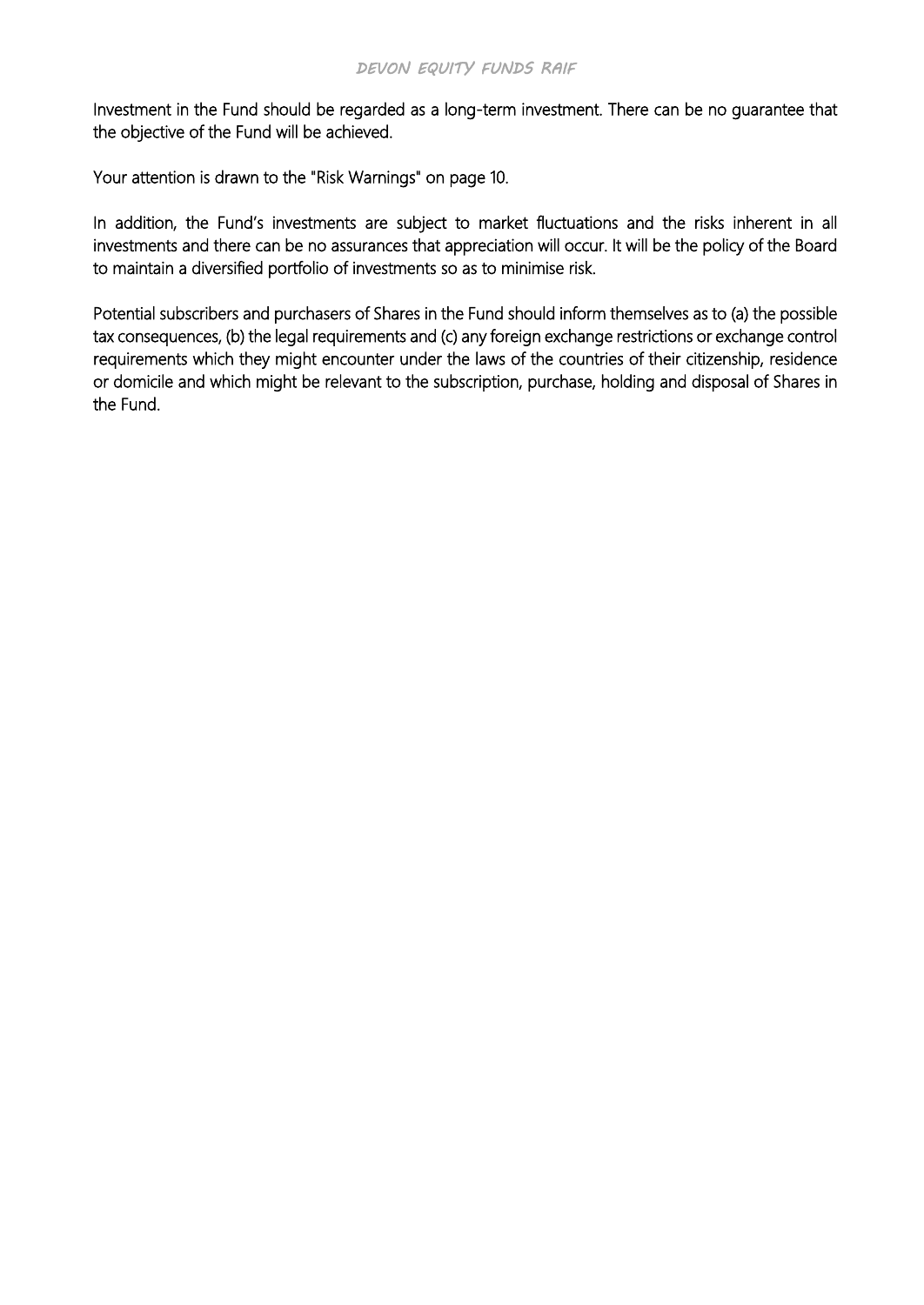Investment in the Fund should be regarded as a long-term investment. There can be no guarantee that the objective of the Fund will be achieved.

Your attention is drawn to the "Risk Warnings" on page 10.

In addition, the Fund's investments are subject to market fluctuations and the risks inherent in all investments and there can be no assurances that appreciation will occur. It will be the policy of the Board to maintain a diversified portfolio of investments so as to minimise risk.

Potential subscribers and purchasers of Shares in the Fund should inform themselves as to (a) the possible tax consequences, (b) the legal requirements and (c) any foreign exchange restrictions or exchange control requirements which they might encounter under the laws of the countries of their citizenship, residence or domicile and which might be relevant to the subscription, purchase, holding and disposal of Shares in the Fund.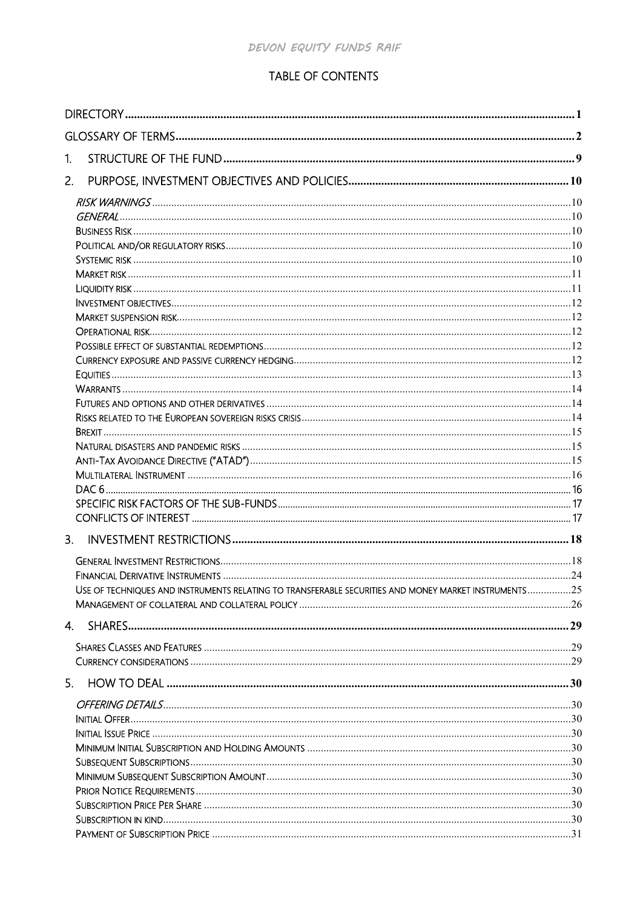# TABLE OF CONTENTS

| | |
|---|---|
| DIRECTORY | 1 |
| GLOSSARY OF TERMS | 2 |
| 1. STRUCTURE OF THE FUND | 9 |
| 2. PURPOSE, INVESTMENT OBJECTIVES AND POLICIES | 10 |
| *RISK WARNINGS* | 10 |
| *GENERAL* | 10 |
| Business Risk | 10 |
| Political and/or regulatory risks | 10 |
| Systemic risk | 10 |
| Market risk | 11 |
| Liquidity risk | 11 |
| Investment objectives | 12 |
| Market suspension risk | 12 |
| Operational risk | 12 |
| Possible effect of substantial redemptions | 12 |
| Currency exposure and passive currency hedging | 12 |
| Equities | 13 |
| Warrants | 14 |
| Futures and options and other derivatives | 14 |
| Risks related to the European sovereign risks crisis | 14 |
| Brexit | 15 |
| Natural disasters and pandemic risks | 15 |
| Anti-Tax Avoidance Directive ("ATAD") | 15 |
| Multilateral Instrument | 16 |
| DAC 6 | 16 |
| SPECIFIC RISK FACTORS OF THE SUB-FUNDS | 17 |
| CONFLICTS OF INTEREST | 17 |
| 3. INVESTMENT RESTRICTIONS | 18 |
| General Investment Restrictions | 18 |
| Financial Derivative Instruments | 24 |
| Use of techniques and instruments relating to transferable securities and money market instruments | 25 |
| Management of collateral and collateral policy | 26 |
| 4. SHARES | 29 |
| Shares Classes and Features | 29 |
| Currency considerations | 29 |
| 5. HOW TO DEAL | 30 |
| *OFFERING DETAILS* | 30 |
| Initial Offer | 30 |
| Initial Issue Price | 30 |
| Minimum Initial Subscription and Holding Amounts | 30 |
| Subsequent Subscriptions | 30 |
| Minimum Subsequent Subscription Amount | 30 |
| Prior Notice Requirements | 30 |
| Subscription Price Per Share | 30 |
| Subscription in kind | 30 |
| Payment of Subscription Price | 31 |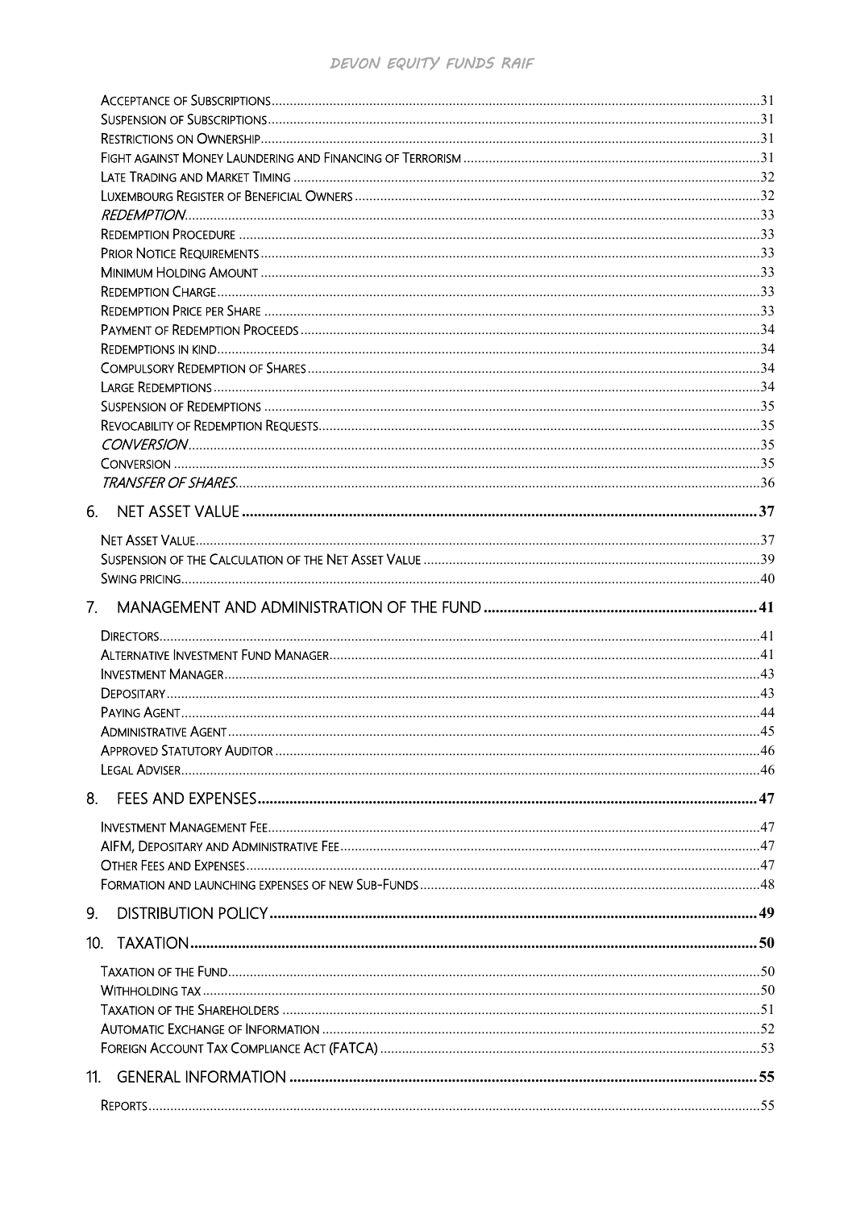Acceptance of Subscriptions ..... 31
Suspension of Subscriptions ..... 31
Restrictions on Ownership ..... 31
Fight against Money Laundering and Financing of Terrorism ..... 31
Late Trading and Market Timing ..... 32
Luxembourg Register of Beneficial Owners ..... 32
*Redemption* ..... 33
Redemption Procedure ..... 33
Prior Notice Requirements ..... 33
Minimum Holding Amount ..... 33
Redemption Charge ..... 33
Redemption Price per Share ..... 33
Payment of Redemption Proceeds ..... 34
Redemptions in kind ..... 34
Compulsory Redemption of Shares ..... 34
Large Redemptions ..... 34
Suspension of Redemptions ..... 35
Revocability of Redemption Requests ..... 35
*Conversion* ..... 35
Conversion ..... 35
*Transfer of Shares* ..... 36

**6. NET ASSET VALUE ..... 37**

Net Asset Value ..... 37
Suspension of the Calculation of the Net Asset Value ..... 39
Swing pricing ..... 40

**7. MANAGEMENT AND ADMINISTRATION OF THE FUND ..... 41**

Directors ..... 41
Alternative Investment Fund Manager ..... 41
Investment Manager ..... 43
Depositary ..... 43
Paying Agent ..... 44
Administrative Agent ..... 45
Approved Statutory Auditor ..... 46
Legal Adviser ..... 46

**8. FEES AND EXPENSES ..... 47**

Investment Management Fee ..... 47
AIFM, Depositary and Administrative Fee ..... 47
Other Fees and Expenses ..... 47
Formation and launching expenses of new Sub-Funds ..... 48

**9. DISTRIBUTION POLICY ..... 49**

**10. TAXATION ..... 50**

Taxation of the Fund ..... 50
Withholding tax ..... 50
Taxation of the Shareholders ..... 51
Automatic Exchange of Information ..... 52
Foreign Account Tax Compliance Act (FATCA) ..... 53

**11. GENERAL INFORMATION ..... 55**

Reports ..... 55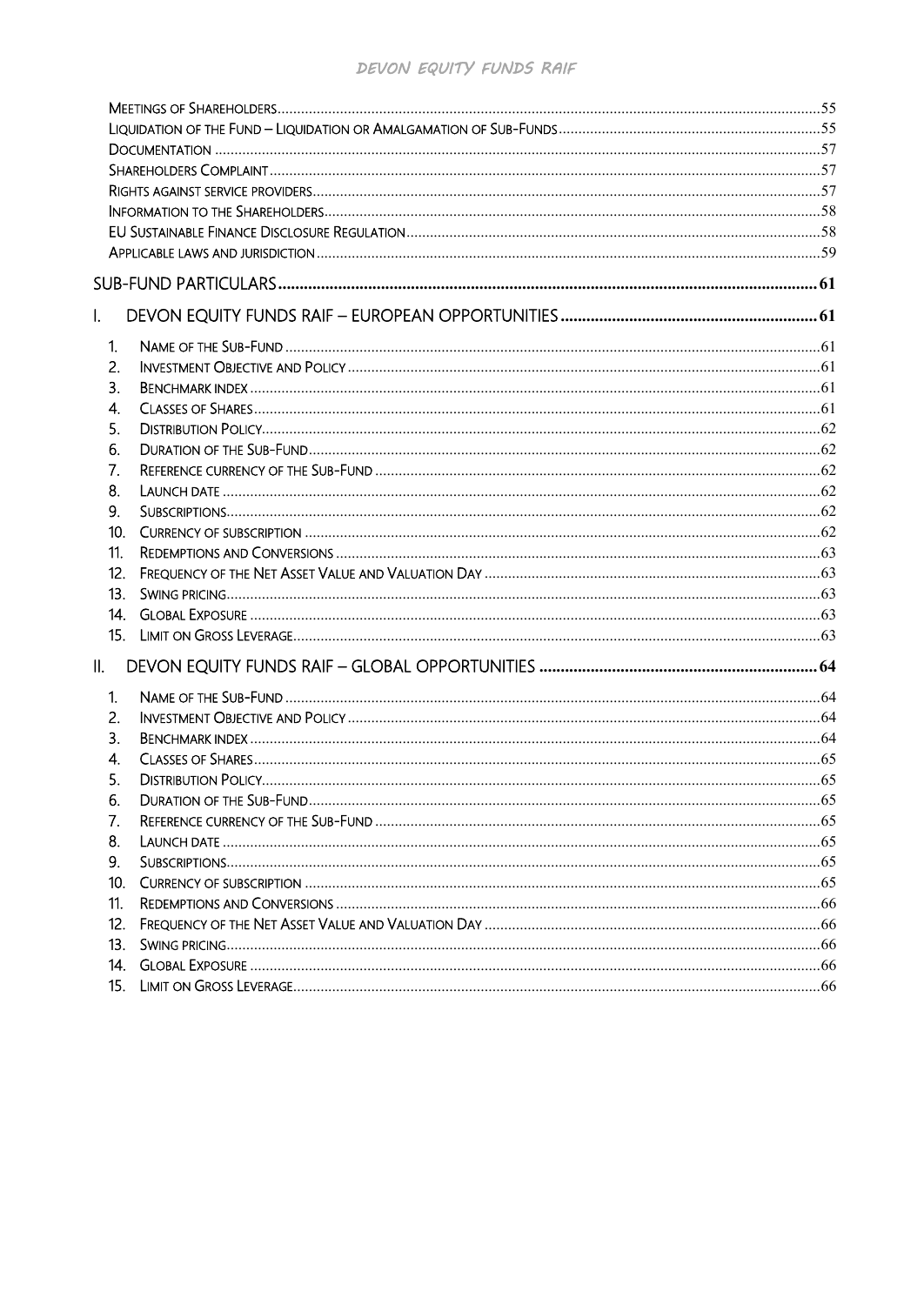Meetings of Shareholders ..... 55
Liquidation of the Fund – Liquidation or Amalgamation of Sub-Funds ..... 55
Documentation ..... 57
Shareholders Complaint ..... 57
Rights against service providers ..... 57
Information to the Shareholders ..... 58
EU Sustainable Finance Disclosure Regulation ..... 58
Applicable laws and jurisdiction ..... 59

SUB-FUND PARTICULARS ..... 61

I. DEVON EQUITY FUNDS RAIF – EUROPEAN OPPORTUNITIES ..... 61

1. Name of the Sub-Fund ..... 61
2. Investment Objective and Policy ..... 61
3. Benchmark index ..... 61
4. Classes of Shares ..... 61
5. Distribution Policy ..... 62
6. Duration of the Sub-Fund ..... 62
7. Reference currency of the Sub-Fund ..... 62
8. Launch date ..... 62
9. Subscriptions ..... 62
10. Currency of subscription ..... 62
11. Redemptions and Conversions ..... 63
12. Frequency of the Net Asset Value and Valuation Day ..... 63
13. Swing pricing ..... 63
14. Global Exposure ..... 63
15. Limit on Gross Leverage ..... 63

II. DEVON EQUITY FUNDS RAIF – GLOBAL OPPORTUNITIES ..... 64

1. Name of the Sub-Fund ..... 64
2. Investment Objective and Policy ..... 64
3. Benchmark index ..... 64
4. Classes of Shares ..... 65
5. Distribution Policy ..... 65
6. Duration of the Sub-Fund ..... 65
7. Reference currency of the Sub-Fund ..... 65
8. Launch date ..... 65
9. Subscriptions ..... 65
10. Currency of subscription ..... 65
11. Redemptions and Conversions ..... 66
12. Frequency of the Net Asset Value and Valuation Day ..... 66
13. Swing pricing ..... 66
14. Global Exposure ..... 66
15. Limit on Gross Leverage ..... 66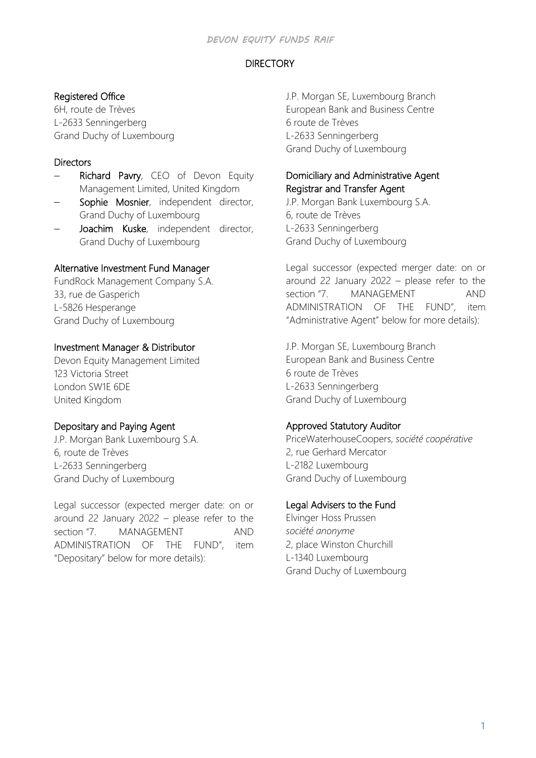## DIRECTORY

**Registered Office**
6H, route de Trèves
L-2633 Senningerberg
Grand Duchy of Luxembourg

**Directors**

- **Richard Pavry**, CEO of Devon Equity Management Limited, United Kingdom
- **Sophie Mosnier**, independent director, Grand Duchy of Luxembourg
- **Joachim Kuske**, independent director, Grand Duchy of Luxembourg

**Alternative Investment Fund Manager**
FundRock Management Company S.A.
33, rue de Gasperich
L-5826 Hesperange
Grand Duchy of Luxembourg

**Investment Manager & Distributor**
Devon Equity Management Limited
123 Victoria Street
London SW1E 6DE
United Kingdom

**Depositary and Paying Agent**
J.P. Morgan Bank Luxembourg S.A.
6, route de Trèves
L-2633 Senningerberg
Grand Duchy of Luxembourg

Legal successor (expected merger date: on or around 22 January 2022 – please refer to the section "7. MANAGEMENT AND ADMINISTRATION OF THE FUND", item "Depositary" below for more details):

J.P. Morgan SE, Luxembourg Branch
European Bank and Business Centre
6 route de Trèves
L-2633 Senningerberg
Grand Duchy of Luxembourg

**Domiciliary and Administrative Agent**
**Registrar and Transfer Agent**
J.P. Morgan Bank Luxembourg S.A.
6, route de Trèves
L-2633 Senningerberg
Grand Duchy of Luxembourg

Legal successor (expected merger date: on or around 22 January 2022 – please refer to the section "7. MANAGEMENT AND ADMINISTRATION OF THE FUND", item "Administrative Agent" below for more details):

J.P. Morgan SE, Luxembourg Branch
European Bank and Business Centre
6 route de Trèves
L-2633 Senningerberg
Grand Duchy of Luxembourg

**Approved Statutory Auditor**
PriceWaterhouseCoopers, *société coopérative*
2, rue Gerhard Mercator
L-2182 Luxembourg
Grand Duchy of Luxembourg

**Legal Advisers to the Fund**
Elvinger Hoss Prussen
*société anonyme*
2, place Winston Churchill
L-1340 Luxembourg
Grand Duchy of Luxembourg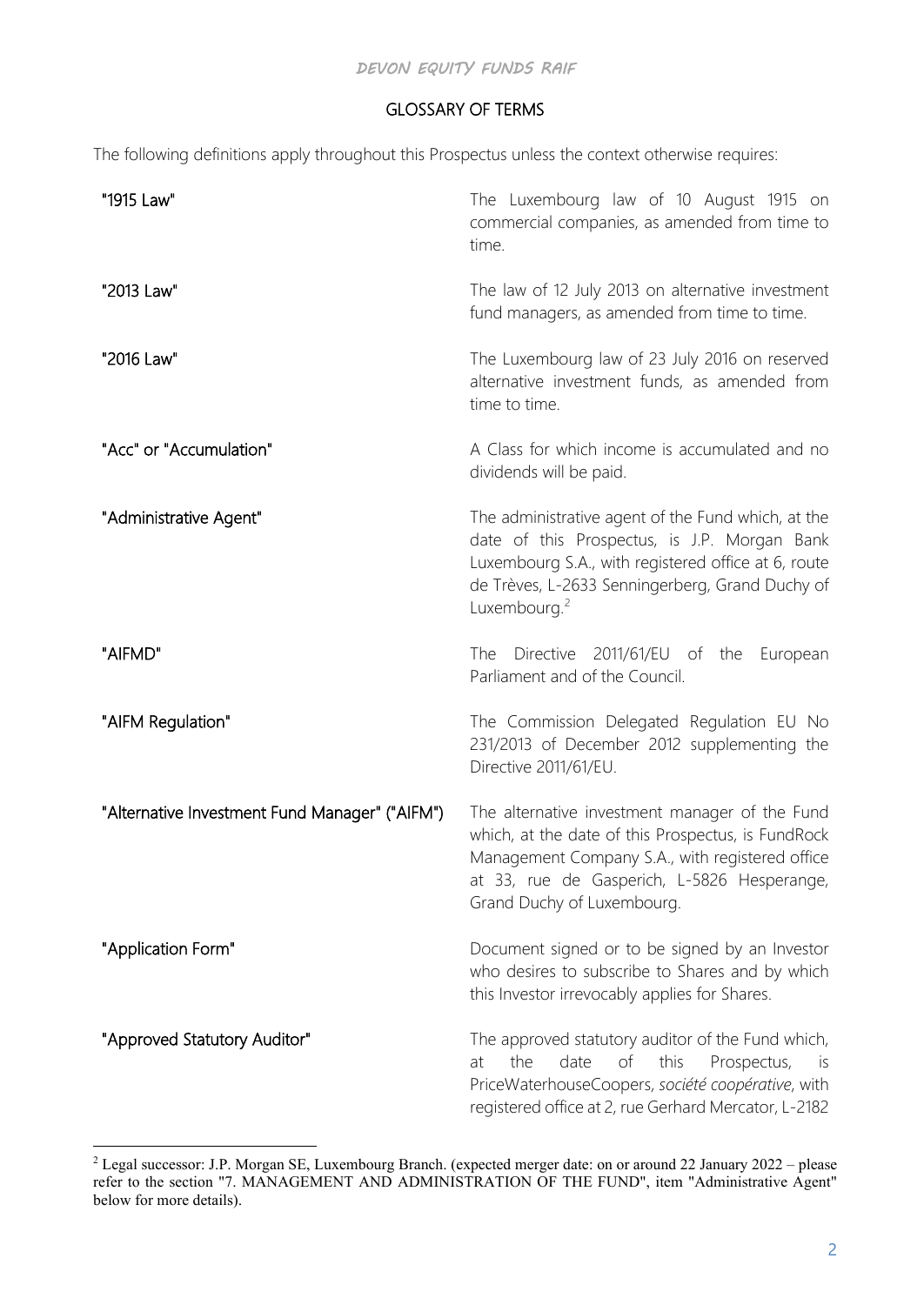## GLOSSARY OF TERMS

The following definitions apply throughout this Prospectus unless the context otherwise requires:

| | |
|---|---|
| **"1915 Law"** | The Luxembourg law of 10 August 1915 on commercial companies, as amended from time to time. |
| **"2013 Law"** | The law of 12 July 2013 on alternative investment fund managers, as amended from time to time. |
| **"2016 Law"** | The Luxembourg law of 23 July 2016 on reserved alternative investment funds, as amended from time to time. |
| **"Acc" or "Accumulation"** | A Class for which income is accumulated and no dividends will be paid. |
| **"Administrative Agent"** | The administrative agent of the Fund which, at the date of this Prospectus, is J.P. Morgan Bank Luxembourg S.A., with registered office at 6, route de Trèves, L-2633 Senningerberg, Grand Duchy of Luxembourg.[2] |
| **"AIFMD"** | The Directive 2011/61/EU of the European Parliament and of the Council. |
| **"AIFM Regulation"** | The Commission Delegated Regulation EU No 231/2013 of December 2012 supplementing the Directive 2011/61/EU. |
| **"Alternative Investment Fund Manager" ("AIFM")** | The alternative investment manager of the Fund which, at the date of this Prospectus, is FundRock Management Company S.A., with registered office at 33, rue de Gasperich, L-5826 Hesperange, Grand Duchy of Luxembourg. |
| **"Application Form"** | Document signed or to be signed by an Investor who desires to subscribe to Shares and by which this Investor irrevocably applies for Shares. |
| **"Approved Statutory Auditor"** | The approved statutory auditor of the Fund which, at the date of this Prospectus, is PriceWaterhouseCoopers, *société coopérative*, with registered office at 2, rue Gerhard Mercator, L-2182 |

[2] Legal successor: J.P. Morgan SE, Luxembourg Branch. (expected merger date: on or around 22 January 2022 – please refer to the section "7. MANAGEMENT AND ADMINISTRATION OF THE FUND", item "Administrative Agent" below for more details).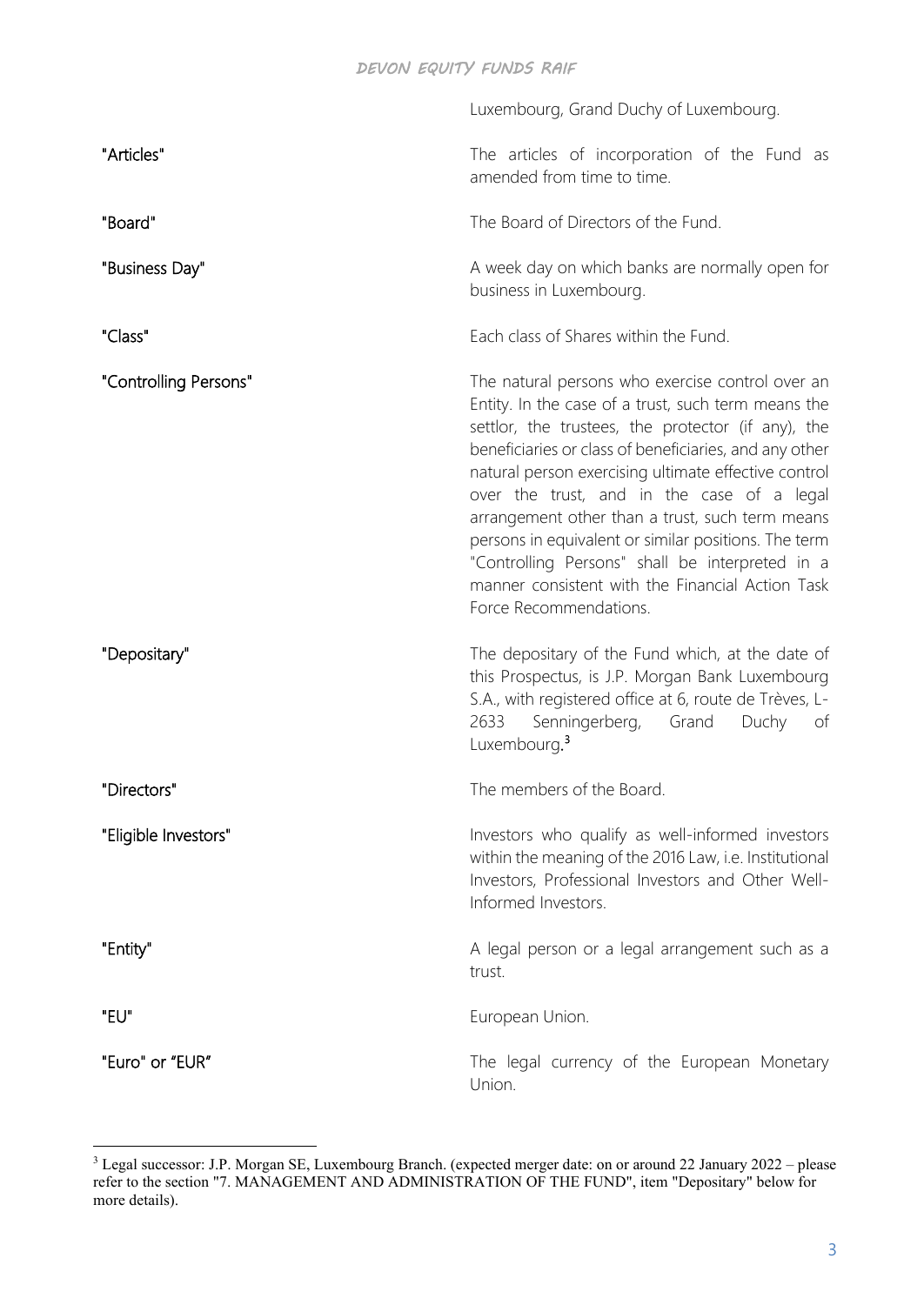Luxembourg, Grand Duchy of Luxembourg.

| | |
|---|---|
| "Articles" | The articles of incorporation of the Fund as amended from time to time. |
| "Board" | The Board of Directors of the Fund. |
| "Business Day" | A week day on which banks are normally open for business in Luxembourg. |
| "Class" | Each class of Shares within the Fund. |
| "Controlling Persons" | The natural persons who exercise control over an Entity. In the case of a trust, such term means the settlor, the trustees, the protector (if any), the beneficiaries or class of beneficiaries, and any other natural person exercising ultimate effective control over the trust, and in the case of a legal arrangement other than a trust, such term means persons in equivalent or similar positions. The term "Controlling Persons" shall be interpreted in a manner consistent with the Financial Action Task Force Recommendations. |
| "Depositary" | The depositary of the Fund which, at the date of this Prospectus, is J.P. Morgan Bank Luxembourg S.A., with registered office at 6, route de Trèves, L-2633 Senningerberg, Grand Duchy of Luxembourg.[3] |
| "Directors" | The members of the Board. |
| "Eligible Investors" | Investors who qualify as well-informed investors within the meaning of the 2016 Law, i.e. Institutional Investors, Professional Investors and Other Well-Informed Investors. |
| "Entity" | A legal person or a legal arrangement such as a trust. |
| "EU" | European Union. |
| "Euro" or "EUR" | The legal currency of the European Monetary Union. |

[3] Legal successor: J.P. Morgan SE, Luxembourg Branch. (expected merger date: on or around 22 January 2022 – please refer to the section "7. MANAGEMENT AND ADMINISTRATION OF THE FUND", item "Depositary" below for more details).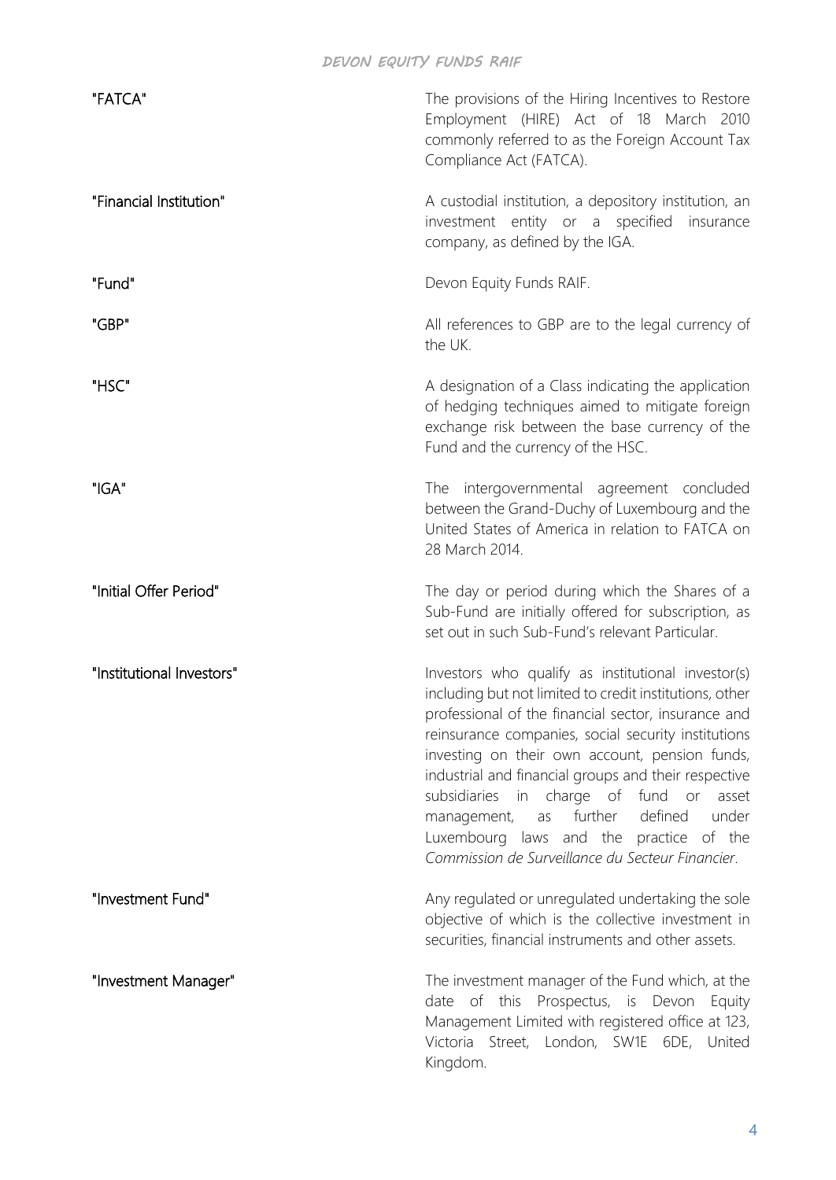| | |
|---|---|
| "FATCA" | The provisions of the Hiring Incentives to Restore Employment (HIRE) Act of 18 March 2010 commonly referred to as the Foreign Account Tax Compliance Act (FATCA). |
| "Financial Institution" | A custodial institution, a depository institution, an investment entity or a specified insurance company, as defined by the IGA. |
| "Fund" | Devon Equity Funds RAIF. |
| "GBP" | All references to GBP are to the legal currency of the UK. |
| "HSC" | A designation of a Class indicating the application of hedging techniques aimed to mitigate foreign exchange risk between the base currency of the Fund and the currency of the HSC. |
| "IGA" | The intergovernmental agreement concluded between the Grand-Duchy of Luxembourg and the United States of America in relation to FATCA on 28 March 2014. |
| "Initial Offer Period" | The day or period during which the Shares of a Sub-Fund are initially offered for subscription, as set out in such Sub-Fund's relevant Particular. |
| "Institutional Investors" | Investors who qualify as institutional investor(s) including but not limited to credit institutions, other professional of the financial sector, insurance and reinsurance companies, social security institutions investing on their own account, pension funds, industrial and financial groups and their respective subsidiaries in charge of fund or asset management, as further defined under Luxembourg laws and the practice of the *Commission de Surveillance du Secteur Financier*. |
| "Investment Fund" | Any regulated or unregulated undertaking the sole objective of which is the collective investment in securities, financial instruments and other assets. |
| "Investment Manager" | The investment manager of the Fund which, at the date of this Prospectus, is Devon Equity Management Limited with registered office at 123, Victoria Street, London, SW1E 6DE, United Kingdom. |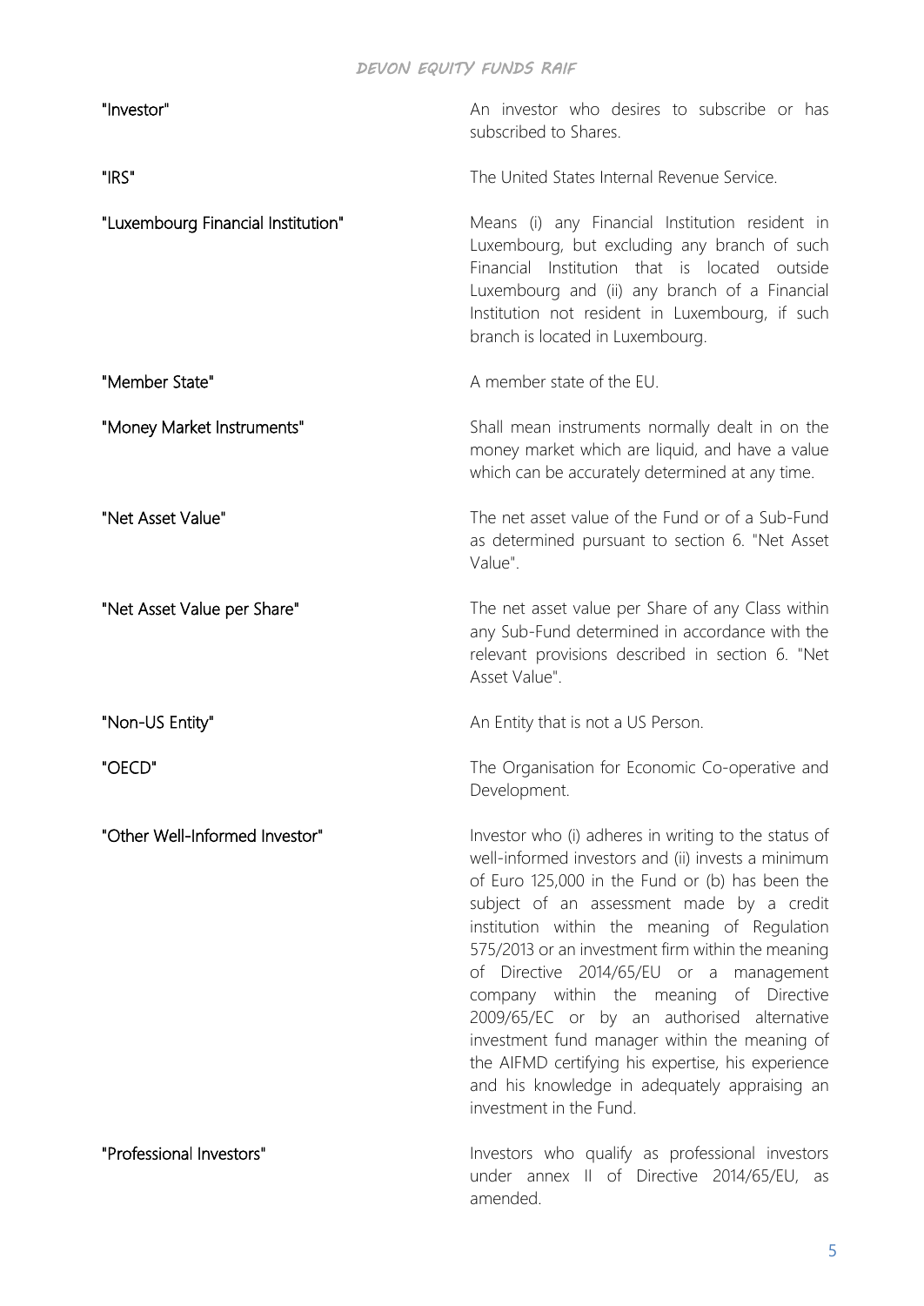| | |
|---|---|
| "Investor" | An investor who desires to subscribe or has subscribed to Shares. |
| "IRS" | The United States Internal Revenue Service. |
| "Luxembourg Financial Institution" | Means (i) any Financial Institution resident in Luxembourg, but excluding any branch of such Financial Institution that is located outside Luxembourg and (ii) any branch of a Financial Institution not resident in Luxembourg, if such branch is located in Luxembourg. |
| "Member State" | A member state of the EU. |
| "Money Market Instruments" | Shall mean instruments normally dealt in on the money market which are liquid, and have a value which can be accurately determined at any time. |
| "Net Asset Value" | The net asset value of the Fund or of a Sub-Fund as determined pursuant to section 6. "Net Asset Value". |
| "Net Asset Value per Share" | The net asset value per Share of any Class within any Sub-Fund determined in accordance with the relevant provisions described in section 6. "Net Asset Value". |
| "Non-US Entity" | An Entity that is not a US Person. |
| "OECD" | The Organisation for Economic Co-operative and Development. |
| "Other Well-Informed Investor" | Investor who (i) adheres in writing to the status of well-informed investors and (ii) invests a minimum of Euro 125,000 in the Fund or (b) has been the subject of an assessment made by a credit institution within the meaning of Regulation 575/2013 or an investment firm within the meaning of Directive 2014/65/EU or a management company within the meaning of Directive 2009/65/EC or by an authorised alternative investment fund manager within the meaning of the AIFMD certifying his expertise, his experience and his knowledge in adequately appraising an investment in the Fund. |
| "Professional Investors" | Investors who qualify as professional investors under annex II of Directive 2014/65/EU, as amended. |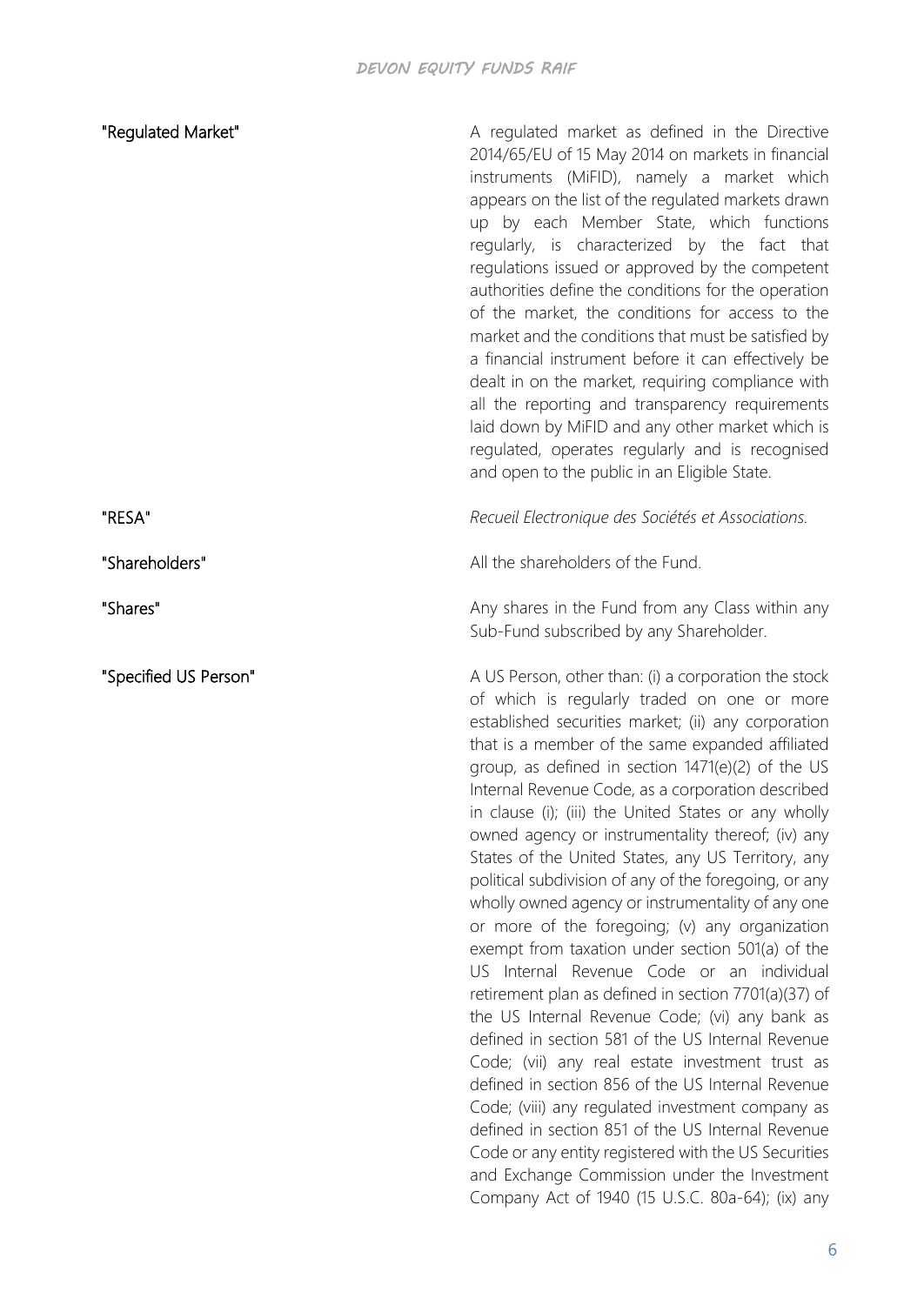| | |
|---|---|
| "Regulated Market" | A regulated market as defined in the Directive 2014/65/EU of 15 May 2014 on markets in financial instruments (MiFID), namely a market which appears on the list of the regulated markets drawn up by each Member State, which functions regularly, is characterized by the fact that regulations issued or approved by the competent authorities define the conditions for the operation of the market, the conditions for access to the market and the conditions that must be satisfied by a financial instrument before it can effectively be dealt in on the market, requiring compliance with all the reporting and transparency requirements laid down by MiFID and any other market which is regulated, operates regularly and is recognised and open to the public in an Eligible State. |
| "RESA" | *Recueil Electronique des Sociétés et Associations.* |
| "Shareholders" | All the shareholders of the Fund. |
| "Shares" | Any shares in the Fund from any Class within any Sub-Fund subscribed by any Shareholder. |
| "Specified US Person" | A US Person, other than: (i) a corporation the stock of which is regularly traded on one or more established securities market; (ii) any corporation that is a member of the same expanded affiliated group, as defined in section 1471(e)(2) of the US Internal Revenue Code, as a corporation described in clause (i); (iii) the United States or any wholly owned agency or instrumentality thereof; (iv) any States of the United States, any US Territory, any political subdivision of any of the foregoing, or any wholly owned agency or instrumentality of any one or more of the foregoing; (v) any organization exempt from taxation under section 501(a) of the US Internal Revenue Code or an individual retirement plan as defined in section 7701(a)(37) of the US Internal Revenue Code; (vi) any bank as defined in section 581 of the US Internal Revenue Code; (vii) any real estate investment trust as defined in section 856 of the US Internal Revenue Code; (viii) any regulated investment company as defined in section 851 of the US Internal Revenue Code or any entity registered with the US Securities and Exchange Commission under the Investment Company Act of 1940 (15 U.S.C. 80a-64); (ix) any |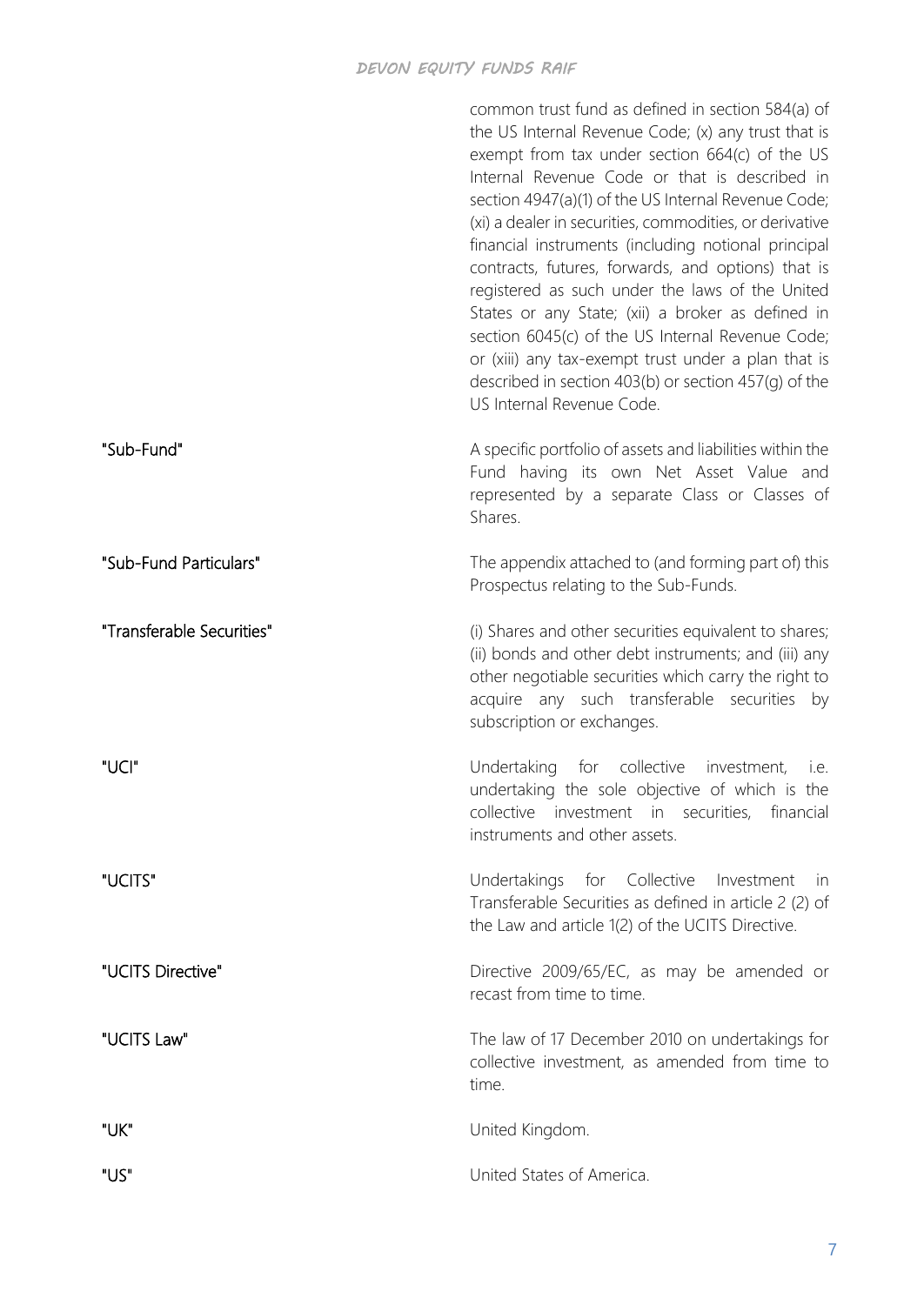| | |
|---|---|
| | common trust fund as defined in section 584(a) of the US Internal Revenue Code; (x) any trust that is exempt from tax under section 664(c) of the US Internal Revenue Code or that is described in section 4947(a)(1) of the US Internal Revenue Code; (xi) a dealer in securities, commodities, or derivative financial instruments (including notional principal contracts, futures, forwards, and options) that is registered as such under the laws of the United States or any State; (xii) a broker as defined in section 6045(c) of the US Internal Revenue Code; or (xiii) any tax-exempt trust under a plan that is described in section 403(b) or section 457(g) of the US Internal Revenue Code. |
| "Sub-Fund" | A specific portfolio of assets and liabilities within the Fund having its own Net Asset Value and represented by a separate Class or Classes of Shares. |
| "Sub-Fund Particulars" | The appendix attached to (and forming part of) this Prospectus relating to the Sub-Funds. |
| "Transferable Securities" | (i) Shares and other securities equivalent to shares; (ii) bonds and other debt instruments; and (iii) any other negotiable securities which carry the right to acquire any such transferable securities by subscription or exchanges. |
| "UCI" | Undertaking for collective investment, i.e. undertaking the sole objective of which is the collective investment in securities, financial instruments and other assets. |
| "UCITS" | Undertakings for Collective Investment in Transferable Securities as defined in article 2 (2) of the Law and article 1(2) of the UCITS Directive. |
| "UCITS Directive" | Directive 2009/65/EC, as may be amended or recast from time to time. |
| "UCITS Law" | The law of 17 December 2010 on undertakings for collective investment, as amended from time to time. |
| "UK" | United Kingdom. |
| "US" | United States of America. |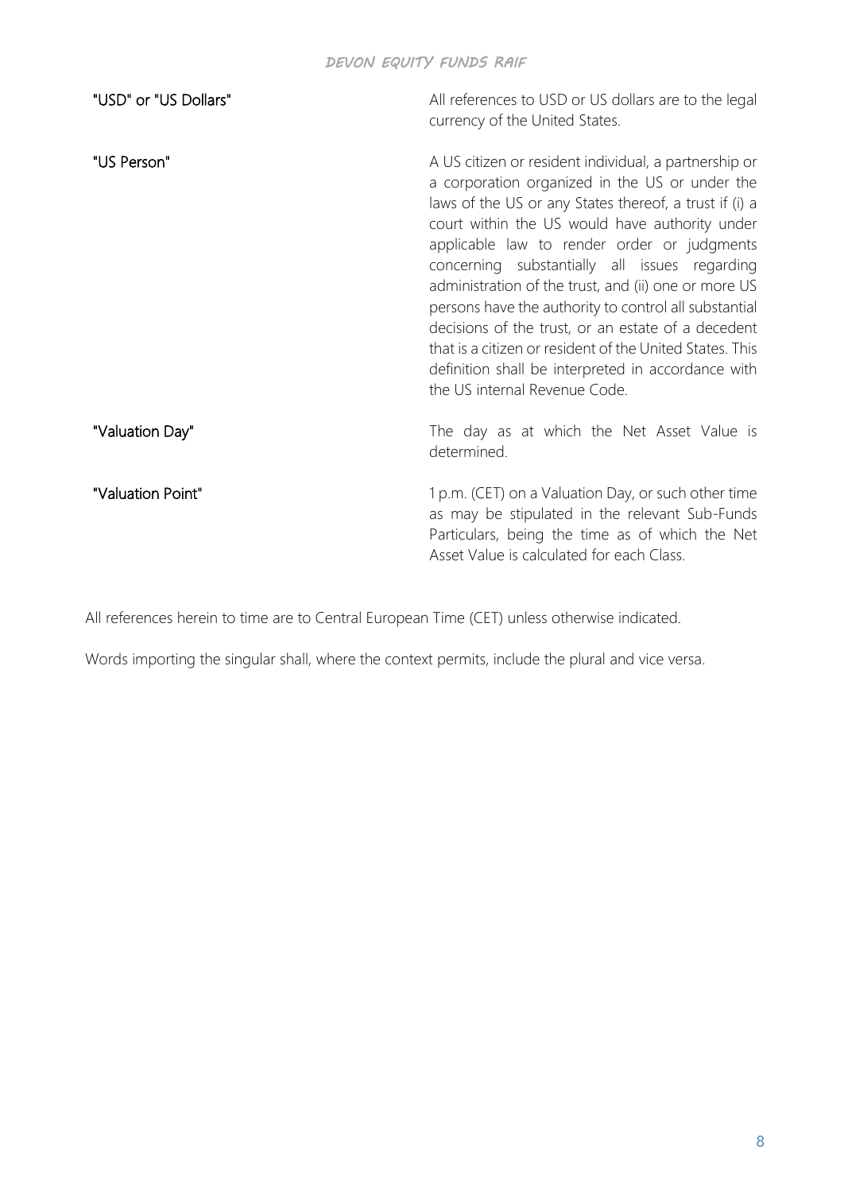| | |
|---|---|
| "USD" or "US Dollars" | All references to USD or US dollars are to the legal currency of the United States. |
| "US Person" | A US citizen or resident individual, a partnership or a corporation organized in the US or under the laws of the US or any States thereof, a trust if (i) a court within the US would have authority under applicable law to render order or judgments concerning substantially all issues regarding administration of the trust, and (ii) one or more US persons have the authority to control all substantial decisions of the trust, or an estate of a decedent that is a citizen or resident of the United States. This definition shall be interpreted in accordance with the US internal Revenue Code. |
| "Valuation Day" | The day as at which the Net Asset Value is determined. |
| "Valuation Point" | 1 p.m. (CET) on a Valuation Day, or such other time as may be stipulated in the relevant Sub-Funds Particulars, being the time as of which the Net Asset Value is calculated for each Class. |

All references herein to time are to Central European Time (CET) unless otherwise indicated.

Words importing the singular shall, where the context permits, include the plural and vice versa.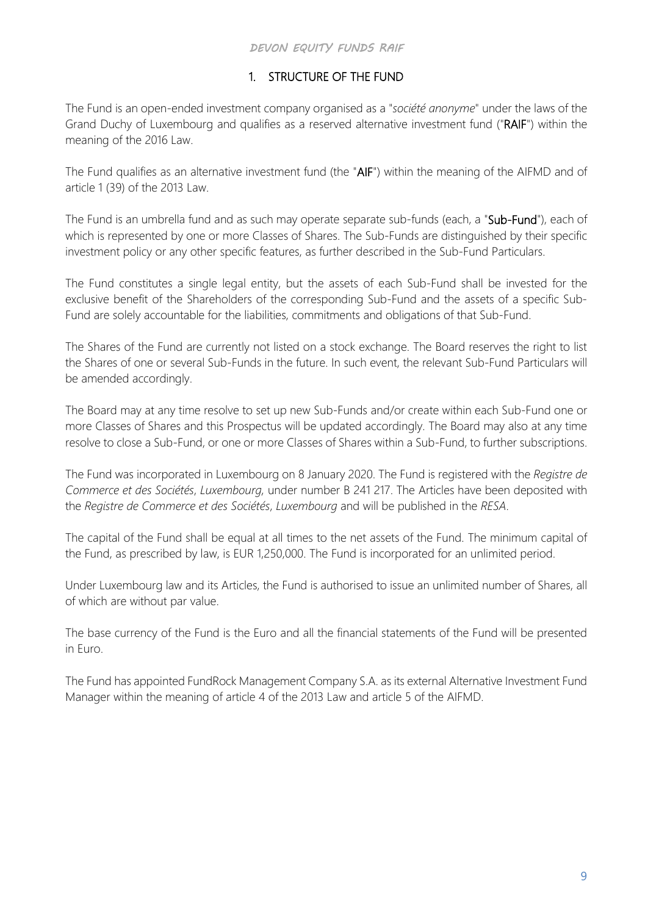## 1. STRUCTURE OF THE FUND

The Fund is an open-ended investment company organised as a "*société anonyme*" under the laws of the Grand Duchy of Luxembourg and qualifies as a reserved alternative investment fund ("**RAIF**") within the meaning of the 2016 Law.

The Fund qualifies as an alternative investment fund (the "**AIF**") within the meaning of the AIFMD and of article 1 (39) of the 2013 Law.

The Fund is an umbrella fund and as such may operate separate sub-funds (each, a "**Sub-Fund**"), each of which is represented by one or more Classes of Shares. The Sub-Funds are distinguished by their specific investment policy or any other specific features, as further described in the Sub-Fund Particulars.

The Fund constitutes a single legal entity, but the assets of each Sub-Fund shall be invested for the exclusive benefit of the Shareholders of the corresponding Sub-Fund and the assets of a specific Sub-Fund are solely accountable for the liabilities, commitments and obligations of that Sub-Fund.

The Shares of the Fund are currently not listed on a stock exchange. The Board reserves the right to list the Shares of one or several Sub-Funds in the future. In such event, the relevant Sub-Fund Particulars will be amended accordingly.

The Board may at any time resolve to set up new Sub-Funds and/or create within each Sub-Fund one or more Classes of Shares and this Prospectus will be updated accordingly. The Board may also at any time resolve to close a Sub-Fund, or one or more Classes of Shares within a Sub-Fund, to further subscriptions.

The Fund was incorporated in Luxembourg on 8 January 2020. The Fund is registered with the *Registre de Commerce et des Sociétés*, *Luxembourg*, under number B 241 217. The Articles have been deposited with the *Registre de Commerce et des Sociétés*, *Luxembourg* and will be published in the *RESA*.

The capital of the Fund shall be equal at all times to the net assets of the Fund. The minimum capital of the Fund, as prescribed by law, is EUR 1,250,000. The Fund is incorporated for an unlimited period.

Under Luxembourg law and its Articles, the Fund is authorised to issue an unlimited number of Shares, all of which are without par value.

The base currency of the Fund is the Euro and all the financial statements of the Fund will be presented in Euro.

The Fund has appointed FundRock Management Company S.A. as its external Alternative Investment Fund Manager within the meaning of article 4 of the 2013 Law and article 5 of the AIFMD.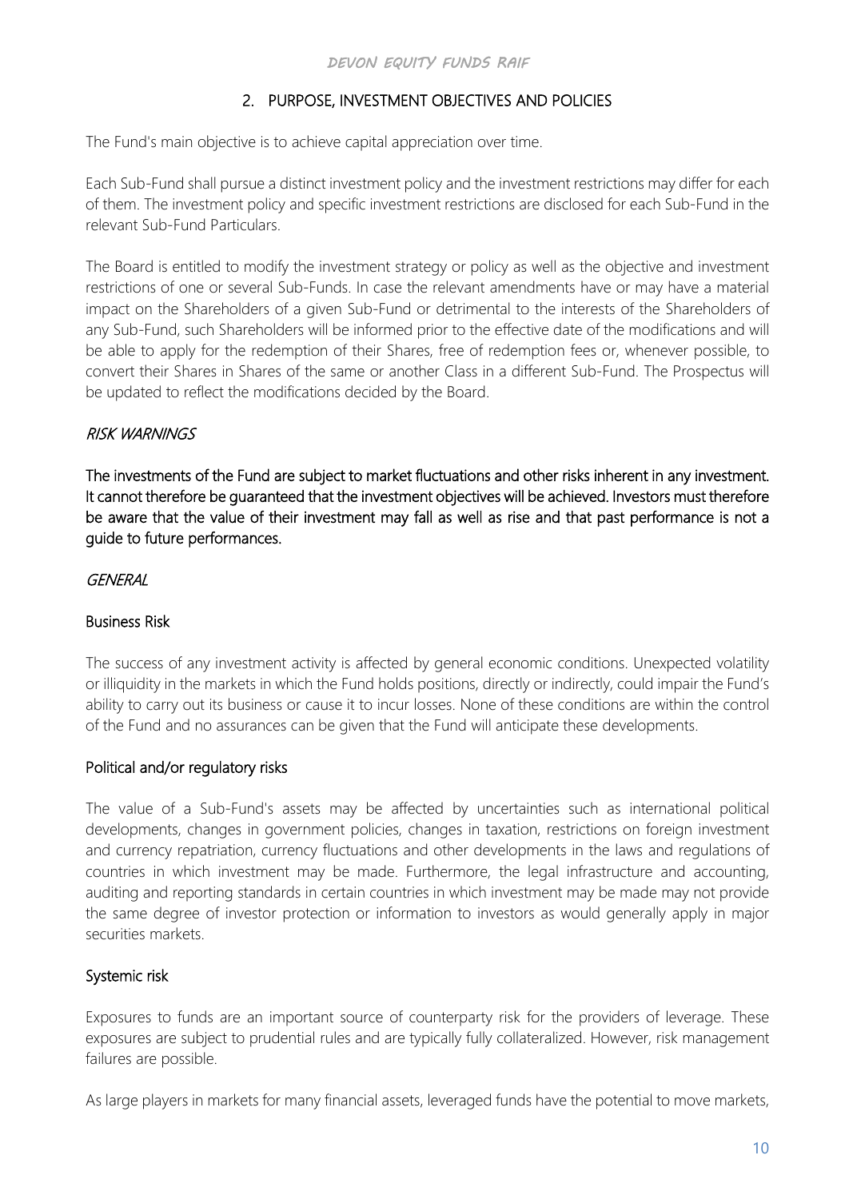## 2. PURPOSE, INVESTMENT OBJECTIVES AND POLICIES

The Fund's main objective is to achieve capital appreciation over time.

Each Sub-Fund shall pursue a distinct investment policy and the investment restrictions may differ for each of them. The investment policy and specific investment restrictions are disclosed for each Sub-Fund in the relevant Sub-Fund Particulars.

The Board is entitled to modify the investment strategy or policy as well as the objective and investment restrictions of one or several Sub-Funds. In case the relevant amendments have or may have a material impact on the Shareholders of a given Sub-Fund or detrimental to the interests of the Shareholders of any Sub-Fund, such Shareholders will be informed prior to the effective date of the modifications and will be able to apply for the redemption of their Shares, free of redemption fees or, whenever possible, to convert their Shares in Shares of the same or another Class in a different Sub-Fund. The Prospectus will be updated to reflect the modifications decided by the Board.

### *RISK WARNINGS*

**The investments of the Fund are subject to market fluctuations and other risks inherent in any investment. It cannot therefore be guaranteed that the investment objectives will be achieved. Investors must therefore be aware that the value of their investment may fall as well as rise and that past performance is not a guide to future performances.**

### *GENERAL*

#### Business Risk

The success of any investment activity is affected by general economic conditions. Unexpected volatility or illiquidity in the markets in which the Fund holds positions, directly or indirectly, could impair the Fund's ability to carry out its business or cause it to incur losses. None of these conditions are within the control of the Fund and no assurances can be given that the Fund will anticipate these developments.

#### Political and/or regulatory risks

The value of a Sub-Fund's assets may be affected by uncertainties such as international political developments, changes in government policies, changes in taxation, restrictions on foreign investment and currency repatriation, currency fluctuations and other developments in the laws and regulations of countries in which investment may be made. Furthermore, the legal infrastructure and accounting, auditing and reporting standards in certain countries in which investment may be made may not provide the same degree of investor protection or information to investors as would generally apply in major securities markets.

#### Systemic risk

Exposures to funds are an important source of counterparty risk for the providers of leverage. These exposures are subject to prudential rules and are typically fully collateralized. However, risk management failures are possible.

As large players in markets for many financial assets, leveraged funds have the potential to move markets,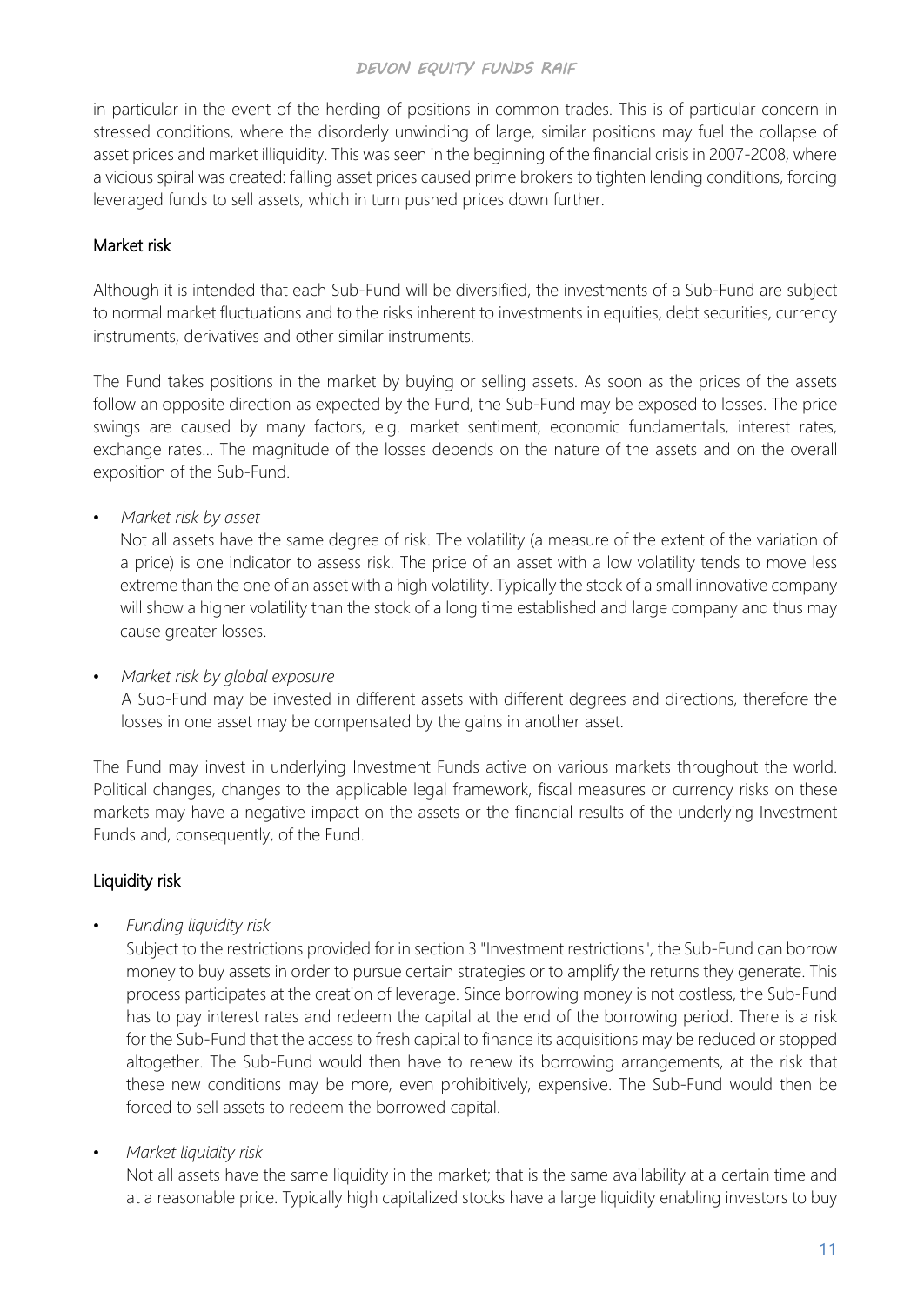in particular in the event of the herding of positions in common trades. This is of particular concern in stressed conditions, where the disorderly unwinding of large, similar positions may fuel the collapse of asset prices and market illiquidity. This was seen in the beginning of the financial crisis in 2007-2008, where a vicious spiral was created: falling asset prices caused prime brokers to tighten lending conditions, forcing leveraged funds to sell assets, which in turn pushed prices down further.

## Market risk

Although it is intended that each Sub-Fund will be diversified, the investments of a Sub-Fund are subject to normal market fluctuations and to the risks inherent to investments in equities, debt securities, currency instruments, derivatives and other similar instruments.

The Fund takes positions in the market by buying or selling assets. As soon as the prices of the assets follow an opposite direction as expected by the Fund, the Sub-Fund may be exposed to losses. The price swings are caused by many factors, e.g. market sentiment, economic fundamentals, interest rates, exchange rates… The magnitude of the losses depends on the nature of the assets and on the overall exposition of the Sub-Fund.

- *Market risk by asset*

  Not all assets have the same degree of risk. The volatility (a measure of the extent of the variation of a price) is one indicator to assess risk. The price of an asset with a low volatility tends to move less extreme than the one of an asset with a high volatility. Typically the stock of a small innovative company will show a higher volatility than the stock of a long time established and large company and thus may cause greater losses.

- *Market risk by global exposure*

  A Sub-Fund may be invested in different assets with different degrees and directions, therefore the losses in one asset may be compensated by the gains in another asset.

The Fund may invest in underlying Investment Funds active on various markets throughout the world. Political changes, changes to the applicable legal framework, fiscal measures or currency risks on these markets may have a negative impact on the assets or the financial results of the underlying Investment Funds and, consequently, of the Fund.

## Liquidity risk

- *Funding liquidity risk*

  Subject to the restrictions provided for in section 3 "Investment restrictions", the Sub-Fund can borrow money to buy assets in order to pursue certain strategies or to amplify the returns they generate. This process participates at the creation of leverage. Since borrowing money is not costless, the Sub-Fund has to pay interest rates and redeem the capital at the end of the borrowing period. There is a risk for the Sub-Fund that the access to fresh capital to finance its acquisitions may be reduced or stopped altogether. The Sub-Fund would then have to renew its borrowing arrangements, at the risk that these new conditions may be more, even prohibitively, expensive. The Sub-Fund would then be forced to sell assets to redeem the borrowed capital.

- *Market liquidity risk*

  Not all assets have the same liquidity in the market; that is the same availability at a certain time and at a reasonable price. Typically high capitalized stocks have a large liquidity enabling investors to buy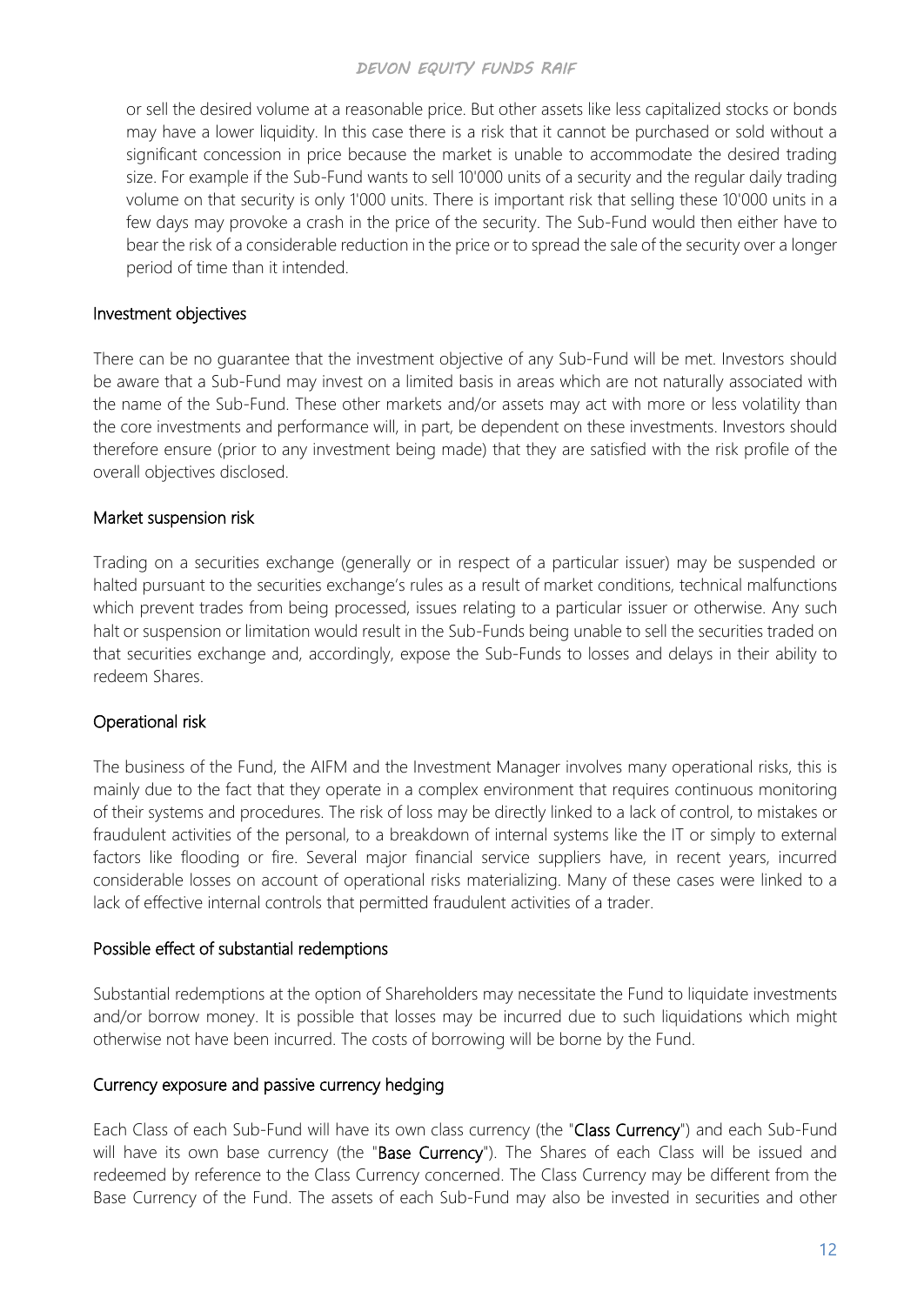or sell the desired volume at a reasonable price. But other assets like less capitalized stocks or bonds may have a lower liquidity. In this case there is a risk that it cannot be purchased or sold without a significant concession in price because the market is unable to accommodate the desired trading size. For example if the Sub-Fund wants to sell 10'000 units of a security and the regular daily trading volume on that security is only 1'000 units. There is important risk that selling these 10'000 units in a few days may provoke a crash in the price of the security. The Sub-Fund would then either have to bear the risk of a considerable reduction in the price or to spread the sale of the security over a longer period of time than it intended.

## Investment objectives

There can be no guarantee that the investment objective of any Sub-Fund will be met. Investors should be aware that a Sub-Fund may invest on a limited basis in areas which are not naturally associated with the name of the Sub-Fund. These other markets and/or assets may act with more or less volatility than the core investments and performance will, in part, be dependent on these investments. Investors should therefore ensure (prior to any investment being made) that they are satisfied with the risk profile of the overall objectives disclosed.

## Market suspension risk

Trading on a securities exchange (generally or in respect of a particular issuer) may be suspended or halted pursuant to the securities exchange's rules as a result of market conditions, technical malfunctions which prevent trades from being processed, issues relating to a particular issuer or otherwise. Any such halt or suspension or limitation would result in the Sub-Funds being unable to sell the securities traded on that securities exchange and, accordingly, expose the Sub-Funds to losses and delays in their ability to redeem Shares.

## Operational risk

The business of the Fund, the AIFM and the Investment Manager involves many operational risks, this is mainly due to the fact that they operate in a complex environment that requires continuous monitoring of their systems and procedures. The risk of loss may be directly linked to a lack of control, to mistakes or fraudulent activities of the personal, to a breakdown of internal systems like the IT or simply to external factors like flooding or fire. Several major financial service suppliers have, in recent years, incurred considerable losses on account of operational risks materializing. Many of these cases were linked to a lack of effective internal controls that permitted fraudulent activities of a trader.

## Possible effect of substantial redemptions

Substantial redemptions at the option of Shareholders may necessitate the Fund to liquidate investments and/or borrow money. It is possible that losses may be incurred due to such liquidations which might otherwise not have been incurred. The costs of borrowing will be borne by the Fund.

## Currency exposure and passive currency hedging

Each Class of each Sub-Fund will have its own class currency (the "**Class Currency**") and each Sub-Fund will have its own base currency (the "**Base Currency**"). The Shares of each Class will be issued and redeemed by reference to the Class Currency concerned. The Class Currency may be different from the Base Currency of the Fund. The assets of each Sub-Fund may also be invested in securities and other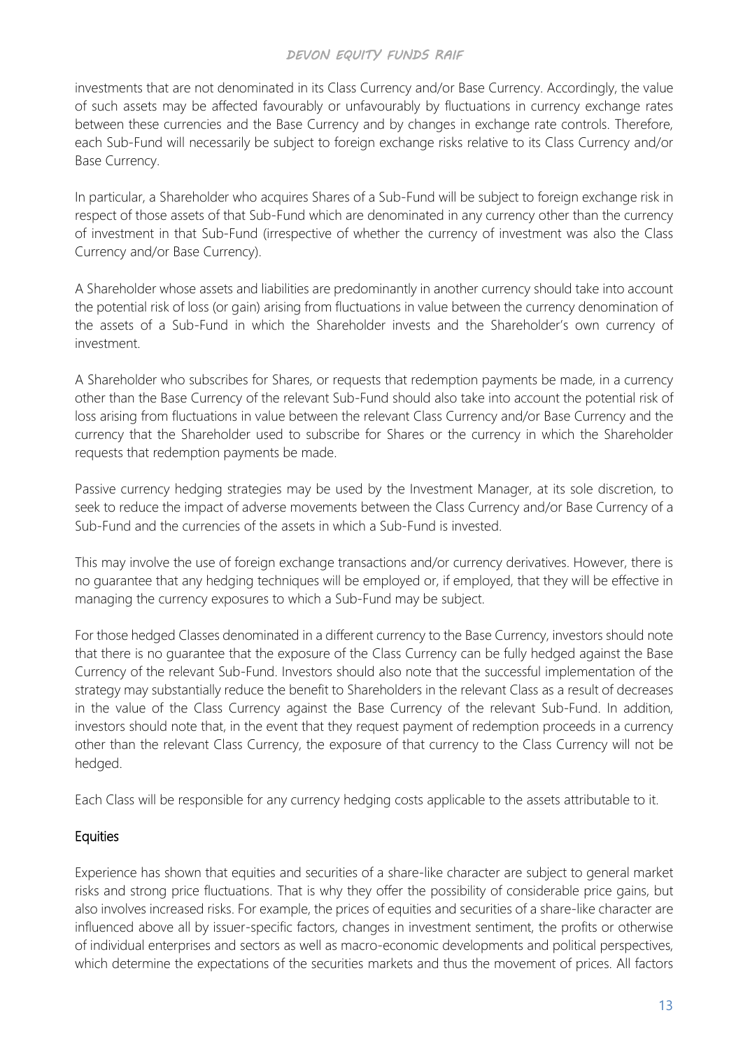investments that are not denominated in its Class Currency and/or Base Currency. Accordingly, the value of such assets may be affected favourably or unfavourably by fluctuations in currency exchange rates between these currencies and the Base Currency and by changes in exchange rate controls. Therefore, each Sub-Fund will necessarily be subject to foreign exchange risks relative to its Class Currency and/or Base Currency.

In particular, a Shareholder who acquires Shares of a Sub-Fund will be subject to foreign exchange risk in respect of those assets of that Sub-Fund which are denominated in any currency other than the currency of investment in that Sub-Fund (irrespective of whether the currency of investment was also the Class Currency and/or Base Currency).

A Shareholder whose assets and liabilities are predominantly in another currency should take into account the potential risk of loss (or gain) arising from fluctuations in value between the currency denomination of the assets of a Sub-Fund in which the Shareholder invests and the Shareholder's own currency of investment.

A Shareholder who subscribes for Shares, or requests that redemption payments be made, in a currency other than the Base Currency of the relevant Sub-Fund should also take into account the potential risk of loss arising from fluctuations in value between the relevant Class Currency and/or Base Currency and the currency that the Shareholder used to subscribe for Shares or the currency in which the Shareholder requests that redemption payments be made.

Passive currency hedging strategies may be used by the Investment Manager, at its sole discretion, to seek to reduce the impact of adverse movements between the Class Currency and/or Base Currency of a Sub-Fund and the currencies of the assets in which a Sub-Fund is invested.

This may involve the use of foreign exchange transactions and/or currency derivatives. However, there is no guarantee that any hedging techniques will be employed or, if employed, that they will be effective in managing the currency exposures to which a Sub-Fund may be subject.

For those hedged Classes denominated in a different currency to the Base Currency, investors should note that there is no guarantee that the exposure of the Class Currency can be fully hedged against the Base Currency of the relevant Sub-Fund. Investors should also note that the successful implementation of the strategy may substantially reduce the benefit to Shareholders in the relevant Class as a result of decreases in the value of the Class Currency against the Base Currency of the relevant Sub-Fund. In addition, investors should note that, in the event that they request payment of redemption proceeds in a currency other than the relevant Class Currency, the exposure of that currency to the Class Currency will not be hedged.

Each Class will be responsible for any currency hedging costs applicable to the assets attributable to it.

### Equities

Experience has shown that equities and securities of a share-like character are subject to general market risks and strong price fluctuations. That is why they offer the possibility of considerable price gains, but also involves increased risks. For example, the prices of equities and securities of a share-like character are influenced above all by issuer-specific factors, changes in investment sentiment, the profits or otherwise of individual enterprises and sectors as well as macro-economic developments and political perspectives, which determine the expectations of the securities markets and thus the movement of prices. All factors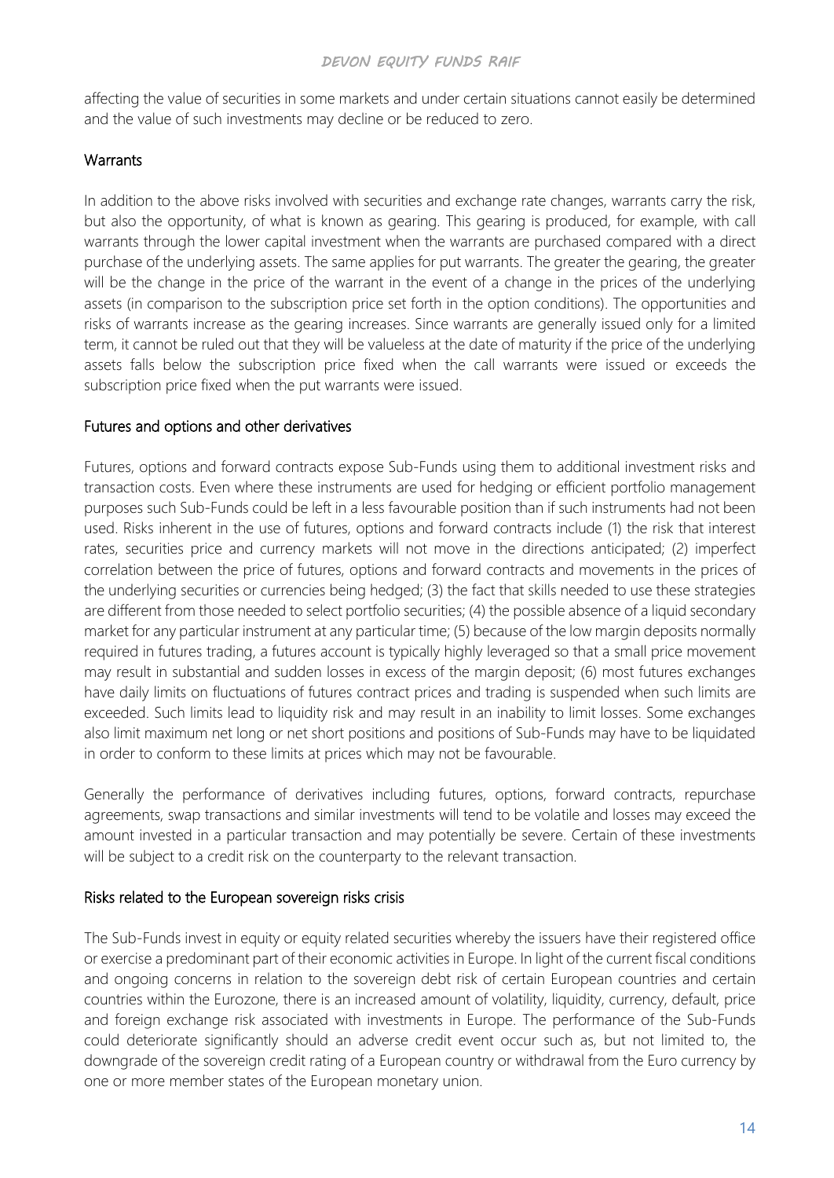affecting the value of securities in some markets and under certain situations cannot easily be determined and the value of such investments may decline or be reduced to zero.

### Warrants

In addition to the above risks involved with securities and exchange rate changes, warrants carry the risk, but also the opportunity, of what is known as gearing. This gearing is produced, for example, with call warrants through the lower capital investment when the warrants are purchased compared with a direct purchase of the underlying assets. The same applies for put warrants. The greater the gearing, the greater will be the change in the price of the warrant in the event of a change in the prices of the underlying assets (in comparison to the subscription price set forth in the option conditions). The opportunities and risks of warrants increase as the gearing increases. Since warrants are generally issued only for a limited term, it cannot be ruled out that they will be valueless at the date of maturity if the price of the underlying assets falls below the subscription price fixed when the call warrants were issued or exceeds the subscription price fixed when the put warrants were issued.

### Futures and options and other derivatives

Futures, options and forward contracts expose Sub-Funds using them to additional investment risks and transaction costs. Even where these instruments are used for hedging or efficient portfolio management purposes such Sub-Funds could be left in a less favourable position than if such instruments had not been used. Risks inherent in the use of futures, options and forward contracts include (1) the risk that interest rates, securities price and currency markets will not move in the directions anticipated; (2) imperfect correlation between the price of futures, options and forward contracts and movements in the prices of the underlying securities or currencies being hedged; (3) the fact that skills needed to use these strategies are different from those needed to select portfolio securities; (4) the possible absence of a liquid secondary market for any particular instrument at any particular time; (5) because of the low margin deposits normally required in futures trading, a futures account is typically highly leveraged so that a small price movement may result in substantial and sudden losses in excess of the margin deposit; (6) most futures exchanges have daily limits on fluctuations of futures contract prices and trading is suspended when such limits are exceeded. Such limits lead to liquidity risk and may result in an inability to limit losses. Some exchanges also limit maximum net long or net short positions and positions of Sub-Funds may have to be liquidated in order to conform to these limits at prices which may not be favourable.

Generally the performance of derivatives including futures, options, forward contracts, repurchase agreements, swap transactions and similar investments will tend to be volatile and losses may exceed the amount invested in a particular transaction and may potentially be severe. Certain of these investments will be subject to a credit risk on the counterparty to the relevant transaction.

### Risks related to the European sovereign risks crisis

The Sub-Funds invest in equity or equity related securities whereby the issuers have their registered office or exercise a predominant part of their economic activities in Europe. In light of the current fiscal conditions and ongoing concerns in relation to the sovereign debt risk of certain European countries and certain countries within the Eurozone, there is an increased amount of volatility, liquidity, currency, default, price and foreign exchange risk associated with investments in Europe. The performance of the Sub-Funds could deteriorate significantly should an adverse credit event occur such as, but not limited to, the downgrade of the sovereign credit rating of a European country or withdrawal from the Euro currency by one or more member states of the European monetary union.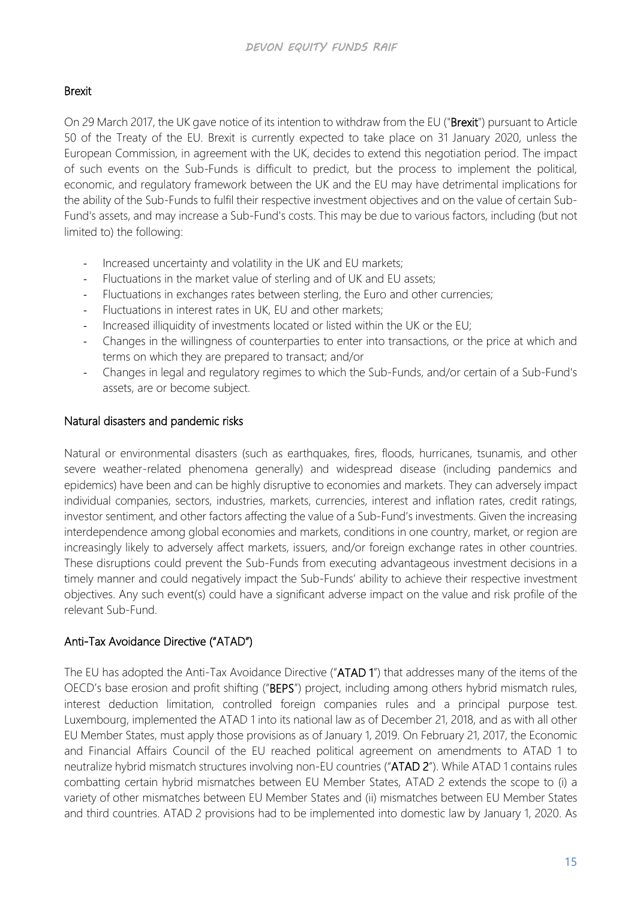## Brexit

On 29 March 2017, the UK gave notice of its intention to withdraw from the EU ("**Brexit**") pursuant to Article 50 of the Treaty of the EU. Brexit is currently expected to take place on 31 January 2020, unless the European Commission, in agreement with the UK, decides to extend this negotiation period. The impact of such events on the Sub-Funds is difficult to predict, but the process to implement the political, economic, and regulatory framework between the UK and the EU may have detrimental implications for the ability of the Sub-Funds to fulfil their respective investment objectives and on the value of certain Sub-Fund's assets, and may increase a Sub-Fund's costs. This may be due to various factors, including (but not limited to) the following:

- Increased uncertainty and volatility in the UK and EU markets;
- Fluctuations in the market value of sterling and of UK and EU assets;
- Fluctuations in exchanges rates between sterling, the Euro and other currencies;
- Fluctuations in interest rates in UK, EU and other markets;
- Increased illiquidity of investments located or listed within the UK or the EU;
- Changes in the willingness of counterparties to enter into transactions, or the price at which and terms on which they are prepared to transact; and/or
- Changes in legal and regulatory regimes to which the Sub-Funds, and/or certain of a Sub-Fund's assets, are or become subject.

## Natural disasters and pandemic risks

Natural or environmental disasters (such as earthquakes, fires, floods, hurricanes, tsunamis, and other severe weather-related phenomena generally) and widespread disease (including pandemics and epidemics) have been and can be highly disruptive to economies and markets. They can adversely impact individual companies, sectors, industries, markets, currencies, interest and inflation rates, credit ratings, investor sentiment, and other factors affecting the value of a Sub-Fund's investments. Given the increasing interdependence among global economies and markets, conditions in one country, market, or region are increasingly likely to adversely affect markets, issuers, and/or foreign exchange rates in other countries. These disruptions could prevent the Sub-Funds from executing advantageous investment decisions in a timely manner and could negatively impact the Sub-Funds' ability to achieve their respective investment objectives. Any such event(s) could have a significant adverse impact on the value and risk profile of the relevant Sub-Fund.

## Anti-Tax Avoidance Directive ("ATAD")

The EU has adopted the Anti-Tax Avoidance Directive ("**ATAD 1**") that addresses many of the items of the OECD's base erosion and profit shifting ("**BEPS**") project, including among others hybrid mismatch rules, interest deduction limitation, controlled foreign companies rules and a principal purpose test. Luxembourg, implemented the ATAD 1 into its national law as of December 21, 2018, and as with all other EU Member States, must apply those provisions as of January 1, 2019. On February 21, 2017, the Economic and Financial Affairs Council of the EU reached political agreement on amendments to ATAD 1 to neutralize hybrid mismatch structures involving non-EU countries ("**ATAD 2**"). While ATAD 1 contains rules combatting certain hybrid mismatches between EU Member States, ATAD 2 extends the scope to (i) a variety of other mismatches between EU Member States and (ii) mismatches between EU Member States and third countries. ATAD 2 provisions had to be implemented into domestic law by January 1, 2020. As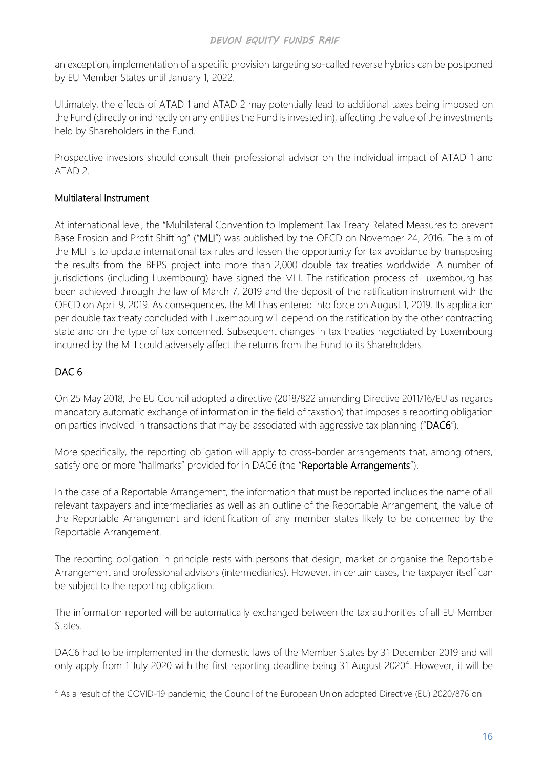an exception, implementation of a specific provision targeting so-called reverse hybrids can be postponed by EU Member States until January 1, 2022.

Ultimately, the effects of ATAD 1 and ATAD 2 may potentially lead to additional taxes being imposed on the Fund (directly or indirectly on any entities the Fund is invested in), affecting the value of the investments held by Shareholders in the Fund.

Prospective investors should consult their professional advisor on the individual impact of ATAD 1 and ATAD 2.

## Multilateral Instrument

At international level, the "Multilateral Convention to Implement Tax Treaty Related Measures to prevent Base Erosion and Profit Shifting" ("**MLI**") was published by the OECD on November 24, 2016. The aim of the MLI is to update international tax rules and lessen the opportunity for tax avoidance by transposing the results from the BEPS project into more than 2,000 double tax treaties worldwide. A number of jurisdictions (including Luxembourg) have signed the MLI. The ratification process of Luxembourg has been achieved through the law of March 7, 2019 and the deposit of the ratification instrument with the OECD on April 9, 2019. As consequences, the MLI has entered into force on August 1, 2019. Its application per double tax treaty concluded with Luxembourg will depend on the ratification by the other contracting state and on the type of tax concerned. Subsequent changes in tax treaties negotiated by Luxembourg incurred by the MLI could adversely affect the returns from the Fund to its Shareholders.

## DAC 6

On 25 May 2018, the EU Council adopted a directive (2018/822 amending Directive 2011/16/EU as regards mandatory automatic exchange of information in the field of taxation) that imposes a reporting obligation on parties involved in transactions that may be associated with aggressive tax planning ("**DAC6**").

More specifically, the reporting obligation will apply to cross-border arrangements that, among others, satisfy one or more "hallmarks" provided for in DAC6 (the "**Reportable Arrangements**").

In the case of a Reportable Arrangement, the information that must be reported includes the name of all relevant taxpayers and intermediaries as well as an outline of the Reportable Arrangement, the value of the Reportable Arrangement and identification of any member states likely to be concerned by the Reportable Arrangement.

The reporting obligation in principle rests with persons that design, market or organise the Reportable Arrangement and professional advisors (intermediaries). However, in certain cases, the taxpayer itself can be subject to the reporting obligation.

The information reported will be automatically exchanged between the tax authorities of all EU Member States.

DAC6 had to be implemented in the domestic laws of the Member States by 31 December 2019 and will only apply from 1 July 2020 with the first reporting deadline being 31 August 2020[4]. However, it will be

---

[4] As a result of the COVID-19 pandemic, the Council of the European Union adopted Directive (EU) 2020/876 on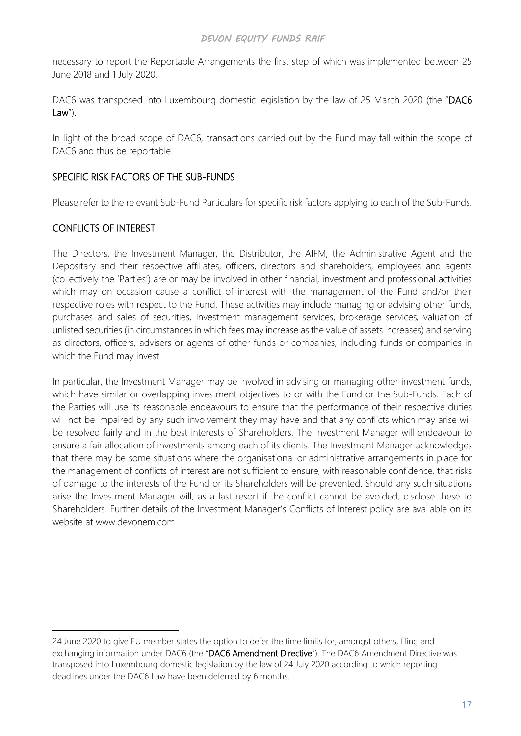necessary to report the Reportable Arrangements the first step of which was implemented between 25 June 2018 and 1 July 2020.

DAC6 was transposed into Luxembourg domestic legislation by the law of 25 March 2020 (the "**DAC6 Law**").

In light of the broad scope of DAC6, transactions carried out by the Fund may fall within the scope of DAC6 and thus be reportable.

## SPECIFIC RISK FACTORS OF THE SUB-FUNDS

Please refer to the relevant Sub-Fund Particulars for specific risk factors applying to each of the Sub-Funds.

## CONFLICTS OF INTEREST

The Directors, the Investment Manager, the Distributor, the AIFM, the Administrative Agent and the Depositary and their respective affiliates, officers, directors and shareholders, employees and agents (collectively the 'Parties') are or may be involved in other financial, investment and professional activities which may on occasion cause a conflict of interest with the management of the Fund and/or their respective roles with respect to the Fund. These activities may include managing or advising other funds, purchases and sales of securities, investment management services, brokerage services, valuation of unlisted securities (in circumstances in which fees may increase as the value of assets increases) and serving as directors, officers, advisers or agents of other funds or companies, including funds or companies in which the Fund may invest.

In particular, the Investment Manager may be involved in advising or managing other investment funds, which have similar or overlapping investment objectives to or with the Fund or the Sub-Funds. Each of the Parties will use its reasonable endeavours to ensure that the performance of their respective duties will not be impaired by any such involvement they may have and that any conflicts which may arise will be resolved fairly and in the best interests of Shareholders. The Investment Manager will endeavour to ensure a fair allocation of investments among each of its clients. The Investment Manager acknowledges that there may be some situations where the organisational or administrative arrangements in place for the management of conflicts of interest are not sufficient to ensure, with reasonable confidence, that risks of damage to the interests of the Fund or its Shareholders will be prevented. Should any such situations arise the Investment Manager will, as a last resort if the conflict cannot be avoided, disclose these to Shareholders. Further details of the Investment Manager's Conflicts of Interest policy are available on its website at www.devonem.com.

---

24 June 2020 to give EU member states the option to defer the time limits for, amongst others, filing and exchanging information under DAC6 (the "**DAC6 Amendment Directive**"). The DAC6 Amendment Directive was transposed into Luxembourg domestic legislation by the law of 24 July 2020 according to which reporting deadlines under the DAC6 Law have been deferred by 6 months.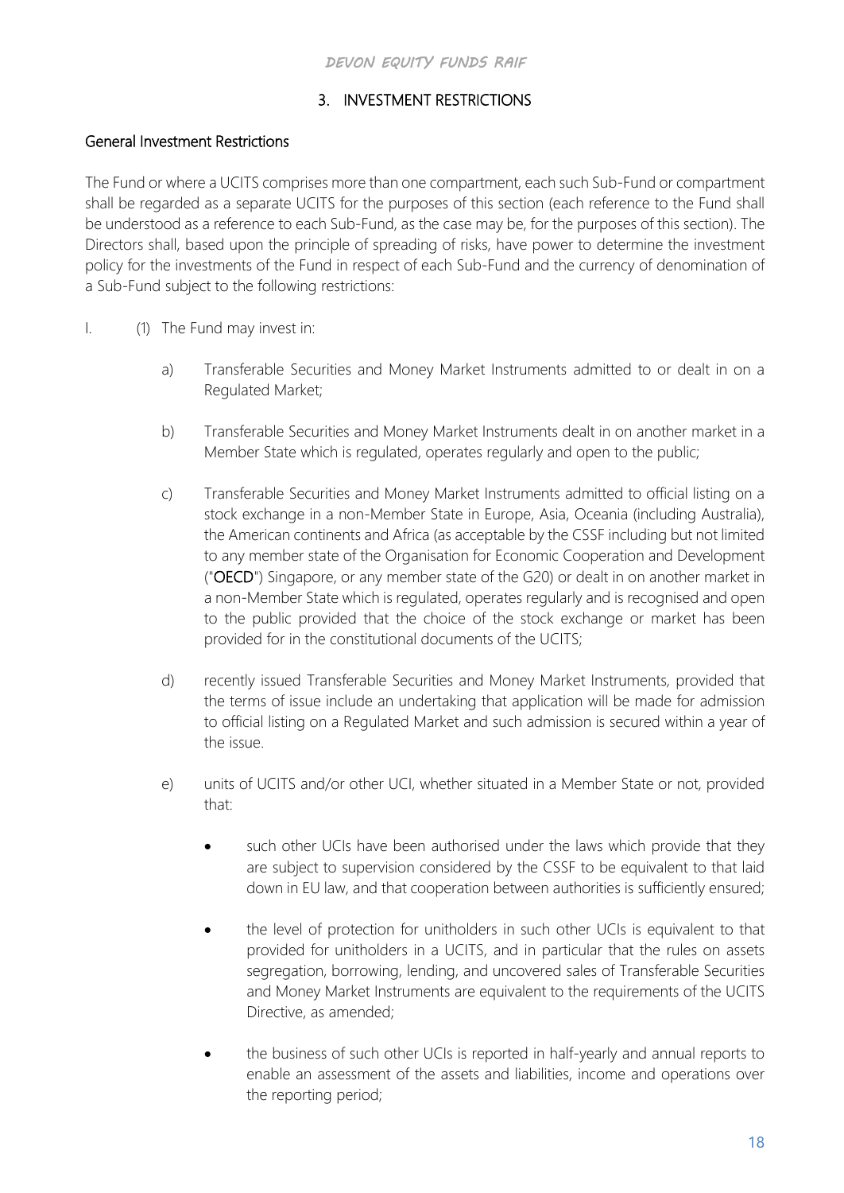## 3. INVESTMENT RESTRICTIONS

### General Investment Restrictions

The Fund or where a UCITS comprises more than one compartment, each such Sub-Fund or compartment shall be regarded as a separate UCITS for the purposes of this section (each reference to the Fund shall be understood as a reference to each Sub-Fund, as the case may be, for the purposes of this section). The Directors shall, based upon the principle of spreading of risks, have power to determine the investment policy for the investments of the Fund in respect of each Sub-Fund and the currency of denomination of a Sub-Fund subject to the following restrictions:

I. (1) The Fund may invest in:

a) Transferable Securities and Money Market Instruments admitted to or dealt in on a Regulated Market;

b) Transferable Securities and Money Market Instruments dealt in on another market in a Member State which is regulated, operates regularly and open to the public;

c) Transferable Securities and Money Market Instruments admitted to official listing on a stock exchange in a non-Member State in Europe, Asia, Oceania (including Australia), the American continents and Africa (as acceptable by the CSSF including but not limited to any member state of the Organisation for Economic Cooperation and Development ("**OECD**") Singapore, or any member state of the G20) or dealt in on another market in a non-Member State which is regulated, operates regularly and is recognised and open to the public provided that the choice of the stock exchange or market has been provided for in the constitutional documents of the UCITS;

d) recently issued Transferable Securities and Money Market Instruments, provided that the terms of issue include an undertaking that application will be made for admission to official listing on a Regulated Market and such admission is secured within a year of the issue.

e) units of UCITS and/or other UCI, whether situated in a Member State or not, provided that:

- such other UCIs have been authorised under the laws which provide that they are subject to supervision considered by the CSSF to be equivalent to that laid down in EU law, and that cooperation between authorities is sufficiently ensured;
- the level of protection for unitholders in such other UCIs is equivalent to that provided for unitholders in a UCITS, and in particular that the rules on assets segregation, borrowing, lending, and uncovered sales of Transferable Securities and Money Market Instruments are equivalent to the requirements of the UCITS Directive, as amended;
- the business of such other UCIs is reported in half-yearly and annual reports to enable an assessment of the assets and liabilities, income and operations over the reporting period;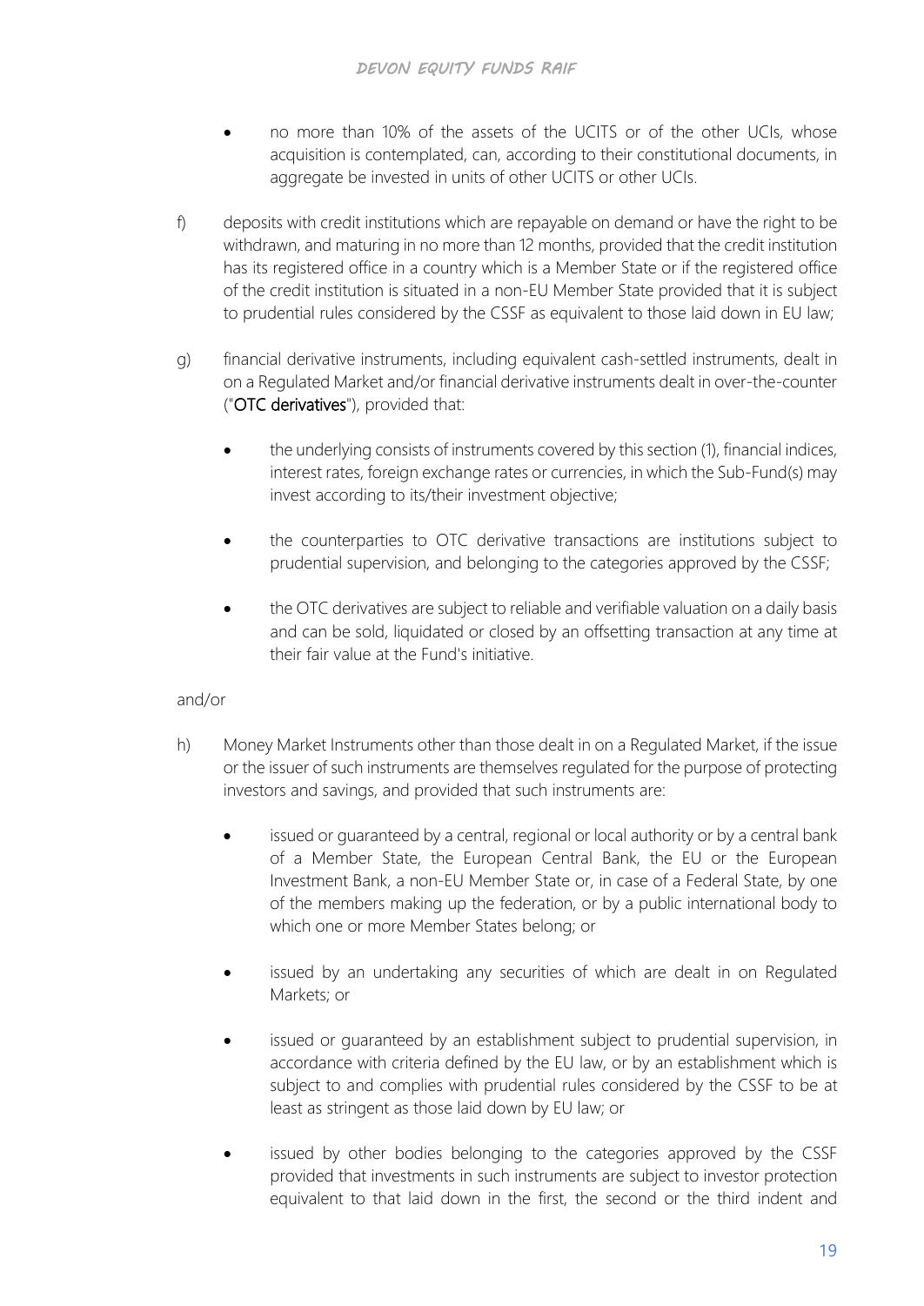- no more than 10% of the assets of the UCITS or of the other UCIs, whose acquisition is contemplated, can, according to their constitutional documents, in aggregate be invested in units of other UCITS or other UCIs.

f) deposits with credit institutions which are repayable on demand or have the right to be withdrawn, and maturing in no more than 12 months, provided that the credit institution has its registered office in a country which is a Member State or if the registered office of the credit institution is situated in a non-EU Member State provided that it is subject to prudential rules considered by the CSSF as equivalent to those laid down in EU law;

g) financial derivative instruments, including equivalent cash-settled instruments, dealt in on a Regulated Market and/or financial derivative instruments dealt in over-the-counter ("**OTC derivatives**"), provided that:

  - the underlying consists of instruments covered by this section (1), financial indices, interest rates, foreign exchange rates or currencies, in which the Sub-Fund(s) may invest according to its/their investment objective;
  - the counterparties to OTC derivative transactions are institutions subject to prudential supervision, and belonging to the categories approved by the CSSF;
  - the OTC derivatives are subject to reliable and verifiable valuation on a daily basis and can be sold, liquidated or closed by an offsetting transaction at any time at their fair value at the Fund's initiative.

and/or

h) Money Market Instruments other than those dealt in on a Regulated Market, if the issue or the issuer of such instruments are themselves regulated for the purpose of protecting investors and savings, and provided that such instruments are:

  - issued or guaranteed by a central, regional or local authority or by a central bank of a Member State, the European Central Bank, the EU or the European Investment Bank, a non-EU Member State or, in case of a Federal State, by one of the members making up the federation, or by a public international body to which one or more Member States belong; or
  - issued by an undertaking any securities of which are dealt in on Regulated Markets; or
  - issued or guaranteed by an establishment subject to prudential supervision, in accordance with criteria defined by the EU law, or by an establishment which is subject to and complies with prudential rules considered by the CSSF to be at least as stringent as those laid down by EU law; or
  - issued by other bodies belonging to the categories approved by the CSSF provided that investments in such instruments are subject to investor protection equivalent to that laid down in the first, the second or the third indent and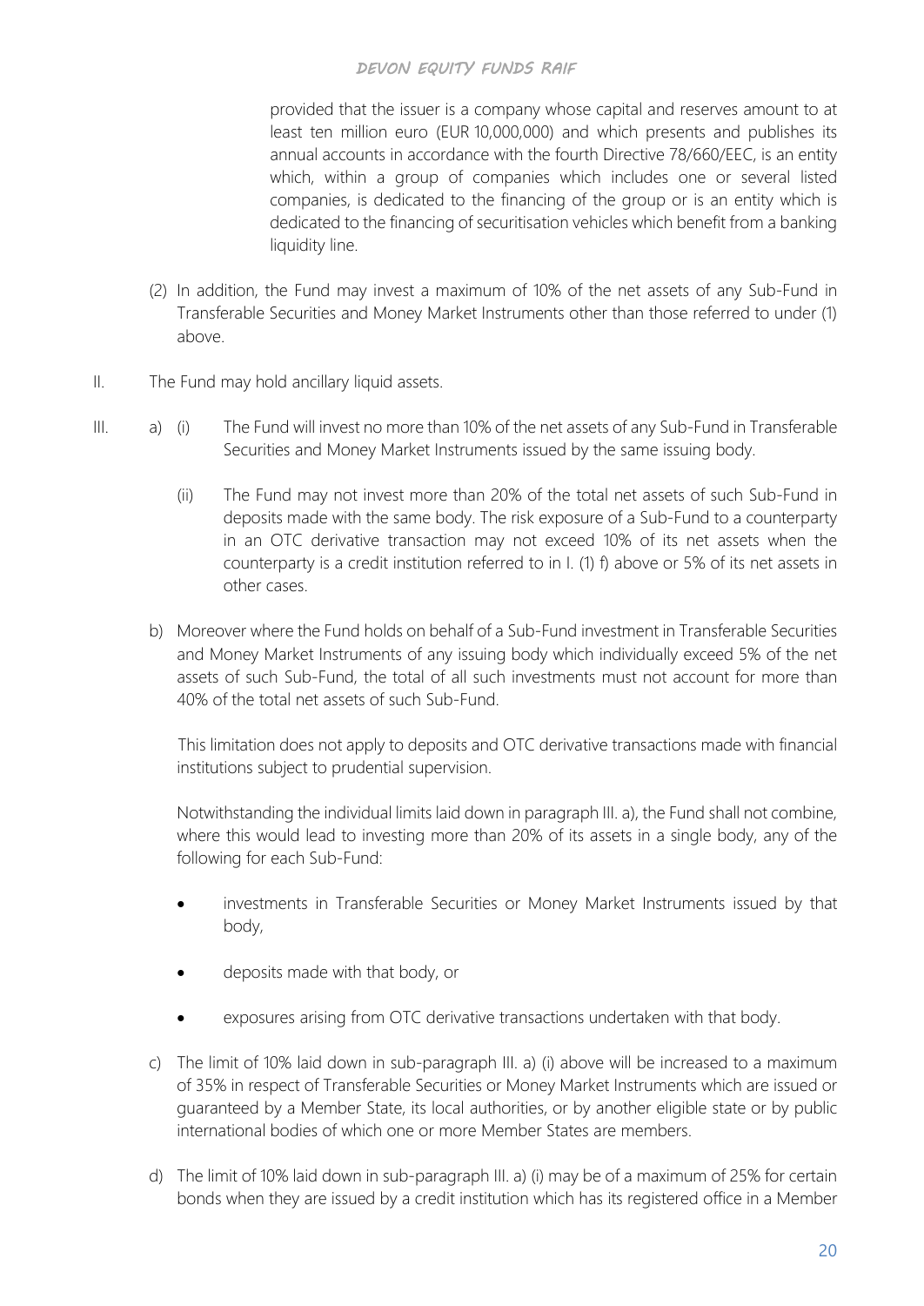provided that the issuer is a company whose capital and reserves amount to at least ten million euro (EUR 10,000,000) and which presents and publishes its annual accounts in accordance with the fourth Directive 78/660/EEC, is an entity which, within a group of companies which includes one or several listed companies, is dedicated to the financing of the group or is an entity which is dedicated to the financing of securitisation vehicles which benefit from a banking liquidity line.

(2) In addition, the Fund may invest a maximum of 10% of the net assets of any Sub-Fund in Transferable Securities and Money Market Instruments other than those referred to under (1) above.

II. The Fund may hold ancillary liquid assets.

III. a) (i) The Fund will invest no more than 10% of the net assets of any Sub-Fund in Transferable Securities and Money Market Instruments issued by the same issuing body.

(ii) The Fund may not invest more than 20% of the total net assets of such Sub-Fund in deposits made with the same body. The risk exposure of a Sub-Fund to a counterparty in an OTC derivative transaction may not exceed 10% of its net assets when the counterparty is a credit institution referred to in I. (1) f) above or 5% of its net assets in other cases.

b) Moreover where the Fund holds on behalf of a Sub-Fund investment in Transferable Securities and Money Market Instruments of any issuing body which individually exceed 5% of the net assets of such Sub-Fund, the total of all such investments must not account for more than 40% of the total net assets of such Sub-Fund.

This limitation does not apply to deposits and OTC derivative transactions made with financial institutions subject to prudential supervision.

Notwithstanding the individual limits laid down in paragraph III. a), the Fund shall not combine, where this would lead to investing more than 20% of its assets in a single body, any of the following for each Sub-Fund:

- investments in Transferable Securities or Money Market Instruments issued by that body,
- deposits made with that body, or
- exposures arising from OTC derivative transactions undertaken with that body.

c) The limit of 10% laid down in sub-paragraph III. a) (i) above will be increased to a maximum of 35% in respect of Transferable Securities or Money Market Instruments which are issued or guaranteed by a Member State, its local authorities, or by another eligible state or by public international bodies of which one or more Member States are members.

d) The limit of 10% laid down in sub-paragraph III. a) (i) may be of a maximum of 25% for certain bonds when they are issued by a credit institution which has its registered office in a Member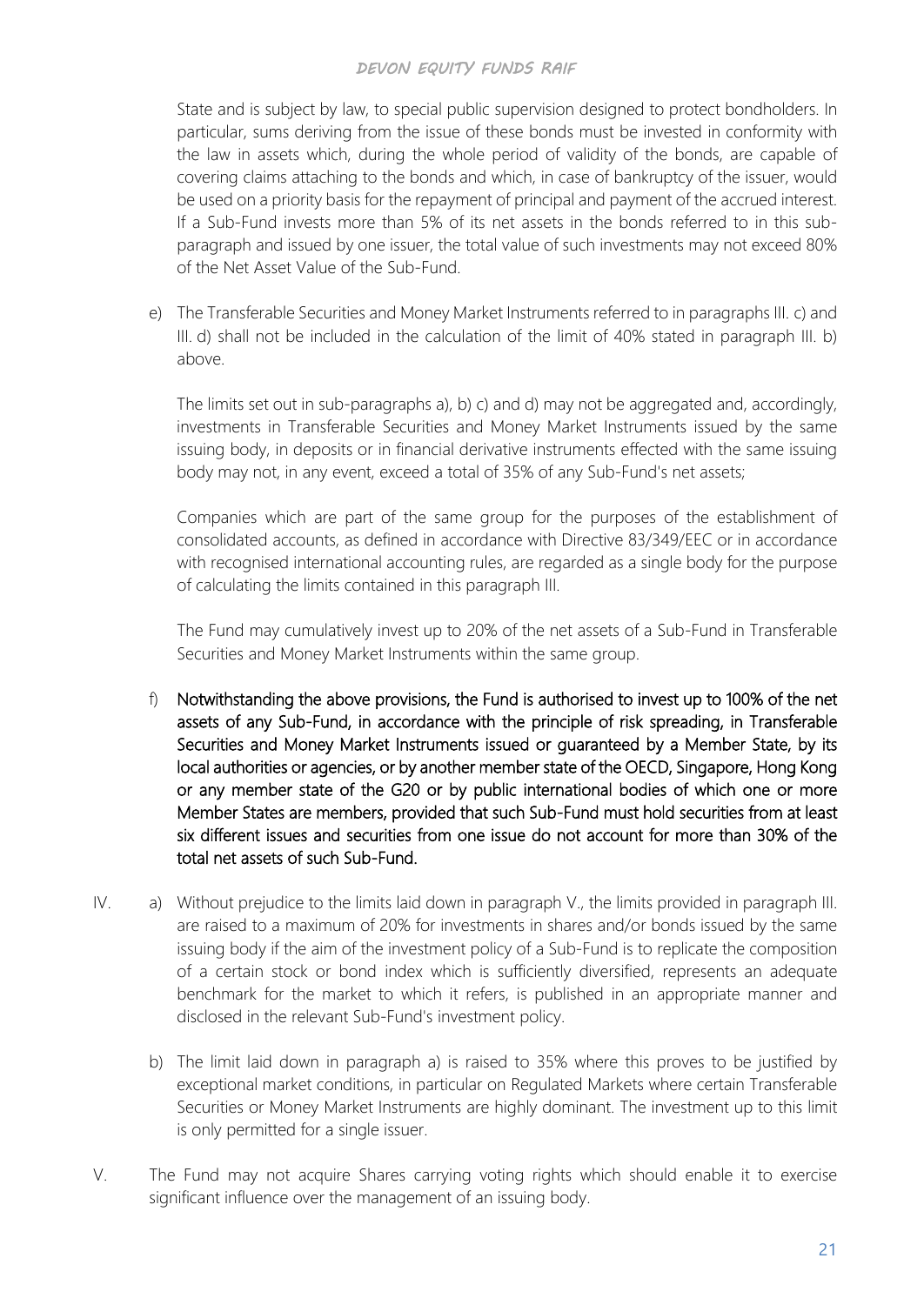State and is subject by law, to special public supervision designed to protect bondholders. In particular, sums deriving from the issue of these bonds must be invested in conformity with the law in assets which, during the whole period of validity of the bonds, are capable of covering claims attaching to the bonds and which, in case of bankruptcy of the issuer, would be used on a priority basis for the repayment of principal and payment of the accrued interest. If a Sub-Fund invests more than 5% of its net assets in the bonds referred to in this sub-paragraph and issued by one issuer, the total value of such investments may not exceed 80% of the Net Asset Value of the Sub-Fund.

e) The Transferable Securities and Money Market Instruments referred to in paragraphs III. c) and III. d) shall not be included in the calculation of the limit of 40% stated in paragraph III. b) above.

The limits set out in sub-paragraphs a), b) c) and d) may not be aggregated and, accordingly, investments in Transferable Securities and Money Market Instruments issued by the same issuing body, in deposits or in financial derivative instruments effected with the same issuing body may not, in any event, exceed a total of 35% of any Sub-Fund's net assets;

Companies which are part of the same group for the purposes of the establishment of consolidated accounts, as defined in accordance with Directive 83/349/EEC or in accordance with recognised international accounting rules, are regarded as a single body for the purpose of calculating the limits contained in this paragraph III.

The Fund may cumulatively invest up to 20% of the net assets of a Sub-Fund in Transferable Securities and Money Market Instruments within the same group.

f) Notwithstanding the above provisions, the Fund is authorised to invest up to 100% of the net assets of any Sub-Fund, in accordance with the principle of risk spreading, in Transferable Securities and Money Market Instruments issued or guaranteed by a Member State, by its local authorities or agencies, or by another member state of the OECD, Singapore, Hong Kong or any member state of the G20 or by public international bodies of which one or more Member States are members, provided that such Sub-Fund must hold securities from at least six different issues and securities from one issue do not account for more than 30% of the total net assets of such Sub-Fund.

IV. a) Without prejudice to the limits laid down in paragraph V., the limits provided in paragraph III. are raised to a maximum of 20% for investments in shares and/or bonds issued by the same issuing body if the aim of the investment policy of a Sub-Fund is to replicate the composition of a certain stock or bond index which is sufficiently diversified, represents an adequate benchmark for the market to which it refers, is published in an appropriate manner and disclosed in the relevant Sub-Fund's investment policy.

b) The limit laid down in paragraph a) is raised to 35% where this proves to be justified by exceptional market conditions, in particular on Regulated Markets where certain Transferable Securities or Money Market Instruments are highly dominant. The investment up to this limit is only permitted for a single issuer.

V. The Fund may not acquire Shares carrying voting rights which should enable it to exercise significant influence over the management of an issuing body.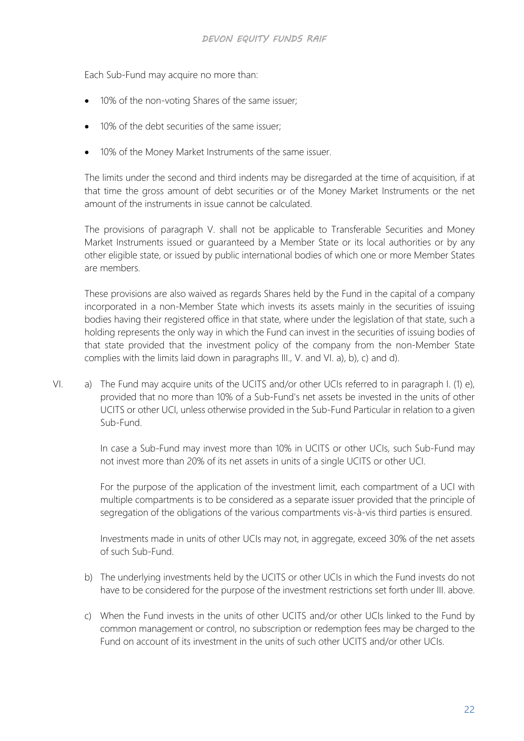Each Sub-Fund may acquire no more than:

- 10% of the non-voting Shares of the same issuer;
- 10% of the debt securities of the same issuer;
- 10% of the Money Market Instruments of the same issuer.

The limits under the second and third indents may be disregarded at the time of acquisition, if at that time the gross amount of debt securities or of the Money Market Instruments or the net amount of the instruments in issue cannot be calculated.

The provisions of paragraph V. shall not be applicable to Transferable Securities and Money Market Instruments issued or guaranteed by a Member State or its local authorities or by any other eligible state, or issued by public international bodies of which one or more Member States are members.

These provisions are also waived as regards Shares held by the Fund in the capital of a company incorporated in a non-Member State which invests its assets mainly in the securities of issuing bodies having their registered office in that state, where under the legislation of that state, such a holding represents the only way in which the Fund can invest in the securities of issuing bodies of that state provided that the investment policy of the company from the non-Member State complies with the limits laid down in paragraphs III., V. and VI. a), b), c) and d).

VI. a) The Fund may acquire units of the UCITS and/or other UCIs referred to in paragraph I. (1) e), provided that no more than 10% of a Sub-Fund's net assets be invested in the units of other UCITS or other UCI, unless otherwise provided in the Sub-Fund Particular in relation to a given Sub-Fund.

In case a Sub-Fund may invest more than 10% in UCITS or other UCIs, such Sub-Fund may not invest more than 20% of its net assets in units of a single UCITS or other UCI.

For the purpose of the application of the investment limit, each compartment of a UCI with multiple compartments is to be considered as a separate issuer provided that the principle of segregation of the obligations of the various compartments vis-à-vis third parties is ensured.

Investments made in units of other UCIs may not, in aggregate, exceed 30% of the net assets of such Sub-Fund.

b) The underlying investments held by the UCITS or other UCIs in which the Fund invests do not have to be considered for the purpose of the investment restrictions set forth under III. above.

c) When the Fund invests in the units of other UCITS and/or other UCIs linked to the Fund by common management or control, no subscription or redemption fees may be charged to the Fund on account of its investment in the units of such other UCITS and/or other UCIs.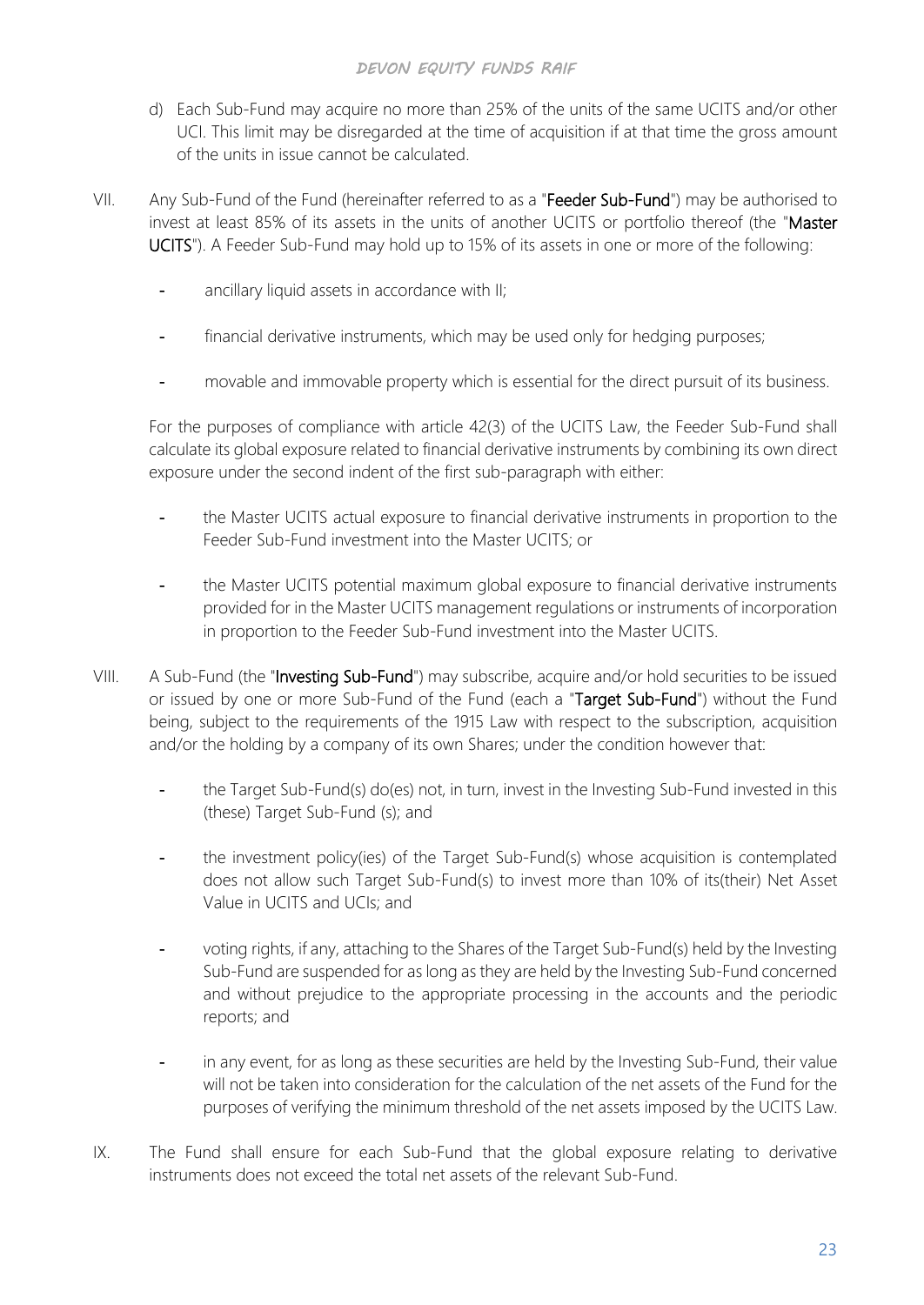d) Each Sub-Fund may acquire no more than 25% of the units of the same UCITS and/or other UCI. This limit may be disregarded at the time of acquisition if at that time the gross amount of the units in issue cannot be calculated.

VII. Any Sub-Fund of the Fund (hereinafter referred to as a "**Feeder Sub-Fund**") may be authorised to invest at least 85% of its assets in the units of another UCITS or portfolio thereof (the "**Master UCITS**"). A Feeder Sub-Fund may hold up to 15% of its assets in one or more of the following:

- ancillary liquid assets in accordance with II;
- financial derivative instruments, which may be used only for hedging purposes;
- movable and immovable property which is essential for the direct pursuit of its business.

For the purposes of compliance with article 42(3) of the UCITS Law, the Feeder Sub-Fund shall calculate its global exposure related to financial derivative instruments by combining its own direct exposure under the second indent of the first sub-paragraph with either:

- the Master UCITS actual exposure to financial derivative instruments in proportion to the Feeder Sub-Fund investment into the Master UCITS; or
- the Master UCITS potential maximum global exposure to financial derivative instruments provided for in the Master UCITS management regulations or instruments of incorporation in proportion to the Feeder Sub-Fund investment into the Master UCITS.

VIII. A Sub-Fund (the "**Investing Sub-Fund**") may subscribe, acquire and/or hold securities to be issued or issued by one or more Sub-Fund of the Fund (each a "**Target Sub-Fund**") without the Fund being, subject to the requirements of the 1915 Law with respect to the subscription, acquisition and/or the holding by a company of its own Shares; under the condition however that:

- the Target Sub-Fund(s) do(es) not, in turn, invest in the Investing Sub-Fund invested in this (these) Target Sub-Fund (s); and
- the investment policy(ies) of the Target Sub-Fund(s) whose acquisition is contemplated does not allow such Target Sub-Fund(s) to invest more than 10% of its(their) Net Asset Value in UCITS and UCIs; and
- voting rights, if any, attaching to the Shares of the Target Sub-Fund(s) held by the Investing Sub-Fund are suspended for as long as they are held by the Investing Sub-Fund concerned and without prejudice to the appropriate processing in the accounts and the periodic reports; and
- in any event, for as long as these securities are held by the Investing Sub-Fund, their value will not be taken into consideration for the calculation of the net assets of the Fund for the purposes of verifying the minimum threshold of the net assets imposed by the UCITS Law.

IX. The Fund shall ensure for each Sub-Fund that the global exposure relating to derivative instruments does not exceed the total net assets of the relevant Sub-Fund.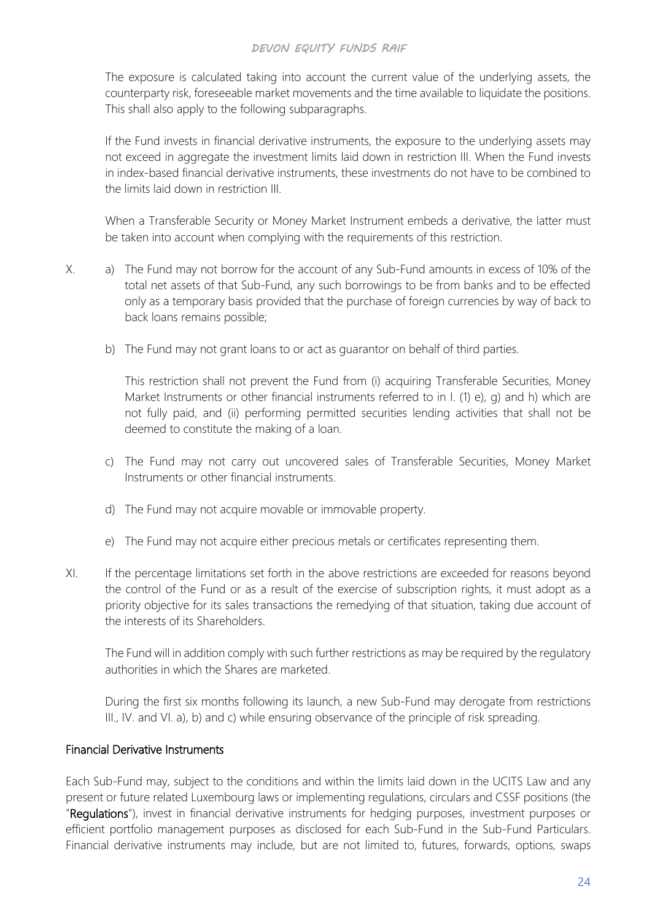The exposure is calculated taking into account the current value of the underlying assets, the counterparty risk, foreseeable market movements and the time available to liquidate the positions. This shall also apply to the following subparagraphs.

If the Fund invests in financial derivative instruments, the exposure to the underlying assets may not exceed in aggregate the investment limits laid down in restriction III. When the Fund invests in index-based financial derivative instruments, these investments do not have to be combined to the limits laid down in restriction III.

When a Transferable Security or Money Market Instrument embeds a derivative, the latter must be taken into account when complying with the requirements of this restriction.

X. a) The Fund may not borrow for the account of any Sub-Fund amounts in excess of 10% of the total net assets of that Sub-Fund, any such borrowings to be from banks and to be effected only as a temporary basis provided that the purchase of foreign currencies by way of back to back loans remains possible;

b) The Fund may not grant loans to or act as guarantor on behalf of third parties.

This restriction shall not prevent the Fund from (i) acquiring Transferable Securities, Money Market Instruments or other financial instruments referred to in I. (1) e), g) and h) which are not fully paid, and (ii) performing permitted securities lending activities that shall not be deemed to constitute the making of a loan.

c) The Fund may not carry out uncovered sales of Transferable Securities, Money Market Instruments or other financial instruments.

d) The Fund may not acquire movable or immovable property.

e) The Fund may not acquire either precious metals or certificates representing them.

XI. If the percentage limitations set forth in the above restrictions are exceeded for reasons beyond the control of the Fund or as a result of the exercise of subscription rights, it must adopt as a priority objective for its sales transactions the remedying of that situation, taking due account of the interests of its Shareholders.

The Fund will in addition comply with such further restrictions as may be required by the regulatory authorities in which the Shares are marketed.

During the first six months following its launch, a new Sub-Fund may derogate from restrictions III., IV. and VI. a), b) and c) while ensuring observance of the principle of risk spreading.

## Financial Derivative Instruments

Each Sub-Fund may, subject to the conditions and within the limits laid down in the UCITS Law and any present or future related Luxembourg laws or implementing regulations, circulars and CSSF positions (the "**Regulations**"), invest in financial derivative instruments for hedging purposes, investment purposes or efficient portfolio management purposes as disclosed for each Sub-Fund in the Sub-Fund Particulars. Financial derivative instruments may include, but are not limited to, futures, forwards, options, swaps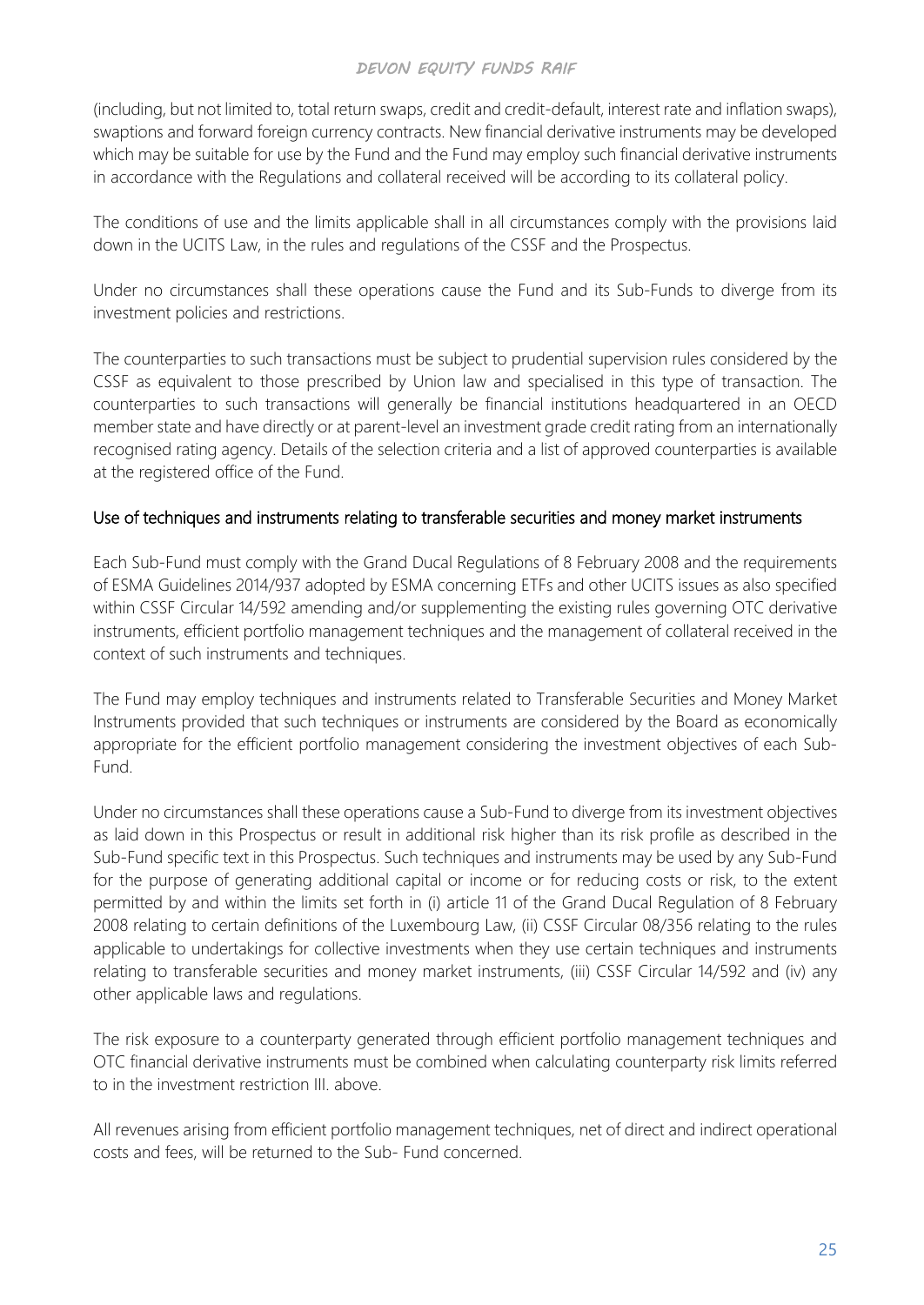(including, but not limited to, total return swaps, credit and credit-default, interest rate and inflation swaps), swaptions and forward foreign currency contracts. New financial derivative instruments may be developed which may be suitable for use by the Fund and the Fund may employ such financial derivative instruments in accordance with the Regulations and collateral received will be according to its collateral policy.

The conditions of use and the limits applicable shall in all circumstances comply with the provisions laid down in the UCITS Law, in the rules and regulations of the CSSF and the Prospectus.

Under no circumstances shall these operations cause the Fund and its Sub-Funds to diverge from its investment policies and restrictions.

The counterparties to such transactions must be subject to prudential supervision rules considered by the CSSF as equivalent to those prescribed by Union law and specialised in this type of transaction. The counterparties to such transactions will generally be financial institutions headquartered in an OECD member state and have directly or at parent-level an investment grade credit rating from an internationally recognised rating agency. Details of the selection criteria and a list of approved counterparties is available at the registered office of the Fund.

Use of techniques and instruments relating to transferable securities and money market instruments

Each Sub-Fund must comply with the Grand Ducal Regulations of 8 February 2008 and the requirements of ESMA Guidelines 2014/937 adopted by ESMA concerning ETFs and other UCITS issues as also specified within CSSF Circular 14/592 amending and/or supplementing the existing rules governing OTC derivative instruments, efficient portfolio management techniques and the management of collateral received in the context of such instruments and techniques.

The Fund may employ techniques and instruments related to Transferable Securities and Money Market Instruments provided that such techniques or instruments are considered by the Board as economically appropriate for the efficient portfolio management considering the investment objectives of each Sub-Fund.

Under no circumstances shall these operations cause a Sub-Fund to diverge from its investment objectives as laid down in this Prospectus or result in additional risk higher than its risk profile as described in the Sub-Fund specific text in this Prospectus. Such techniques and instruments may be used by any Sub-Fund for the purpose of generating additional capital or income or for reducing costs or risk, to the extent permitted by and within the limits set forth in (i) article 11 of the Grand Ducal Regulation of 8 February 2008 relating to certain definitions of the Luxembourg Law, (ii) CSSF Circular 08/356 relating to the rules applicable to undertakings for collective investments when they use certain techniques and instruments relating to transferable securities and money market instruments, (iii) CSSF Circular 14/592 and (iv) any other applicable laws and regulations.

The risk exposure to a counterparty generated through efficient portfolio management techniques and OTC financial derivative instruments must be combined when calculating counterparty risk limits referred to in the investment restriction III. above.

All revenues arising from efficient portfolio management techniques, net of direct and indirect operational costs and fees, will be returned to the Sub- Fund concerned.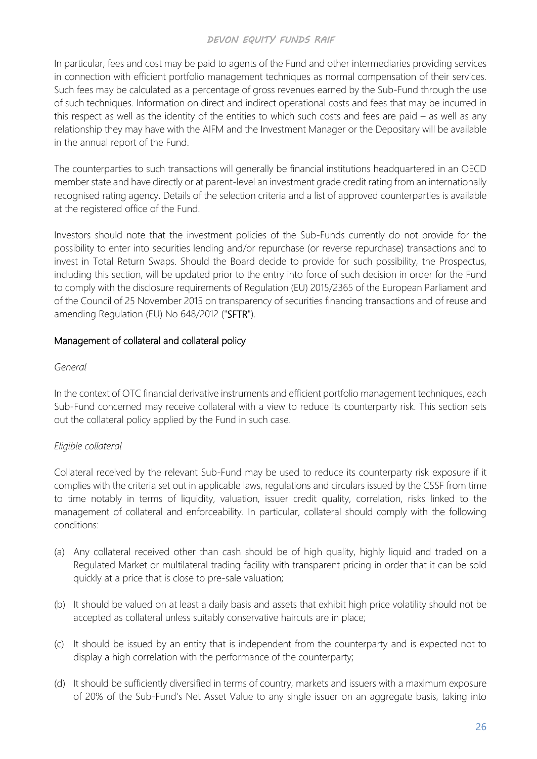In particular, fees and cost may be paid to agents of the Fund and other intermediaries providing services in connection with efficient portfolio management techniques as normal compensation of their services. Such fees may be calculated as a percentage of gross revenues earned by the Sub-Fund through the use of such techniques. Information on direct and indirect operational costs and fees that may be incurred in this respect as well as the identity of the entities to which such costs and fees are paid – as well as any relationship they may have with the AIFM and the Investment Manager or the Depositary will be available in the annual report of the Fund.

The counterparties to such transactions will generally be financial institutions headquartered in an OECD member state and have directly or at parent-level an investment grade credit rating from an internationally recognised rating agency. Details of the selection criteria and a list of approved counterparties is available at the registered office of the Fund.

Investors should note that the investment policies of the Sub-Funds currently do not provide for the possibility to enter into securities lending and/or repurchase (or reverse repurchase) transactions and to invest in Total Return Swaps. Should the Board decide to provide for such possibility, the Prospectus, including this section, will be updated prior to the entry into force of such decision in order for the Fund to comply with the disclosure requirements of Regulation (EU) 2015/2365 of the European Parliament and of the Council of 25 November 2015 on transparency of securities financing transactions and of reuse and amending Regulation (EU) No 648/2012 ("**SFTR**").

## Management of collateral and collateral policy

*General*

In the context of OTC financial derivative instruments and efficient portfolio management techniques, each Sub-Fund concerned may receive collateral with a view to reduce its counterparty risk. This section sets out the collateral policy applied by the Fund in such case.

*Eligible collateral*

Collateral received by the relevant Sub-Fund may be used to reduce its counterparty risk exposure if it complies with the criteria set out in applicable laws, regulations and circulars issued by the CSSF from time to time notably in terms of liquidity, valuation, issuer credit quality, correlation, risks linked to the management of collateral and enforceability. In particular, collateral should comply with the following conditions:

(a) Any collateral received other than cash should be of high quality, highly liquid and traded on a Regulated Market or multilateral trading facility with transparent pricing in order that it can be sold quickly at a price that is close to pre-sale valuation;

(b) It should be valued on at least a daily basis and assets that exhibit high price volatility should not be accepted as collateral unless suitably conservative haircuts are in place;

(c) It should be issued by an entity that is independent from the counterparty and is expected not to display a high correlation with the performance of the counterparty;

(d) It should be sufficiently diversified in terms of country, markets and issuers with a maximum exposure of 20% of the Sub-Fund's Net Asset Value to any single issuer on an aggregate basis, taking into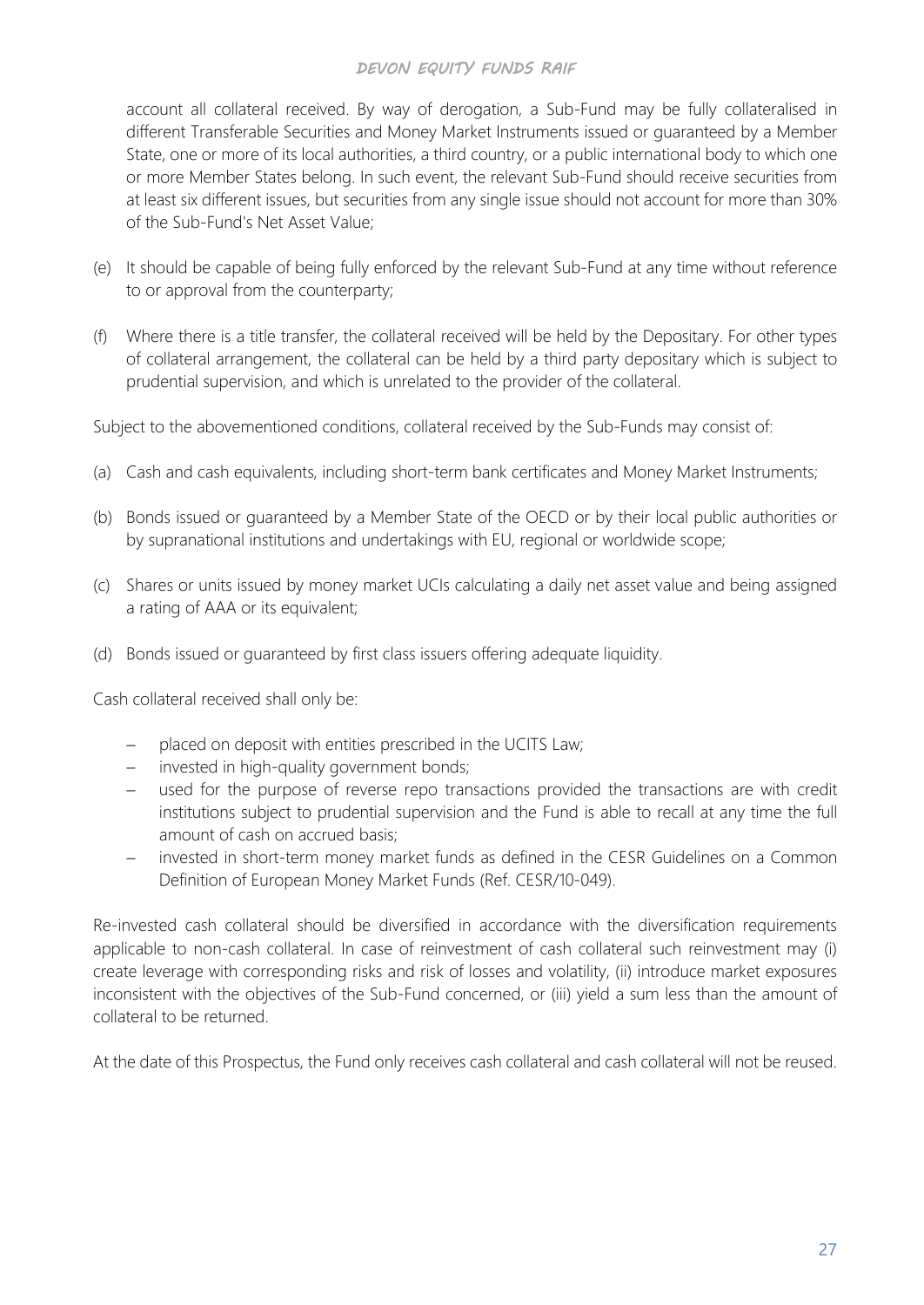account all collateral received. By way of derogation, a Sub-Fund may be fully collateralised in different Transferable Securities and Money Market Instruments issued or guaranteed by a Member State, one or more of its local authorities, a third country, or a public international body to which one or more Member States belong. In such event, the relevant Sub-Fund should receive securities from at least six different issues, but securities from any single issue should not account for more than 30% of the Sub-Fund's Net Asset Value;

(e) It should be capable of being fully enforced by the relevant Sub-Fund at any time without reference to or approval from the counterparty;

(f) Where there is a title transfer, the collateral received will be held by the Depositary. For other types of collateral arrangement, the collateral can be held by a third party depositary which is subject to prudential supervision, and which is unrelated to the provider of the collateral.

Subject to the abovementioned conditions, collateral received by the Sub-Funds may consist of:

(a) Cash and cash equivalents, including short-term bank certificates and Money Market Instruments;

(b) Bonds issued or guaranteed by a Member State of the OECD or by their local public authorities or by supranational institutions and undertakings with EU, regional or worldwide scope;

(c) Shares or units issued by money market UCIs calculating a daily net asset value and being assigned a rating of AAA or its equivalent;

(d) Bonds issued or guaranteed by first class issuers offering adequate liquidity.

Cash collateral received shall only be:

- placed on deposit with entities prescribed in the UCITS Law;
- invested in high-quality government bonds;
- used for the purpose of reverse repo transactions provided the transactions are with credit institutions subject to prudential supervision and the Fund is able to recall at any time the full amount of cash on accrued basis;
- invested in short-term money market funds as defined in the CESR Guidelines on a Common Definition of European Money Market Funds (Ref. CESR/10-049).

Re-invested cash collateral should be diversified in accordance with the diversification requirements applicable to non-cash collateral. In case of reinvestment of cash collateral such reinvestment may (i) create leverage with corresponding risks and risk of losses and volatility, (ii) introduce market exposures inconsistent with the objectives of the Sub-Fund concerned, or (iii) yield a sum less than the amount of collateral to be returned.

At the date of this Prospectus, the Fund only receives cash collateral and cash collateral will not be reused.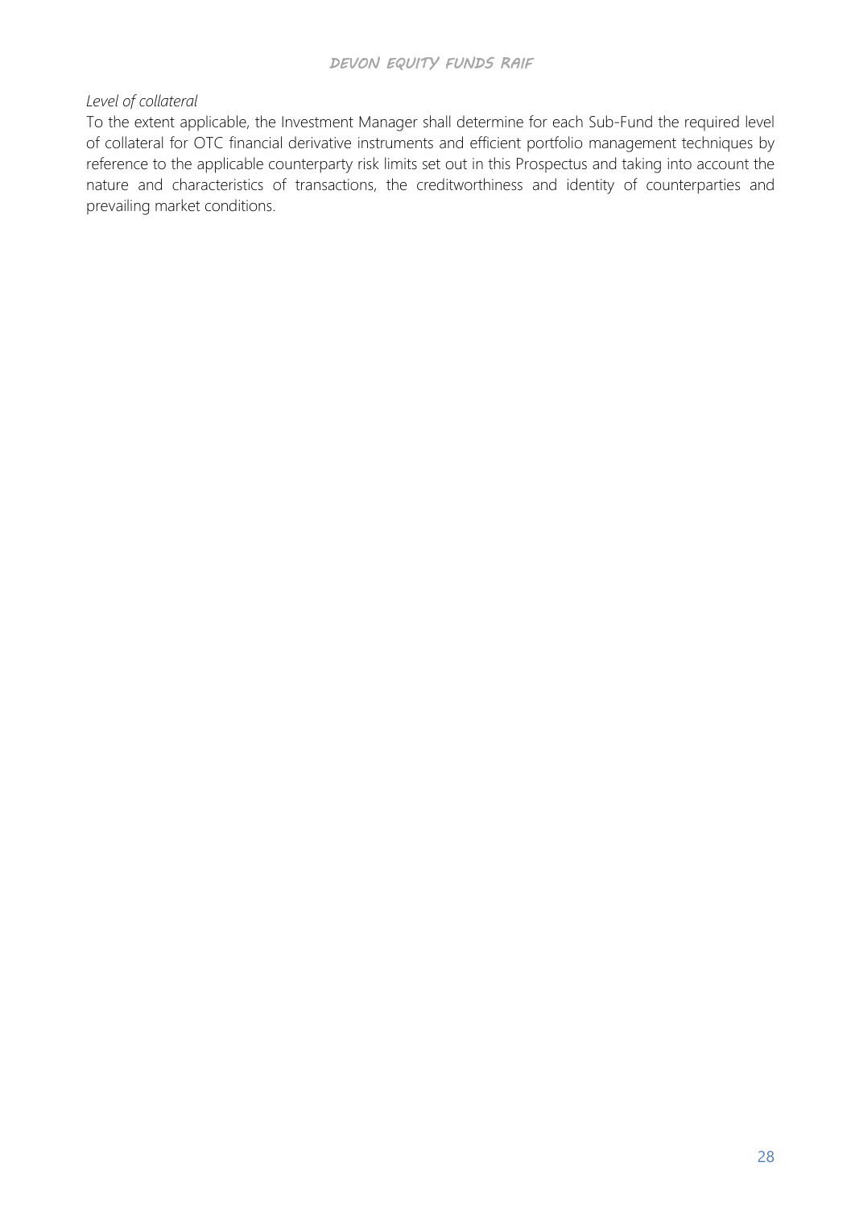*Level of collateral*

To the extent applicable, the Investment Manager shall determine for each Sub-Fund the required level of collateral for OTC financial derivative instruments and efficient portfolio management techniques by reference to the applicable counterparty risk limits set out in this Prospectus and taking into account the nature and characteristics of transactions, the creditworthiness and identity of counterparties and prevailing market conditions.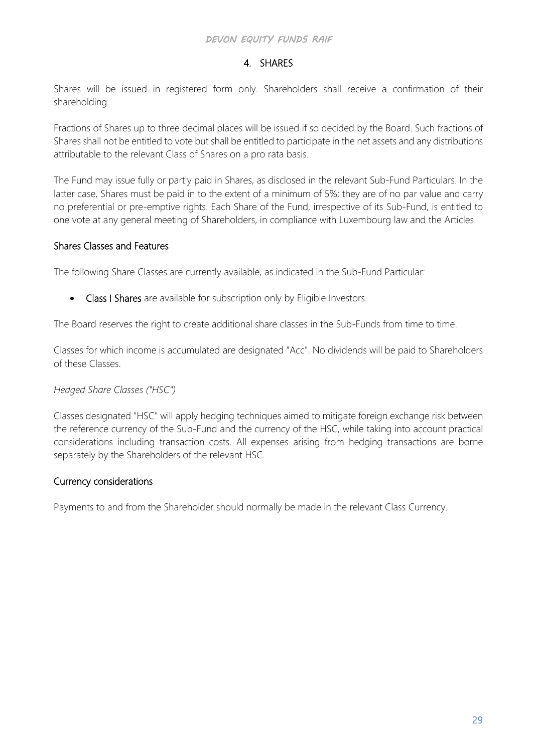# 4. SHARES

Shares will be issued in registered form only. Shareholders shall receive a confirmation of their shareholding.

Fractions of Shares up to three decimal places will be issued if so decided by the Board. Such fractions of Shares shall not be entitled to vote but shall be entitled to participate in the net assets and any distributions attributable to the relevant Class of Shares on a pro rata basis.

The Fund may issue fully or partly paid in Shares, as disclosed in the relevant Sub-Fund Particulars. In the latter case, Shares must be paid in to the extent of a minimum of 5%; they are of no par value and carry no preferential or pre-emptive rights. Each Share of the Fund, irrespective of its Sub-Fund, is entitled to one vote at any general meeting of Shareholders, in compliance with Luxembourg law and the Articles.

## Shares Classes and Features

The following Share Classes are currently available, as indicated in the Sub-Fund Particular:

- **Class I Shares** are available for subscription only by Eligible Investors.

The Board reserves the right to create additional share classes in the Sub-Funds from time to time.

Classes for which income is accumulated are designated "Acc". No dividends will be paid to Shareholders of these Classes.

*Hedged Share Classes ("HSC")*

Classes designated "HSC" will apply hedging techniques aimed to mitigate foreign exchange risk between the reference currency of the Sub-Fund and the currency of the HSC, while taking into account practical considerations including transaction costs. All expenses arising from hedging transactions are borne separately by the Shareholders of the relevant HSC.

## Currency considerations

Payments to and from the Shareholder should normally be made in the relevant Class Currency.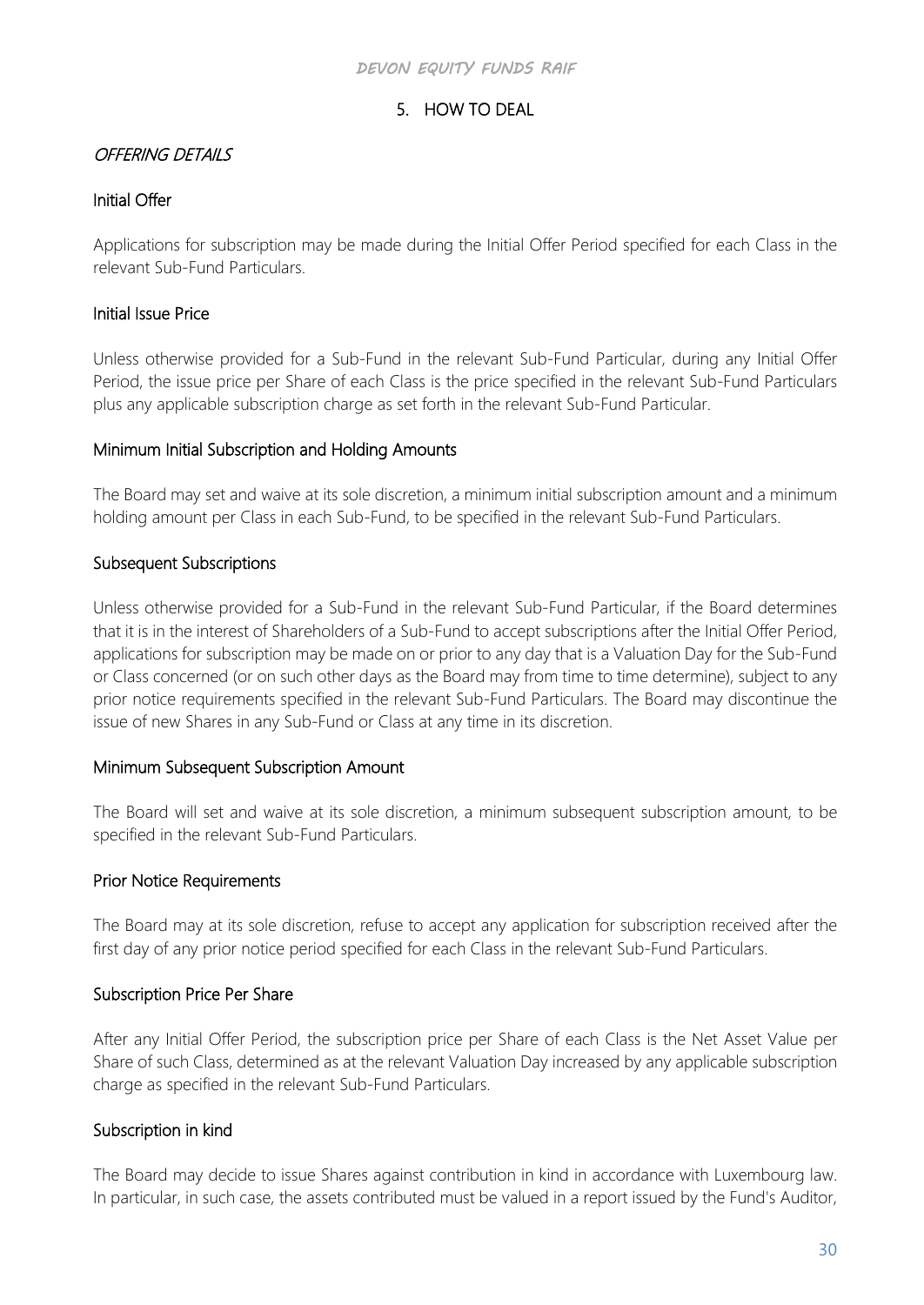# 5. HOW TO DEAL

*OFFERING DETAILS*

## Initial Offer

Applications for subscription may be made during the Initial Offer Period specified for each Class in the relevant Sub-Fund Particulars.

## Initial Issue Price

Unless otherwise provided for a Sub-Fund in the relevant Sub-Fund Particular, during any Initial Offer Period, the issue price per Share of each Class is the price specified in the relevant Sub-Fund Particulars plus any applicable subscription charge as set forth in the relevant Sub-Fund Particular.

## Minimum Initial Subscription and Holding Amounts

The Board may set and waive at its sole discretion, a minimum initial subscription amount and a minimum holding amount per Class in each Sub-Fund, to be specified in the relevant Sub-Fund Particulars.

## Subsequent Subscriptions

Unless otherwise provided for a Sub-Fund in the relevant Sub-Fund Particular, if the Board determines that it is in the interest of Shareholders of a Sub-Fund to accept subscriptions after the Initial Offer Period, applications for subscription may be made on or prior to any day that is a Valuation Day for the Sub-Fund or Class concerned (or on such other days as the Board may from time to time determine), subject to any prior notice requirements specified in the relevant Sub-Fund Particulars. The Board may discontinue the issue of new Shares in any Sub-Fund or Class at any time in its discretion.

## Minimum Subsequent Subscription Amount

The Board will set and waive at its sole discretion, a minimum subsequent subscription amount, to be specified in the relevant Sub-Fund Particulars.

## Prior Notice Requirements

The Board may at its sole discretion, refuse to accept any application for subscription received after the first day of any prior notice period specified for each Class in the relevant Sub-Fund Particulars.

## Subscription Price Per Share

After any Initial Offer Period, the subscription price per Share of each Class is the Net Asset Value per Share of such Class, determined as at the relevant Valuation Day increased by any applicable subscription charge as specified in the relevant Sub-Fund Particulars.

## Subscription in kind

The Board may decide to issue Shares against contribution in kind in accordance with Luxembourg law. In particular, in such case, the assets contributed must be valued in a report issued by the Fund's Auditor,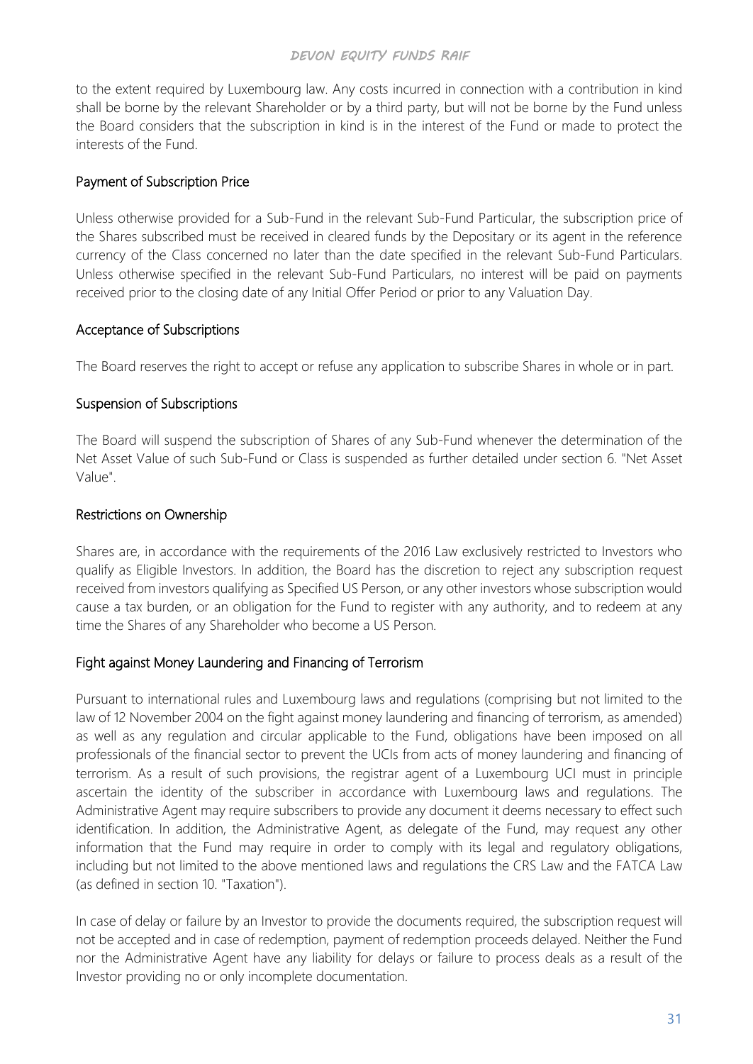to the extent required by Luxembourg law. Any costs incurred in connection with a contribution in kind shall be borne by the relevant Shareholder or by a third party, but will not be borne by the Fund unless the Board considers that the subscription in kind is in the interest of the Fund or made to protect the interests of the Fund.

### Payment of Subscription Price

Unless otherwise provided for a Sub-Fund in the relevant Sub-Fund Particular, the subscription price of the Shares subscribed must be received in cleared funds by the Depositary or its agent in the reference currency of the Class concerned no later than the date specified in the relevant Sub-Fund Particulars. Unless otherwise specified in the relevant Sub-Fund Particulars, no interest will be paid on payments received prior to the closing date of any Initial Offer Period or prior to any Valuation Day.

### Acceptance of Subscriptions

The Board reserves the right to accept or refuse any application to subscribe Shares in whole or in part.

### Suspension of Subscriptions

The Board will suspend the subscription of Shares of any Sub-Fund whenever the determination of the Net Asset Value of such Sub-Fund or Class is suspended as further detailed under section 6. "Net Asset Value".

### Restrictions on Ownership

Shares are, in accordance with the requirements of the 2016 Law exclusively restricted to Investors who qualify as Eligible Investors. In addition, the Board has the discretion to reject any subscription request received from investors qualifying as Specified US Person, or any other investors whose subscription would cause a tax burden, or an obligation for the Fund to register with any authority, and to redeem at any time the Shares of any Shareholder who become a US Person.

### Fight against Money Laundering and Financing of Terrorism

Pursuant to international rules and Luxembourg laws and regulations (comprising but not limited to the law of 12 November 2004 on the fight against money laundering and financing of terrorism, as amended) as well as any regulation and circular applicable to the Fund, obligations have been imposed on all professionals of the financial sector to prevent the UCIs from acts of money laundering and financing of terrorism. As a result of such provisions, the registrar agent of a Luxembourg UCI must in principle ascertain the identity of the subscriber in accordance with Luxembourg laws and regulations. The Administrative Agent may require subscribers to provide any document it deems necessary to effect such identification. In addition, the Administrative Agent, as delegate of the Fund, may request any other information that the Fund may require in order to comply with its legal and regulatory obligations, including but not limited to the above mentioned laws and regulations the CRS Law and the FATCA Law (as defined in section 10. "Taxation").

In case of delay or failure by an Investor to provide the documents required, the subscription request will not be accepted and in case of redemption, payment of redemption proceeds delayed. Neither the Fund nor the Administrative Agent have any liability for delays or failure to process deals as a result of the Investor providing no or only incomplete documentation.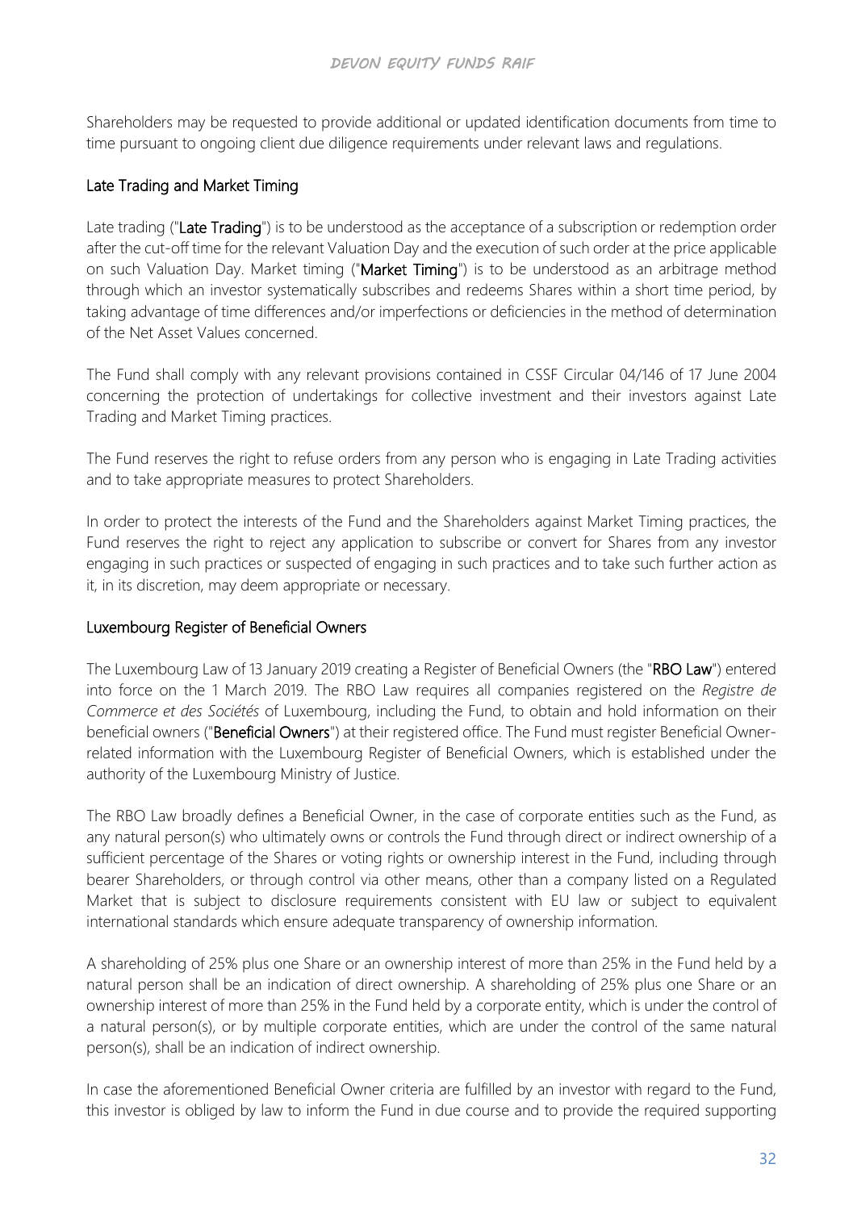Shareholders may be requested to provide additional or updated identification documents from time to time pursuant to ongoing client due diligence requirements under relevant laws and regulations.

## Late Trading and Market Timing

Late trading ("**Late Trading**") is to be understood as the acceptance of a subscription or redemption order after the cut-off time for the relevant Valuation Day and the execution of such order at the price applicable on such Valuation Day. Market timing ("**Market Timing**") is to be understood as an arbitrage method through which an investor systematically subscribes and redeems Shares within a short time period, by taking advantage of time differences and/or imperfections or deficiencies in the method of determination of the Net Asset Values concerned.

The Fund shall comply with any relevant provisions contained in CSSF Circular 04/146 of 17 June 2004 concerning the protection of undertakings for collective investment and their investors against Late Trading and Market Timing practices.

The Fund reserves the right to refuse orders from any person who is engaging in Late Trading activities and to take appropriate measures to protect Shareholders.

In order to protect the interests of the Fund and the Shareholders against Market Timing practices, the Fund reserves the right to reject any application to subscribe or convert for Shares from any investor engaging in such practices or suspected of engaging in such practices and to take such further action as it, in its discretion, may deem appropriate or necessary.

## Luxembourg Register of Beneficial Owners

The Luxembourg Law of 13 January 2019 creating a Register of Beneficial Owners (the "**RBO Law**") entered into force on the 1 March 2019. The RBO Law requires all companies registered on the *Registre de Commerce et des Sociétés* of Luxembourg, including the Fund, to obtain and hold information on their beneficial owners ("**Beneficial Owners**") at their registered office. The Fund must register Beneficial Owner-related information with the Luxembourg Register of Beneficial Owners, which is established under the authority of the Luxembourg Ministry of Justice.

The RBO Law broadly defines a Beneficial Owner, in the case of corporate entities such as the Fund, as any natural person(s) who ultimately owns or controls the Fund through direct or indirect ownership of a sufficient percentage of the Shares or voting rights or ownership interest in the Fund, including through bearer Shareholders, or through control via other means, other than a company listed on a Regulated Market that is subject to disclosure requirements consistent with EU law or subject to equivalent international standards which ensure adequate transparency of ownership information.

A shareholding of 25% plus one Share or an ownership interest of more than 25% in the Fund held by a natural person shall be an indication of direct ownership. A shareholding of 25% plus one Share or an ownership interest of more than 25% in the Fund held by a corporate entity, which is under the control of a natural person(s), or by multiple corporate entities, which are under the control of the same natural person(s), shall be an indication of indirect ownership.

In case the aforementioned Beneficial Owner criteria are fulfilled by an investor with regard to the Fund, this investor is obliged by law to inform the Fund in due course and to provide the required supporting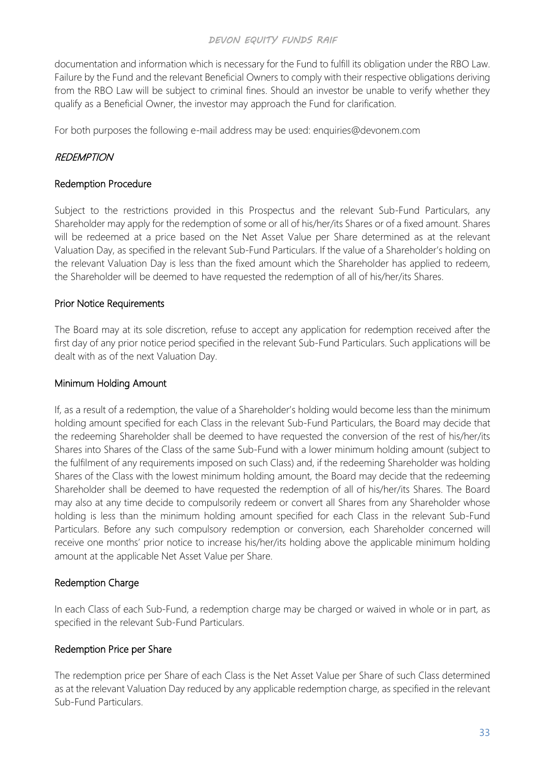documentation and information which is necessary for the Fund to fulfill its obligation under the RBO Law. Failure by the Fund and the relevant Beneficial Owners to comply with their respective obligations deriving from the RBO Law will be subject to criminal fines. Should an investor be unable to verify whether they qualify as a Beneficial Owner, the investor may approach the Fund for clarification.

For both purposes the following e-mail address may be used: enquiries@devonem.com

## *REDEMPTION*

### Redemption Procedure

Subject to the restrictions provided in this Prospectus and the relevant Sub-Fund Particulars, any Shareholder may apply for the redemption of some or all of his/her/its Shares or of a fixed amount. Shares will be redeemed at a price based on the Net Asset Value per Share determined as at the relevant Valuation Day, as specified in the relevant Sub-Fund Particulars. If the value of a Shareholder's holding on the relevant Valuation Day is less than the fixed amount which the Shareholder has applied to redeem, the Shareholder will be deemed to have requested the redemption of all of his/her/its Shares.

### Prior Notice Requirements

The Board may at its sole discretion, refuse to accept any application for redemption received after the first day of any prior notice period specified in the relevant Sub-Fund Particulars. Such applications will be dealt with as of the next Valuation Day.

### Minimum Holding Amount

If, as a result of a redemption, the value of a Shareholder's holding would become less than the minimum holding amount specified for each Class in the relevant Sub-Fund Particulars, the Board may decide that the redeeming Shareholder shall be deemed to have requested the conversion of the rest of his/her/its Shares into Shares of the Class of the same Sub-Fund with a lower minimum holding amount (subject to the fulfilment of any requirements imposed on such Class) and, if the redeeming Shareholder was holding Shares of the Class with the lowest minimum holding amount, the Board may decide that the redeeming Shareholder shall be deemed to have requested the redemption of all of his/her/its Shares. The Board may also at any time decide to compulsorily redeem or convert all Shares from any Shareholder whose holding is less than the minimum holding amount specified for each Class in the relevant Sub-Fund Particulars. Before any such compulsory redemption or conversion, each Shareholder concerned will receive one months' prior notice to increase his/her/its holding above the applicable minimum holding amount at the applicable Net Asset Value per Share.

### Redemption Charge

In each Class of each Sub-Fund, a redemption charge may be charged or waived in whole or in part, as specified in the relevant Sub-Fund Particulars.

### Redemption Price per Share

The redemption price per Share of each Class is the Net Asset Value per Share of such Class determined as at the relevant Valuation Day reduced by any applicable redemption charge, as specified in the relevant Sub-Fund Particulars.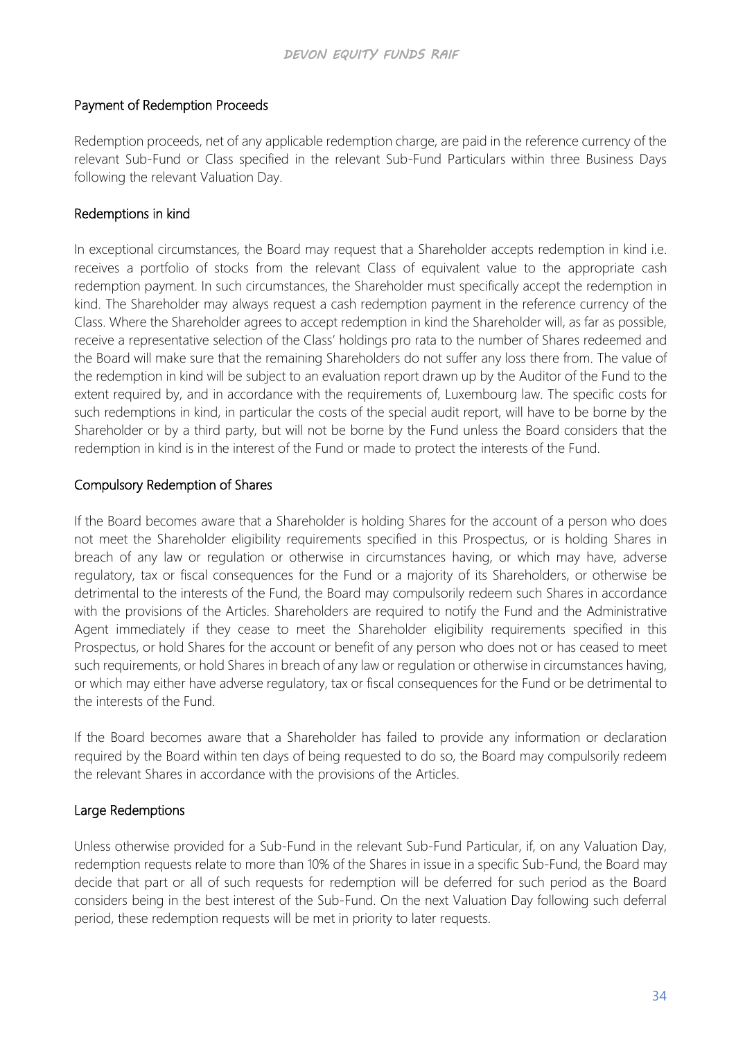## Payment of Redemption Proceeds

Redemption proceeds, net of any applicable redemption charge, are paid in the reference currency of the relevant Sub-Fund or Class specified in the relevant Sub-Fund Particulars within three Business Days following the relevant Valuation Day.

## Redemptions in kind

In exceptional circumstances, the Board may request that a Shareholder accepts redemption in kind i.e. receives a portfolio of stocks from the relevant Class of equivalent value to the appropriate cash redemption payment. In such circumstances, the Shareholder must specifically accept the redemption in kind. The Shareholder may always request a cash redemption payment in the reference currency of the Class. Where the Shareholder agrees to accept redemption in kind the Shareholder will, as far as possible, receive a representative selection of the Class' holdings pro rata to the number of Shares redeemed and the Board will make sure that the remaining Shareholders do not suffer any loss there from. The value of the redemption in kind will be subject to an evaluation report drawn up by the Auditor of the Fund to the extent required by, and in accordance with the requirements of, Luxembourg law. The specific costs for such redemptions in kind, in particular the costs of the special audit report, will have to be borne by the Shareholder or by a third party, but will not be borne by the Fund unless the Board considers that the redemption in kind is in the interest of the Fund or made to protect the interests of the Fund.

## Compulsory Redemption of Shares

If the Board becomes aware that a Shareholder is holding Shares for the account of a person who does not meet the Shareholder eligibility requirements specified in this Prospectus, or is holding Shares in breach of any law or regulation or otherwise in circumstances having, or which may have, adverse regulatory, tax or fiscal consequences for the Fund or a majority of its Shareholders, or otherwise be detrimental to the interests of the Fund, the Board may compulsorily redeem such Shares in accordance with the provisions of the Articles. Shareholders are required to notify the Fund and the Administrative Agent immediately if they cease to meet the Shareholder eligibility requirements specified in this Prospectus, or hold Shares for the account or benefit of any person who does not or has ceased to meet such requirements, or hold Shares in breach of any law or regulation or otherwise in circumstances having, or which may either have adverse regulatory, tax or fiscal consequences for the Fund or be detrimental to the interests of the Fund.

If the Board becomes aware that a Shareholder has failed to provide any information or declaration required by the Board within ten days of being requested to do so, the Board may compulsorily redeem the relevant Shares in accordance with the provisions of the Articles.

## Large Redemptions

Unless otherwise provided for a Sub-Fund in the relevant Sub-Fund Particular, if, on any Valuation Day, redemption requests relate to more than 10% of the Shares in issue in a specific Sub-Fund, the Board may decide that part or all of such requests for redemption will be deferred for such period as the Board considers being in the best interest of the Sub-Fund. On the next Valuation Day following such deferral period, these redemption requests will be met in priority to later requests.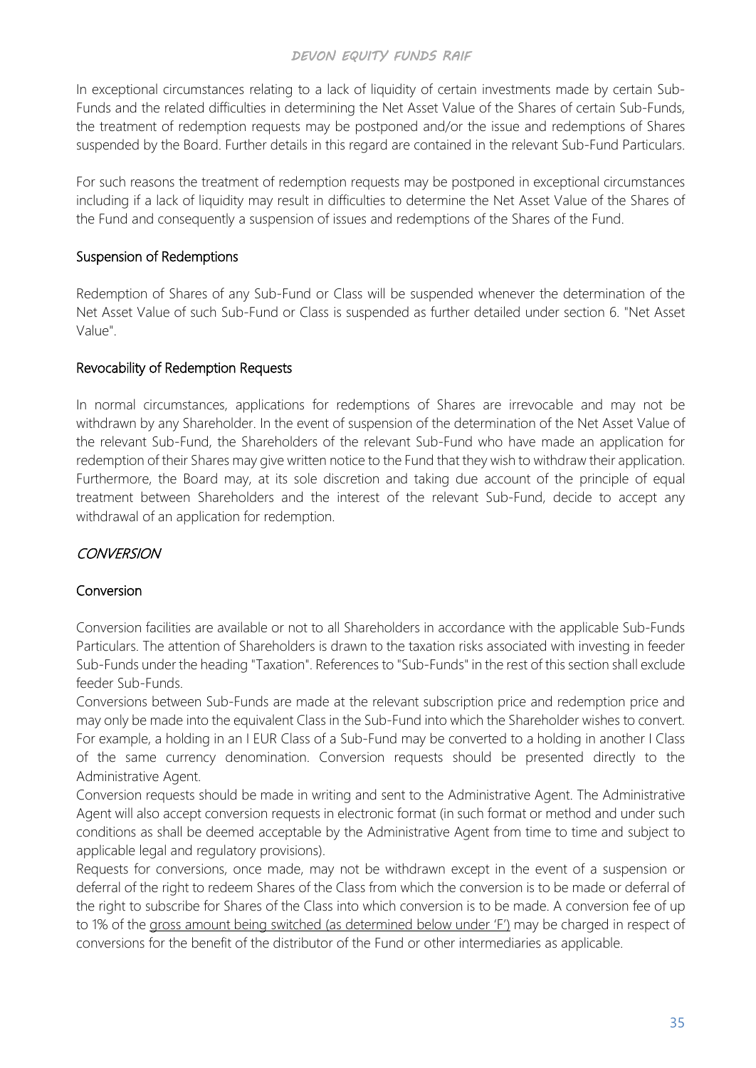In exceptional circumstances relating to a lack of liquidity of certain investments made by certain Sub-Funds and the related difficulties in determining the Net Asset Value of the Shares of certain Sub-Funds, the treatment of redemption requests may be postponed and/or the issue and redemptions of Shares suspended by the Board. Further details in this regard are contained in the relevant Sub-Fund Particulars.

For such reasons the treatment of redemption requests may be postponed in exceptional circumstances including if a lack of liquidity may result in difficulties to determine the Net Asset Value of the Shares of the Fund and consequently a suspension of issues and redemptions of the Shares of the Fund.

### Suspension of Redemptions

Redemption of Shares of any Sub-Fund or Class will be suspended whenever the determination of the Net Asset Value of such Sub-Fund or Class is suspended as further detailed under section 6. "Net Asset Value".

### Revocability of Redemption Requests

In normal circumstances, applications for redemptions of Shares are irrevocable and may not be withdrawn by any Shareholder. In the event of suspension of the determination of the Net Asset Value of the relevant Sub-Fund, the Shareholders of the relevant Sub-Fund who have made an application for redemption of their Shares may give written notice to the Fund that they wish to withdraw their application. Furthermore, the Board may, at its sole discretion and taking due account of the principle of equal treatment between Shareholders and the interest of the relevant Sub-Fund, decide to accept any withdrawal of an application for redemption.

## *CONVERSION*

### Conversion

Conversion facilities are available or not to all Shareholders in accordance with the applicable Sub-Funds Particulars. The attention of Shareholders is drawn to the taxation risks associated with investing in feeder Sub-Funds under the heading "Taxation". References to "Sub-Funds" in the rest of this section shall exclude feeder Sub-Funds.

Conversions between Sub-Funds are made at the relevant subscription price and redemption price and may only be made into the equivalent Class in the Sub-Fund into which the Shareholder wishes to convert. For example, a holding in an I EUR Class of a Sub-Fund may be converted to a holding in another I Class of the same currency denomination. Conversion requests should be presented directly to the Administrative Agent.

Conversion requests should be made in writing and sent to the Administrative Agent. The Administrative Agent will also accept conversion requests in electronic format (in such format or method and under such conditions as shall be deemed acceptable by the Administrative Agent from time to time and subject to applicable legal and regulatory provisions).

Requests for conversions, once made, may not be withdrawn except in the event of a suspension or deferral of the right to redeem Shares of the Class from which the conversion is to be made or deferral of the right to subscribe for Shares of the Class into which conversion is to be made. A conversion fee of up to 1% of the gross amount being switched (as determined below under 'F') may be charged in respect of conversions for the benefit of the distributor of the Fund or other intermediaries as applicable.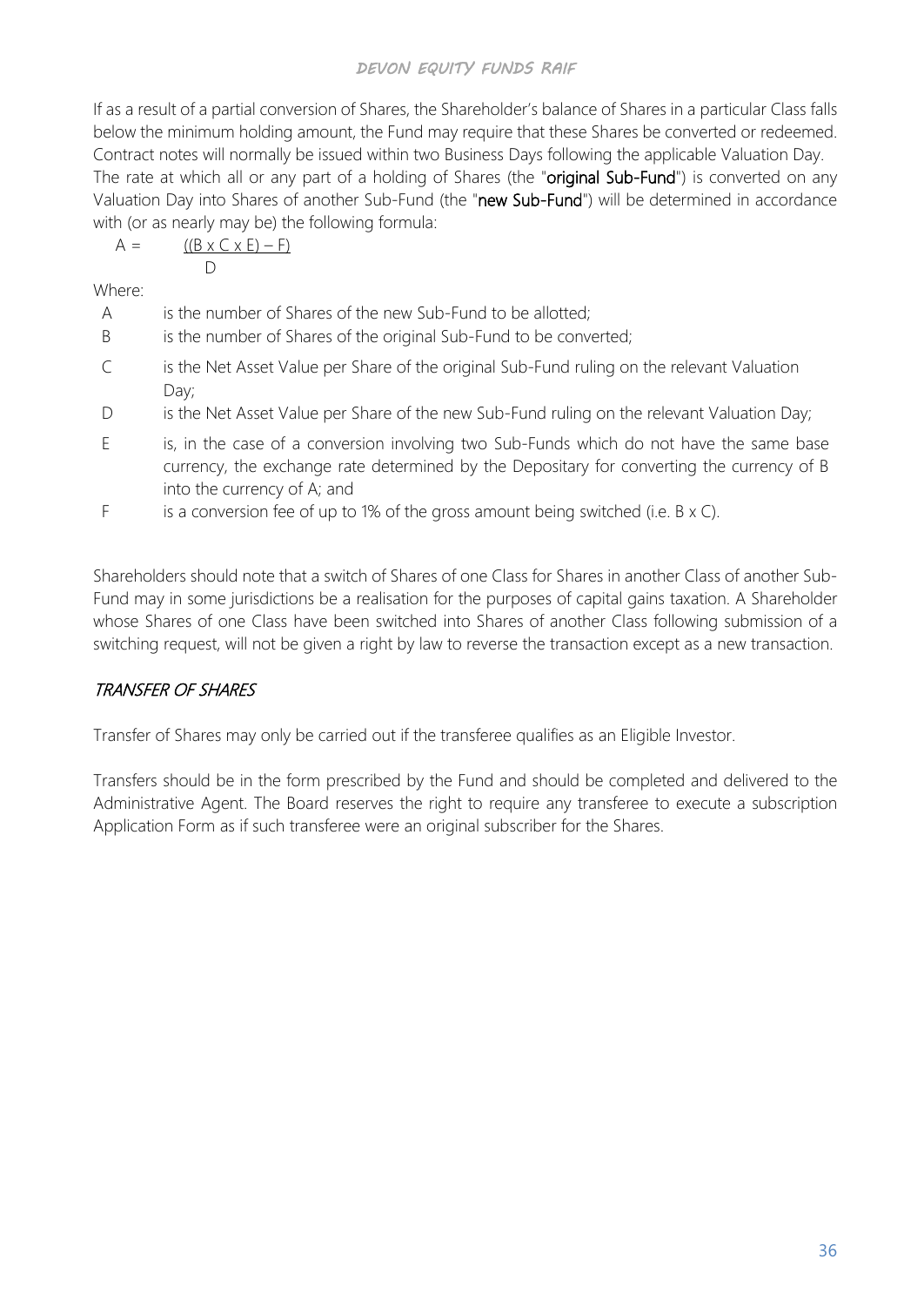If as a result of a partial conversion of Shares, the Shareholder's balance of Shares in a particular Class falls below the minimum holding amount, the Fund may require that these Shares be converted or redeemed. Contract notes will normally be issued within two Business Days following the applicable Valuation Day.

The rate at which all or any part of a holding of Shares (the "**original Sub-Fund**") is converted on any Valuation Day into Shares of another Sub-Fund (the "**new Sub-Fund**") will be determined in accordance with (or as nearly may be) the following formula:

$$A = \frac{((B \times C \times E) - F)}{D}$$

Where:

- A is the number of Shares of the new Sub-Fund to be allotted;
- B is the number of Shares of the original Sub-Fund to be converted;
- C is the Net Asset Value per Share of the original Sub-Fund ruling on the relevant Valuation Day;
- D is the Net Asset Value per Share of the new Sub-Fund ruling on the relevant Valuation Day;
- E is, in the case of a conversion involving two Sub-Funds which do not have the same base currency, the exchange rate determined by the Depositary for converting the currency of B into the currency of A; and
- F is a conversion fee of up to 1% of the gross amount being switched (i.e. B x C).

Shareholders should note that a switch of Shares of one Class for Shares in another Class of another Sub-Fund may in some jurisdictions be a realisation for the purposes of capital gains taxation. A Shareholder whose Shares of one Class have been switched into Shares of another Class following submission of a switching request, will not be given a right by law to reverse the transaction except as a new transaction.

### *TRANSFER OF SHARES*

Transfer of Shares may only be carried out if the transferee qualifies as an Eligible Investor.

Transfers should be in the form prescribed by the Fund and should be completed and delivered to the Administrative Agent. The Board reserves the right to require any transferee to execute a subscription Application Form as if such transferee were an original subscriber for the Shares.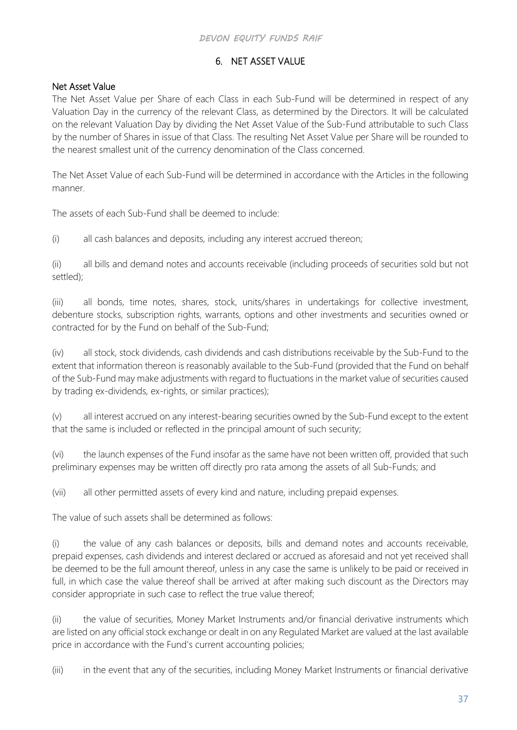## 6. NET ASSET VALUE

### Net Asset Value

The Net Asset Value per Share of each Class in each Sub-Fund will be determined in respect of any Valuation Day in the currency of the relevant Class, as determined by the Directors. It will be calculated on the relevant Valuation Day by dividing the Net Asset Value of the Sub-Fund attributable to such Class by the number of Shares in issue of that Class. The resulting Net Asset Value per Share will be rounded to the nearest smallest unit of the currency denomination of the Class concerned.

The Net Asset Value of each Sub-Fund will be determined in accordance with the Articles in the following manner.

The assets of each Sub-Fund shall be deemed to include:

(i) all cash balances and deposits, including any interest accrued thereon;

(ii) all bills and demand notes and accounts receivable (including proceeds of securities sold but not settled);

(iii) all bonds, time notes, shares, stock, units/shares in undertakings for collective investment, debenture stocks, subscription rights, warrants, options and other investments and securities owned or contracted for by the Fund on behalf of the Sub-Fund;

(iv) all stock, stock dividends, cash dividends and cash distributions receivable by the Sub-Fund to the extent that information thereon is reasonably available to the Sub-Fund (provided that the Fund on behalf of the Sub-Fund may make adjustments with regard to fluctuations in the market value of securities caused by trading ex-dividends, ex-rights, or similar practices);

(v) all interest accrued on any interest-bearing securities owned by the Sub-Fund except to the extent that the same is included or reflected in the principal amount of such security;

(vi) the launch expenses of the Fund insofar as the same have not been written off, provided that such preliminary expenses may be written off directly pro rata among the assets of all Sub-Funds; and

(vii) all other permitted assets of every kind and nature, including prepaid expenses.

The value of such assets shall be determined as follows:

(i) the value of any cash balances or deposits, bills and demand notes and accounts receivable, prepaid expenses, cash dividends and interest declared or accrued as aforesaid and not yet received shall be deemed to be the full amount thereof, unless in any case the same is unlikely to be paid or received in full, in which case the value thereof shall be arrived at after making such discount as the Directors may consider appropriate in such case to reflect the true value thereof;

(ii) the value of securities, Money Market Instruments and/or financial derivative instruments which are listed on any official stock exchange or dealt in on any Regulated Market are valued at the last available price in accordance with the Fund's current accounting policies;

(iii) in the event that any of the securities, including Money Market Instruments or financial derivative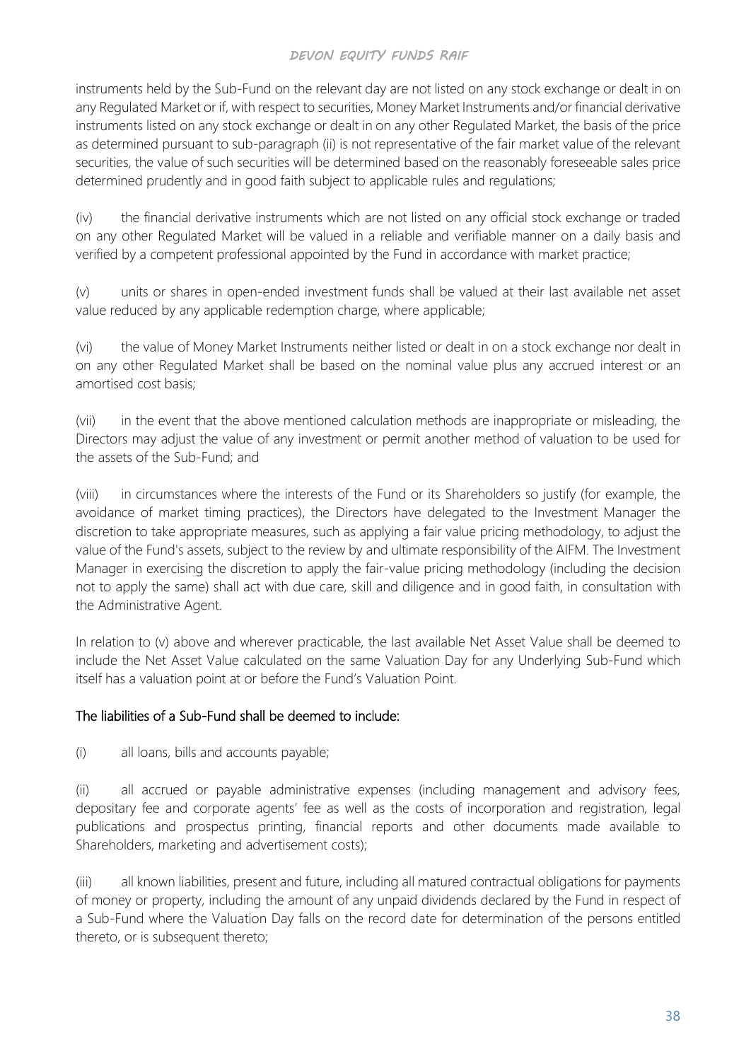instruments held by the Sub-Fund on the relevant day are not listed on any stock exchange or dealt in on any Regulated Market or if, with respect to securities, Money Market Instruments and/or financial derivative instruments listed on any stock exchange or dealt in on any other Regulated Market, the basis of the price as determined pursuant to sub-paragraph (ii) is not representative of the fair market value of the relevant securities, the value of such securities will be determined based on the reasonably foreseeable sales price determined prudently and in good faith subject to applicable rules and regulations;

(iv) the financial derivative instruments which are not listed on any official stock exchange or traded on any other Regulated Market will be valued in a reliable and verifiable manner on a daily basis and verified by a competent professional appointed by the Fund in accordance with market practice;

(v) units or shares in open-ended investment funds shall be valued at their last available net asset value reduced by any applicable redemption charge, where applicable;

(vi) the value of Money Market Instruments neither listed or dealt in on a stock exchange nor dealt in on any other Regulated Market shall be based on the nominal value plus any accrued interest or an amortised cost basis;

(vii) in the event that the above mentioned calculation methods are inappropriate or misleading, the Directors may adjust the value of any investment or permit another method of valuation to be used for the assets of the Sub-Fund; and

(viii) in circumstances where the interests of the Fund or its Shareholders so justify (for example, the avoidance of market timing practices), the Directors have delegated to the Investment Manager the discretion to take appropriate measures, such as applying a fair value pricing methodology, to adjust the value of the Fund's assets, subject to the review by and ultimate responsibility of the AIFM. The Investment Manager in exercising the discretion to apply the fair-value pricing methodology (including the decision not to apply the same) shall act with due care, skill and diligence and in good faith, in consultation with the Administrative Agent.

In relation to (v) above and wherever practicable, the last available Net Asset Value shall be deemed to include the Net Asset Value calculated on the same Valuation Day for any Underlying Sub-Fund which itself has a valuation point at or before the Fund's Valuation Point.

The liabilities of a Sub-Fund shall be deemed to include:

(i) all loans, bills and accounts payable;

(ii) all accrued or payable administrative expenses (including management and advisory fees, depositary fee and corporate agents' fee as well as the costs of incorporation and registration, legal publications and prospectus printing, financial reports and other documents made available to Shareholders, marketing and advertisement costs);

(iii) all known liabilities, present and future, including all matured contractual obligations for payments of money or property, including the amount of any unpaid dividends declared by the Fund in respect of a Sub-Fund where the Valuation Day falls on the record date for determination of the persons entitled thereto, or is subsequent thereto;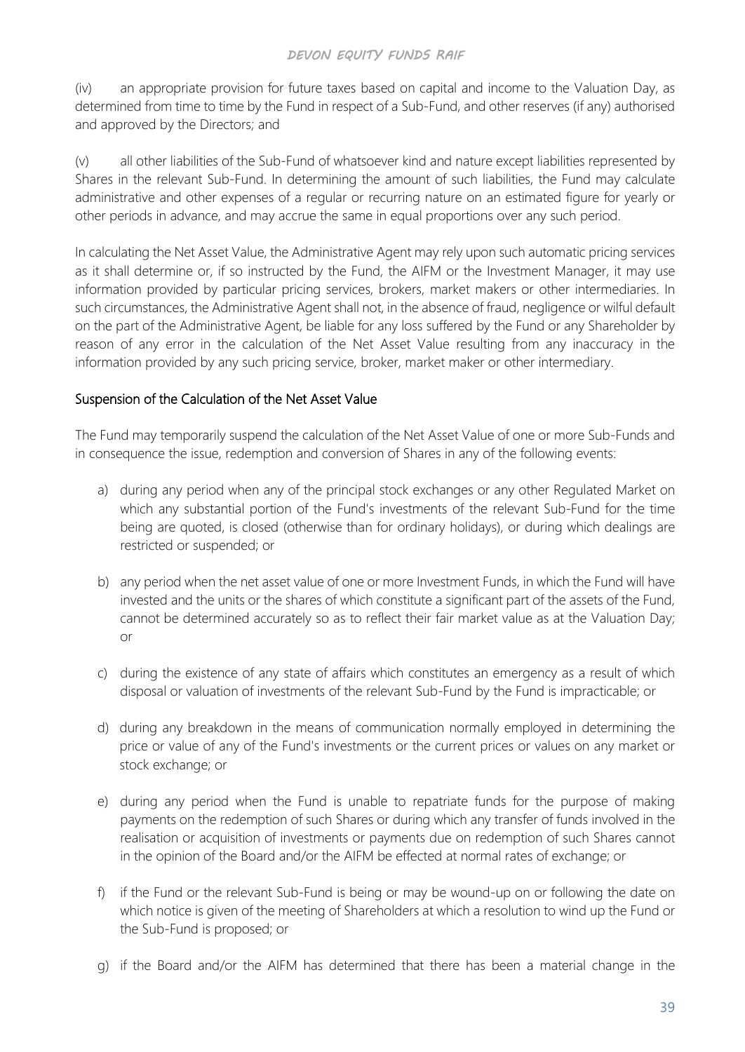(iv) an appropriate provision for future taxes based on capital and income to the Valuation Day, as determined from time to time by the Fund in respect of a Sub-Fund, and other reserves (if any) authorised and approved by the Directors; and

(v) all other liabilities of the Sub-Fund of whatsoever kind and nature except liabilities represented by Shares in the relevant Sub-Fund. In determining the amount of such liabilities, the Fund may calculate administrative and other expenses of a regular or recurring nature on an estimated figure for yearly or other periods in advance, and may accrue the same in equal proportions over any such period.

In calculating the Net Asset Value, the Administrative Agent may rely upon such automatic pricing services as it shall determine or, if so instructed by the Fund, the AIFM or the Investment Manager, it may use information provided by particular pricing services, brokers, market makers or other intermediaries. In such circumstances, the Administrative Agent shall not, in the absence of fraud, negligence or wilful default on the part of the Administrative Agent, be liable for any loss suffered by the Fund or any Shareholder by reason of any error in the calculation of the Net Asset Value resulting from any inaccuracy in the information provided by any such pricing service, broker, market maker or other intermediary.

## Suspension of the Calculation of the Net Asset Value

The Fund may temporarily suspend the calculation of the Net Asset Value of one or more Sub-Funds and in consequence the issue, redemption and conversion of Shares in any of the following events:

a) during any period when any of the principal stock exchanges or any other Regulated Market on which any substantial portion of the Fund's investments of the relevant Sub-Fund for the time being are quoted, is closed (otherwise than for ordinary holidays), or during which dealings are restricted or suspended; or

b) any period when the net asset value of one or more Investment Funds, in which the Fund will have invested and the units or the shares of which constitute a significant part of the assets of the Fund, cannot be determined accurately so as to reflect their fair market value as at the Valuation Day; or

c) during the existence of any state of affairs which constitutes an emergency as a result of which disposal or valuation of investments of the relevant Sub-Fund by the Fund is impracticable; or

d) during any breakdown in the means of communication normally employed in determining the price or value of any of the Fund's investments or the current prices or values on any market or stock exchange; or

e) during any period when the Fund is unable to repatriate funds for the purpose of making payments on the redemption of such Shares or during which any transfer of funds involved in the realisation or acquisition of investments or payments due on redemption of such Shares cannot in the opinion of the Board and/or the AIFM be effected at normal rates of exchange; or

f) if the Fund or the relevant Sub-Fund is being or may be wound-up on or following the date on which notice is given of the meeting of Shareholders at which a resolution to wind up the Fund or the Sub-Fund is proposed; or

g) if the Board and/or the AIFM has determined that there has been a material change in the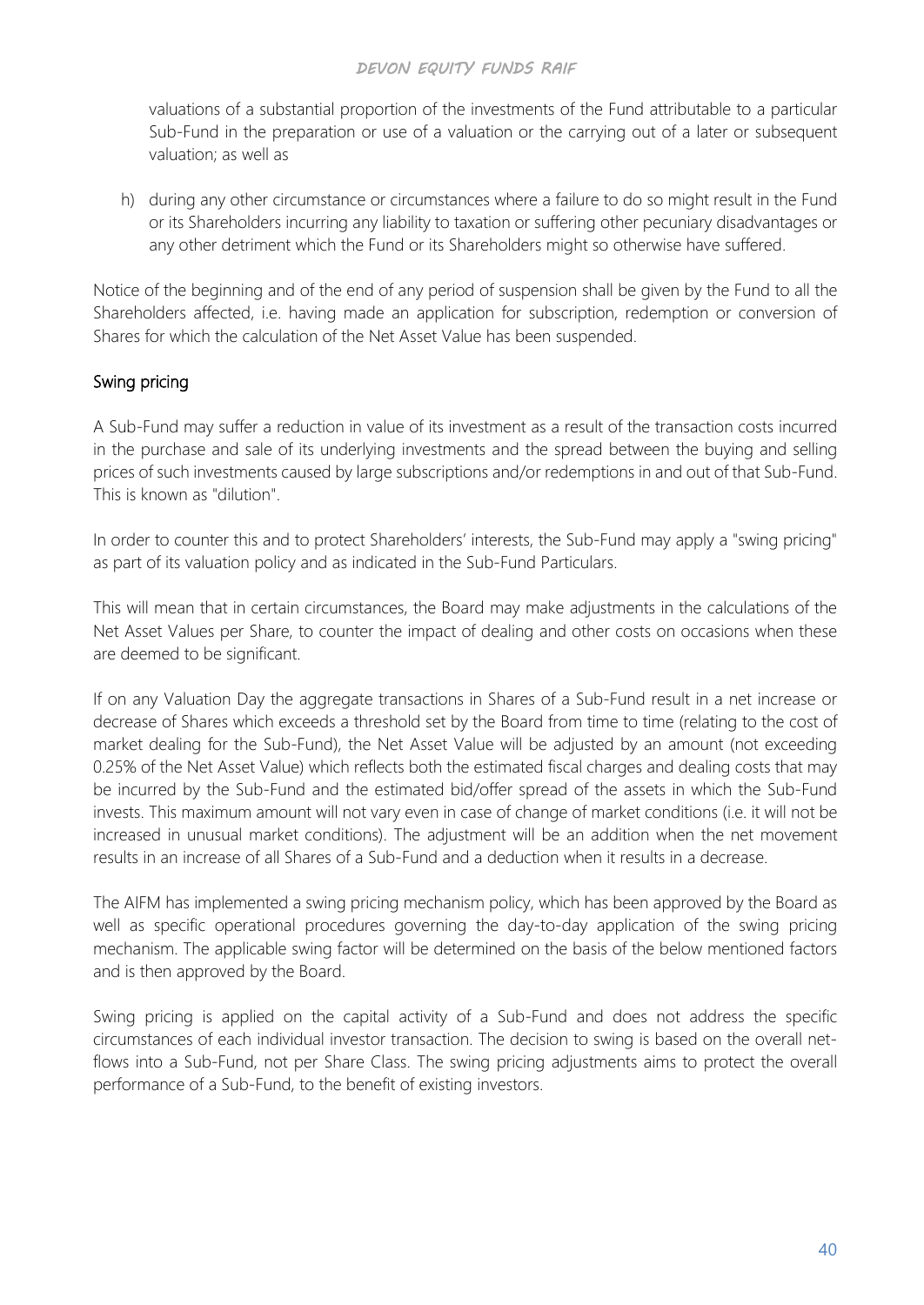valuations of a substantial proportion of the investments of the Fund attributable to a particular Sub-Fund in the preparation or use of a valuation or the carrying out of a later or subsequent valuation; as well as

h) during any other circumstance or circumstances where a failure to do so might result in the Fund or its Shareholders incurring any liability to taxation or suffering other pecuniary disadvantages or any other detriment which the Fund or its Shareholders might so otherwise have suffered.

Notice of the beginning and of the end of any period of suspension shall be given by the Fund to all the Shareholders affected, i.e. having made an application for subscription, redemption or conversion of Shares for which the calculation of the Net Asset Value has been suspended.

## Swing pricing

A Sub-Fund may suffer a reduction in value of its investment as a result of the transaction costs incurred in the purchase and sale of its underlying investments and the spread between the buying and selling prices of such investments caused by large subscriptions and/or redemptions in and out of that Sub-Fund. This is known as "dilution".

In order to counter this and to protect Shareholders' interests, the Sub-Fund may apply a "swing pricing" as part of its valuation policy and as indicated in the Sub-Fund Particulars.

This will mean that in certain circumstances, the Board may make adjustments in the calculations of the Net Asset Values per Share, to counter the impact of dealing and other costs on occasions when these are deemed to be significant.

If on any Valuation Day the aggregate transactions in Shares of a Sub-Fund result in a net increase or decrease of Shares which exceeds a threshold set by the Board from time to time (relating to the cost of market dealing for the Sub-Fund), the Net Asset Value will be adjusted by an amount (not exceeding 0.25% of the Net Asset Value) which reflects both the estimated fiscal charges and dealing costs that may be incurred by the Sub-Fund and the estimated bid/offer spread of the assets in which the Sub-Fund invests. This maximum amount will not vary even in case of change of market conditions (i.e. it will not be increased in unusual market conditions). The adjustment will be an addition when the net movement results in an increase of all Shares of a Sub-Fund and a deduction when it results in a decrease.

The AIFM has implemented a swing pricing mechanism policy, which has been approved by the Board as well as specific operational procedures governing the day-to-day application of the swing pricing mechanism. The applicable swing factor will be determined on the basis of the below mentioned factors and is then approved by the Board.

Swing pricing is applied on the capital activity of a Sub-Fund and does not address the specific circumstances of each individual investor transaction. The decision to swing is based on the overall net-flows into a Sub-Fund, not per Share Class. The swing pricing adjustments aims to protect the overall performance of a Sub-Fund, to the benefit of existing investors.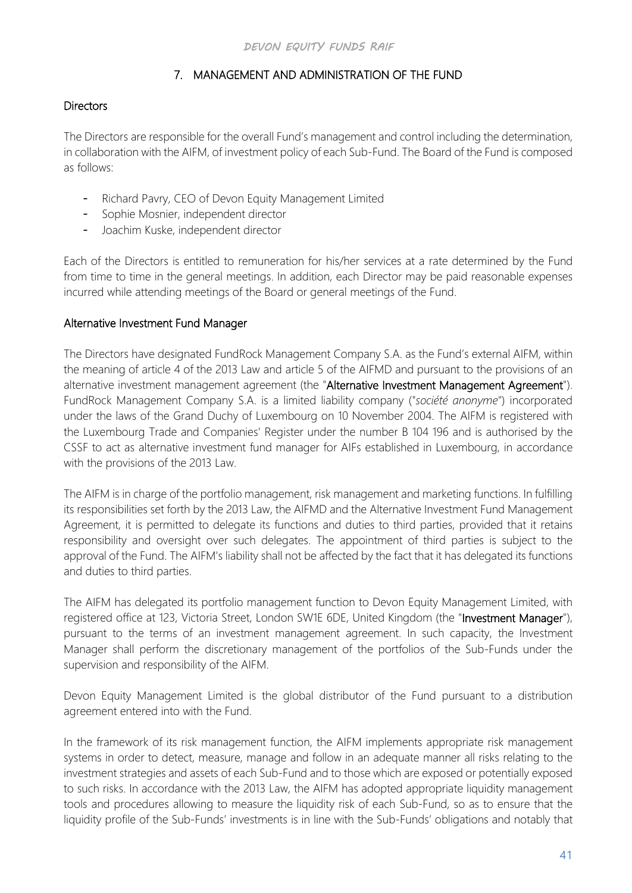## 7. MANAGEMENT AND ADMINISTRATION OF THE FUND

### Directors

The Directors are responsible for the overall Fund's management and control including the determination, in collaboration with the AIFM, of investment policy of each Sub-Fund. The Board of the Fund is composed as follows:

- Richard Pavry, CEO of Devon Equity Management Limited
- Sophie Mosnier, independent director
- Joachim Kuske, independent director

Each of the Directors is entitled to remuneration for his/her services at a rate determined by the Fund from time to time in the general meetings. In addition, each Director may be paid reasonable expenses incurred while attending meetings of the Board or general meetings of the Fund.

### Alternative Investment Fund Manager

The Directors have designated FundRock Management Company S.A. as the Fund's external AIFM, within the meaning of article 4 of the 2013 Law and article 5 of the AIFMD and pursuant to the provisions of an alternative investment management agreement (the "**Alternative Investment Management Agreement**"). FundRock Management Company S.A. is a limited liability company ("*société anonyme*") incorporated under the laws of the Grand Duchy of Luxembourg on 10 November 2004. The AIFM is registered with the Luxembourg Trade and Companies' Register under the number B 104 196 and is authorised by the CSSF to act as alternative investment fund manager for AIFs established in Luxembourg, in accordance with the provisions of the 2013 Law.

The AIFM is in charge of the portfolio management, risk management and marketing functions. In fulfilling its responsibilities set forth by the 2013 Law, the AIFMD and the Alternative Investment Fund Management Agreement, it is permitted to delegate its functions and duties to third parties, provided that it retains responsibility and oversight over such delegates. The appointment of third parties is subject to the approval of the Fund. The AIFM's liability shall not be affected by the fact that it has delegated its functions and duties to third parties.

The AIFM has delegated its portfolio management function to Devon Equity Management Limited, with registered office at 123, Victoria Street, London SW1E 6DE, United Kingdom (the "**Investment Manager**"), pursuant to the terms of an investment management agreement. In such capacity, the Investment Manager shall perform the discretionary management of the portfolios of the Sub-Funds under the supervision and responsibility of the AIFM.

Devon Equity Management Limited is the global distributor of the Fund pursuant to a distribution agreement entered into with the Fund.

In the framework of its risk management function, the AIFM implements appropriate risk management systems in order to detect, measure, manage and follow in an adequate manner all risks relating to the investment strategies and assets of each Sub-Fund and to those which are exposed or potentially exposed to such risks. In accordance with the 2013 Law, the AIFM has adopted appropriate liquidity management tools and procedures allowing to measure the liquidity risk of each Sub-Fund, so as to ensure that the liquidity profile of the Sub-Funds' investments is in line with the Sub-Funds' obligations and notably that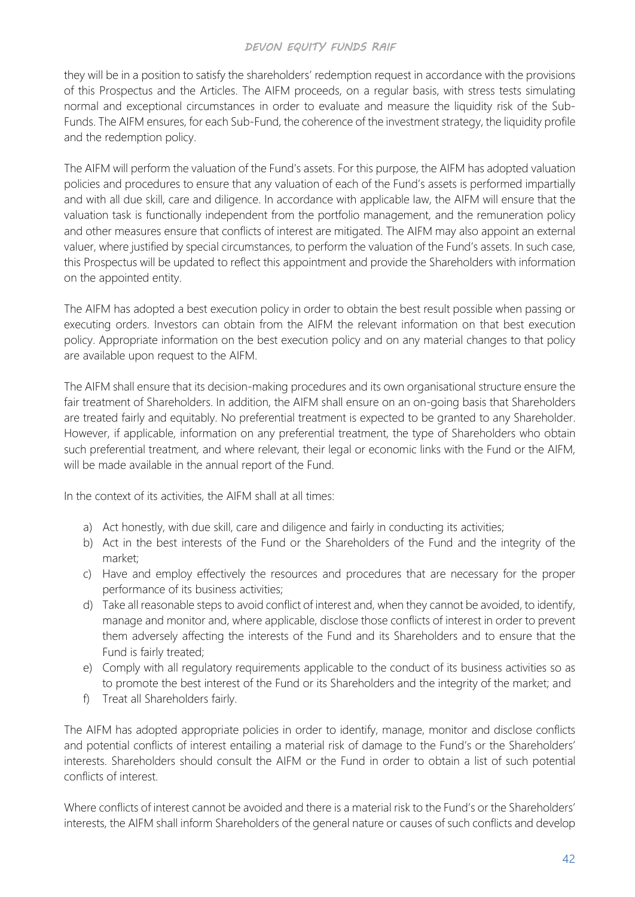they will be in a position to satisfy the shareholders' redemption request in accordance with the provisions of this Prospectus and the Articles. The AIFM proceeds, on a regular basis, with stress tests simulating normal and exceptional circumstances in order to evaluate and measure the liquidity risk of the Sub-Funds. The AIFM ensures, for each Sub-Fund, the coherence of the investment strategy, the liquidity profile and the redemption policy.

The AIFM will perform the valuation of the Fund's assets. For this purpose, the AIFM has adopted valuation policies and procedures to ensure that any valuation of each of the Fund's assets is performed impartially and with all due skill, care and diligence. In accordance with applicable law, the AIFM will ensure that the valuation task is functionally independent from the portfolio management, and the remuneration policy and other measures ensure that conflicts of interest are mitigated. The AIFM may also appoint an external valuer, where justified by special circumstances, to perform the valuation of the Fund's assets. In such case, this Prospectus will be updated to reflect this appointment and provide the Shareholders with information on the appointed entity.

The AIFM has adopted a best execution policy in order to obtain the best result possible when passing or executing orders. Investors can obtain from the AIFM the relevant information on that best execution policy. Appropriate information on the best execution policy and on any material changes to that policy are available upon request to the AIFM.

The AIFM shall ensure that its decision-making procedures and its own organisational structure ensure the fair treatment of Shareholders. In addition, the AIFM shall ensure on an on-going basis that Shareholders are treated fairly and equitably. No preferential treatment is expected to be granted to any Shareholder. However, if applicable, information on any preferential treatment, the type of Shareholders who obtain such preferential treatment, and where relevant, their legal or economic links with the Fund or the AIFM, will be made available in the annual report of the Fund.

In the context of its activities, the AIFM shall at all times:

a) Act honestly, with due skill, care and diligence and fairly in conducting its activities;
b) Act in the best interests of the Fund or the Shareholders of the Fund and the integrity of the market;
c) Have and employ effectively the resources and procedures that are necessary for the proper performance of its business activities;
d) Take all reasonable steps to avoid conflict of interest and, when they cannot be avoided, to identify, manage and monitor and, where applicable, disclose those conflicts of interest in order to prevent them adversely affecting the interests of the Fund and its Shareholders and to ensure that the Fund is fairly treated;
e) Comply with all regulatory requirements applicable to the conduct of its business activities so as to promote the best interest of the Fund or its Shareholders and the integrity of the market; and
f) Treat all Shareholders fairly.

The AIFM has adopted appropriate policies in order to identify, manage, monitor and disclose conflicts and potential conflicts of interest entailing a material risk of damage to the Fund's or the Shareholders' interests. Shareholders should consult the AIFM or the Fund in order to obtain a list of such potential conflicts of interest.

Where conflicts of interest cannot be avoided and there is a material risk to the Fund's or the Shareholders' interests, the AIFM shall inform Shareholders of the general nature or causes of such conflicts and develop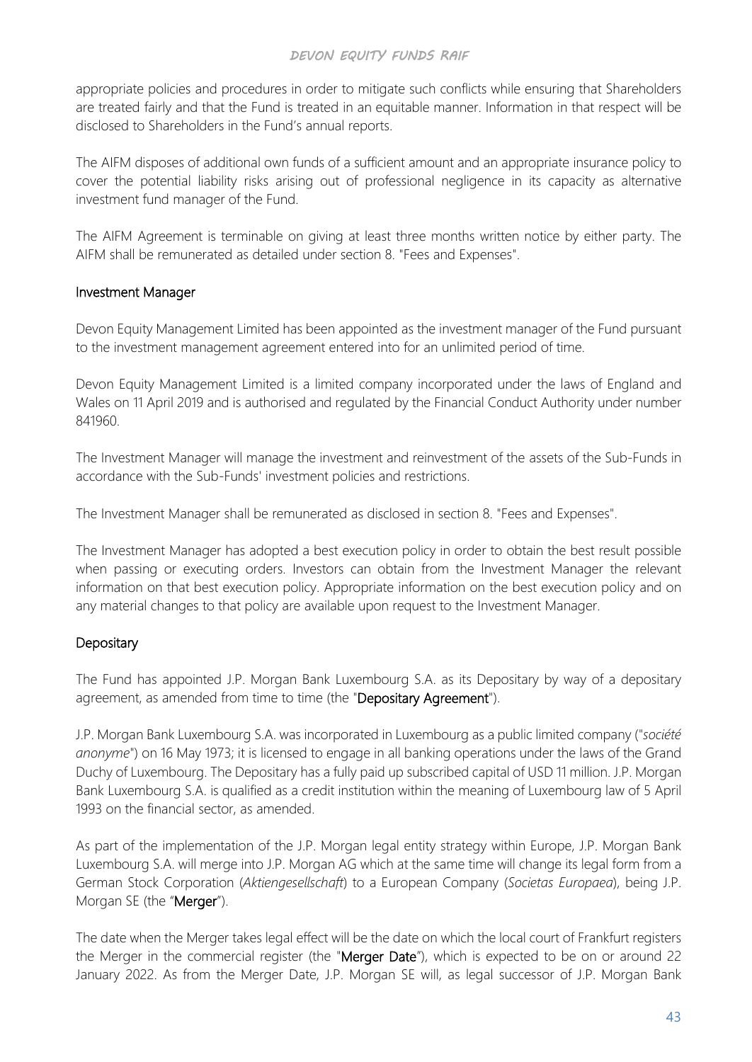appropriate policies and procedures in order to mitigate such conflicts while ensuring that Shareholders are treated fairly and that the Fund is treated in an equitable manner. Information in that respect will be disclosed to Shareholders in the Fund's annual reports.

The AIFM disposes of additional own funds of a sufficient amount and an appropriate insurance policy to cover the potential liability risks arising out of professional negligence in its capacity as alternative investment fund manager of the Fund.

The AIFM Agreement is terminable on giving at least three months written notice by either party. The AIFM shall be remunerated as detailed under section 8. "Fees and Expenses".

## Investment Manager

Devon Equity Management Limited has been appointed as the investment manager of the Fund pursuant to the investment management agreement entered into for an unlimited period of time.

Devon Equity Management Limited is a limited company incorporated under the laws of England and Wales on 11 April 2019 and is authorised and regulated by the Financial Conduct Authority under number 841960.

The Investment Manager will manage the investment and reinvestment of the assets of the Sub-Funds in accordance with the Sub-Funds' investment policies and restrictions.

The Investment Manager shall be remunerated as disclosed in section 8. "Fees and Expenses".

The Investment Manager has adopted a best execution policy in order to obtain the best result possible when passing or executing orders. Investors can obtain from the Investment Manager the relevant information on that best execution policy. Appropriate information on the best execution policy and on any material changes to that policy are available upon request to the Investment Manager.

## Depositary

The Fund has appointed J.P. Morgan Bank Luxembourg S.A. as its Depositary by way of a depositary agreement, as amended from time to time (the "**Depositary Agreement**").

J.P. Morgan Bank Luxembourg S.A. was incorporated in Luxembourg as a public limited company ("*société anonyme*") on 16 May 1973; it is licensed to engage in all banking operations under the laws of the Grand Duchy of Luxembourg. The Depositary has a fully paid up subscribed capital of USD 11 million. J.P. Morgan Bank Luxembourg S.A. is qualified as a credit institution within the meaning of Luxembourg law of 5 April 1993 on the financial sector, as amended.

As part of the implementation of the J.P. Morgan legal entity strategy within Europe, J.P. Morgan Bank Luxembourg S.A. will merge into J.P. Morgan AG which at the same time will change its legal form from a German Stock Corporation (*Aktiengesellschaft*) to a European Company (*Societas Europaea*), being J.P. Morgan SE (the "**Merger**").

The date when the Merger takes legal effect will be the date on which the local court of Frankfurt registers the Merger in the commercial register (the "**Merger Date**"), which is expected to be on or around 22 January 2022. As from the Merger Date, J.P. Morgan SE will, as legal successor of J.P. Morgan Bank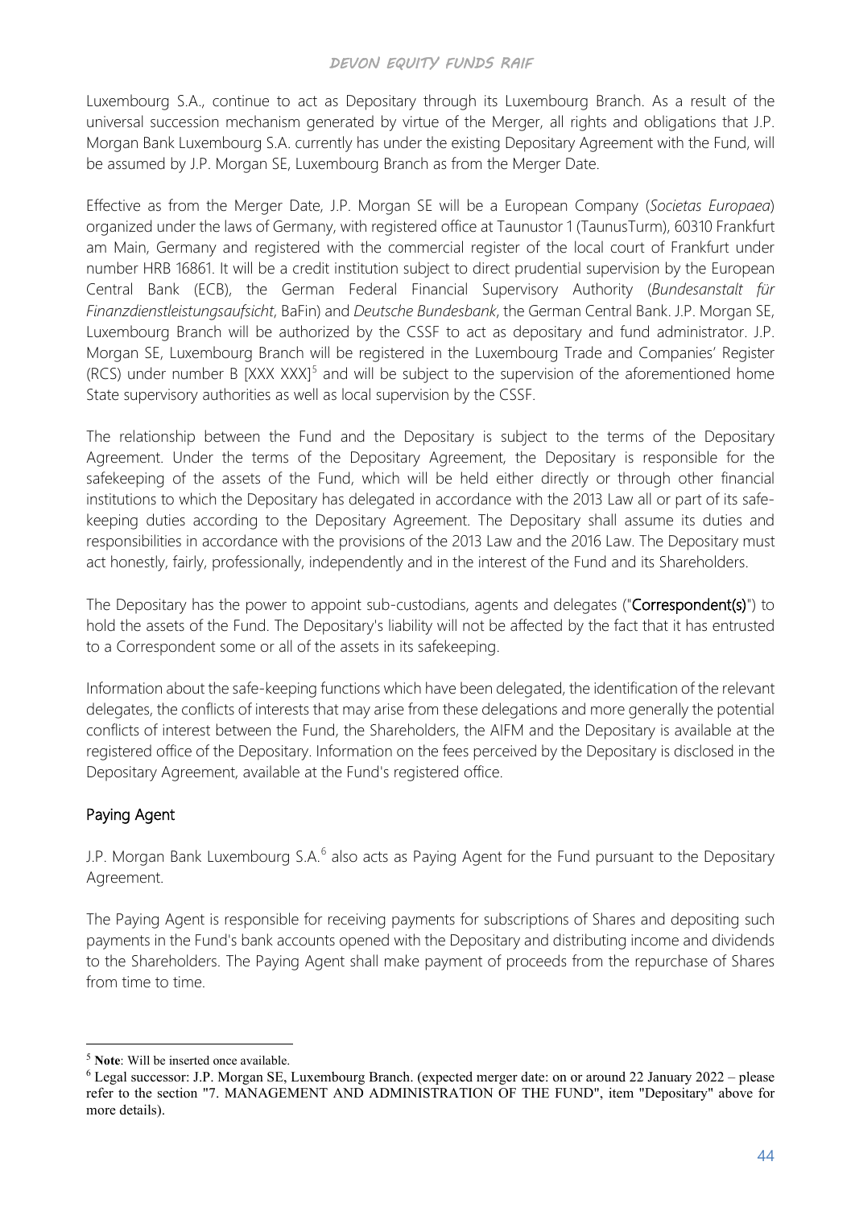Luxembourg S.A., continue to act as Depositary through its Luxembourg Branch. As a result of the universal succession mechanism generated by virtue of the Merger, all rights and obligations that J.P. Morgan Bank Luxembourg S.A. currently has under the existing Depositary Agreement with the Fund, will be assumed by J.P. Morgan SE, Luxembourg Branch as from the Merger Date.

Effective as from the Merger Date, J.P. Morgan SE will be a European Company (*Societas Europaea*) organized under the laws of Germany, with registered office at Taunustor 1 (TaunusTurm), 60310 Frankfurt am Main, Germany and registered with the commercial register of the local court of Frankfurt under number HRB 16861. It will be a credit institution subject to direct prudential supervision by the European Central Bank (ECB), the German Federal Financial Supervisory Authority (*Bundesanstalt für Finanzdienstleistungsaufsicht*, BaFin) and *Deutsche Bundesbank*, the German Central Bank. J.P. Morgan SE, Luxembourg Branch will be authorized by the CSSF to act as depositary and fund administrator. J.P. Morgan SE, Luxembourg Branch will be registered in the Luxembourg Trade and Companies' Register (RCS) under number B [XXX XXX][5] and will be subject to the supervision of the aforementioned home State supervisory authorities as well as local supervision by the CSSF.

The relationship between the Fund and the Depositary is subject to the terms of the Depositary Agreement. Under the terms of the Depositary Agreement, the Depositary is responsible for the safekeeping of the assets of the Fund, which will be held either directly or through other financial institutions to which the Depositary has delegated in accordance with the 2013 Law all or part of its safe-keeping duties according to the Depositary Agreement. The Depositary shall assume its duties and responsibilities in accordance with the provisions of the 2013 Law and the 2016 Law. The Depositary must act honestly, fairly, professionally, independently and in the interest of the Fund and its Shareholders.

The Depositary has the power to appoint sub-custodians, agents and delegates ("**Correspondent(s)**") to hold the assets of the Fund. The Depositary's liability will not be affected by the fact that it has entrusted to a Correspondent some or all of the assets in its safekeeping.

Information about the safe-keeping functions which have been delegated, the identification of the relevant delegates, the conflicts of interests that may arise from these delegations and more generally the potential conflicts of interest between the Fund, the Shareholders, the AIFM and the Depositary is available at the registered office of the Depositary. Information on the fees perceived by the Depositary is disclosed in the Depositary Agreement, available at the Fund's registered office.

## Paying Agent

J.P. Morgan Bank Luxembourg S.A.[6] also acts as Paying Agent for the Fund pursuant to the Depositary Agreement.

The Paying Agent is responsible for receiving payments for subscriptions of Shares and depositing such payments in the Fund's bank accounts opened with the Depositary and distributing income and dividends to the Shareholders. The Paying Agent shall make payment of proceeds from the repurchase of Shares from time to time.

---

[5] **Note**: Will be inserted once available.

[6] Legal successor: J.P. Morgan SE, Luxembourg Branch. (expected merger date: on or around 22 January 2022 – please refer to the section "7. MANAGEMENT AND ADMINISTRATION OF THE FUND", item "Depositary" above for more details).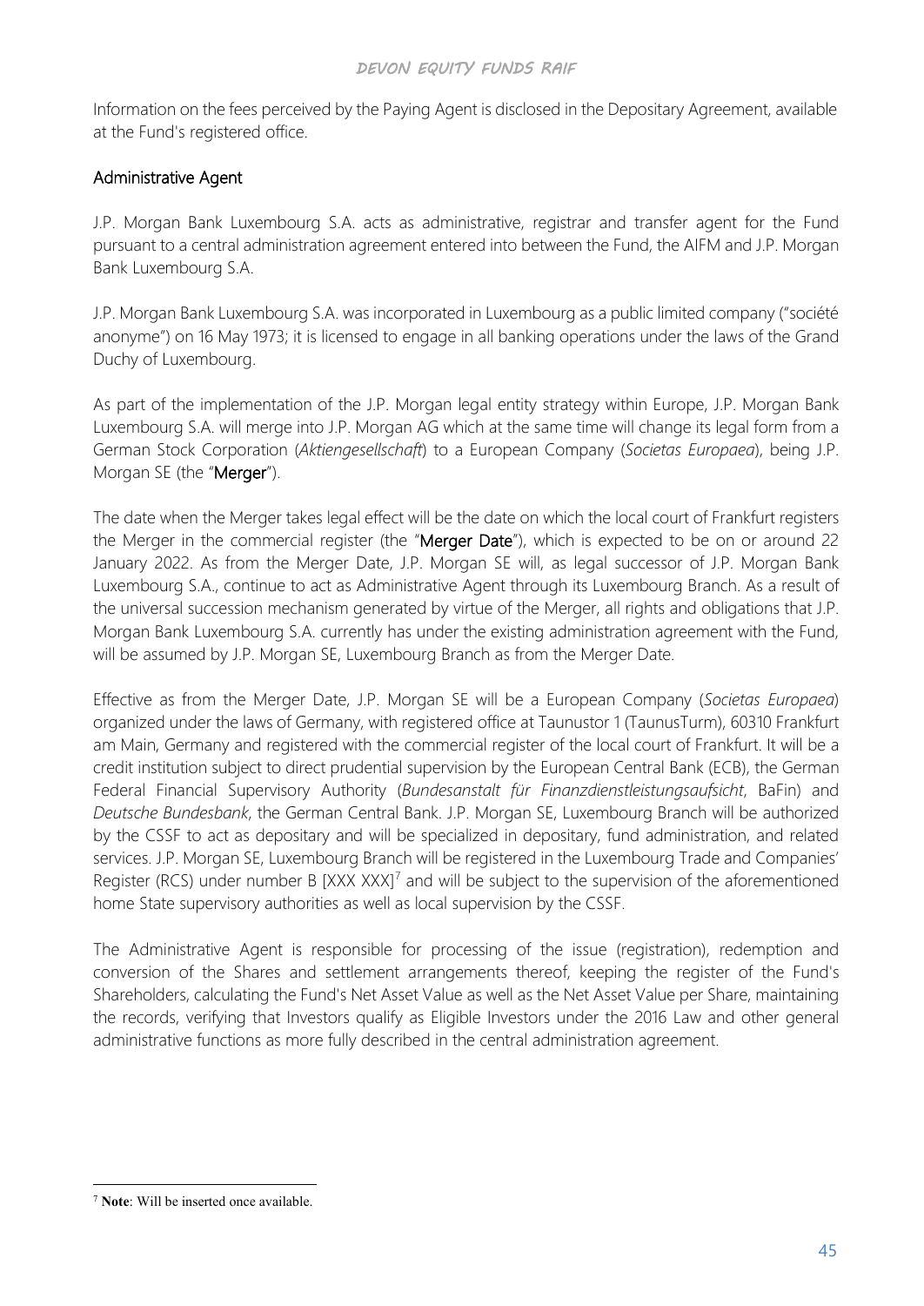Information on the fees perceived by the Paying Agent is disclosed in the Depositary Agreement, available at the Fund's registered office.

## Administrative Agent

J.P. Morgan Bank Luxembourg S.A. acts as administrative, registrar and transfer agent for the Fund pursuant to a central administration agreement entered into between the Fund, the AIFM and J.P. Morgan Bank Luxembourg S.A.

J.P. Morgan Bank Luxembourg S.A. was incorporated in Luxembourg as a public limited company ("société anonyme") on 16 May 1973; it is licensed to engage in all banking operations under the laws of the Grand Duchy of Luxembourg.

As part of the implementation of the J.P. Morgan legal entity strategy within Europe, J.P. Morgan Bank Luxembourg S.A. will merge into J.P. Morgan AG which at the same time will change its legal form from a German Stock Corporation (*Aktiengesellschaft*) to a European Company (*Societas Europaea*), being J.P. Morgan SE (the "**Merger**").

The date when the Merger takes legal effect will be the date on which the local court of Frankfurt registers the Merger in the commercial register (the "**Merger Date**"), which is expected to be on or around 22 January 2022. As from the Merger Date, J.P. Morgan SE will, as legal successor of J.P. Morgan Bank Luxembourg S.A., continue to act as Administrative Agent through its Luxembourg Branch. As a result of the universal succession mechanism generated by virtue of the Merger, all rights and obligations that J.P. Morgan Bank Luxembourg S.A. currently has under the existing administration agreement with the Fund, will be assumed by J.P. Morgan SE, Luxembourg Branch as from the Merger Date.

Effective as from the Merger Date, J.P. Morgan SE will be a European Company (*Societas Europaea*) organized under the laws of Germany, with registered office at Taunustor 1 (TaunusTurm), 60310 Frankfurt am Main, Germany and registered with the commercial register of the local court of Frankfurt. It will be a credit institution subject to direct prudential supervision by the European Central Bank (ECB), the German Federal Financial Supervisory Authority (*Bundesanstalt für Finanzdienstleistungsaufsicht*, BaFin) and *Deutsche Bundesbank*, the German Central Bank. J.P. Morgan SE, Luxembourg Branch will be authorized by the CSSF to act as depositary and will be specialized in depositary, fund administration, and related services. J.P. Morgan SE, Luxembourg Branch will be registered in the Luxembourg Trade and Companies' Register (RCS) under number B [XXX XXX][7] and will be subject to the supervision of the aforementioned home State supervisory authorities as well as local supervision by the CSSF.

The Administrative Agent is responsible for processing of the issue (registration), redemption and conversion of the Shares and settlement arrangements thereof, keeping the register of the Fund's Shareholders, calculating the Fund's Net Asset Value as well as the Net Asset Value per Share, maintaining the records, verifying that Investors qualify as Eligible Investors under the 2016 Law and other general administrative functions as more fully described in the central administration agreement.

---

[7] **Note**: Will be inserted once available.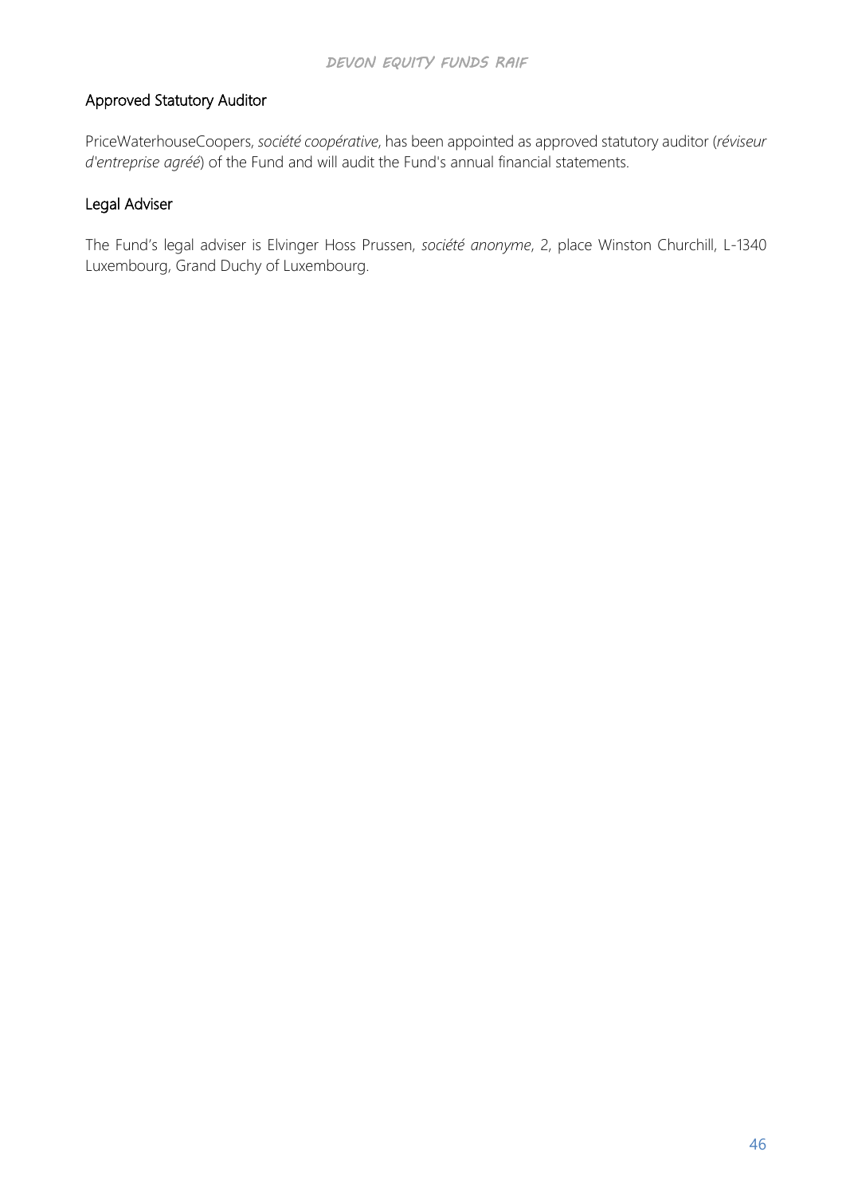## Approved Statutory Auditor

PriceWaterhouseCoopers, *société coopérative*, has been appointed as approved statutory auditor (*réviseur d'entreprise agréé*) of the Fund and will audit the Fund's annual financial statements.

## Legal Adviser

The Fund's legal adviser is Elvinger Hoss Prussen, *société anonyme*, 2, place Winston Churchill, L-1340 Luxembourg, Grand Duchy of Luxembourg.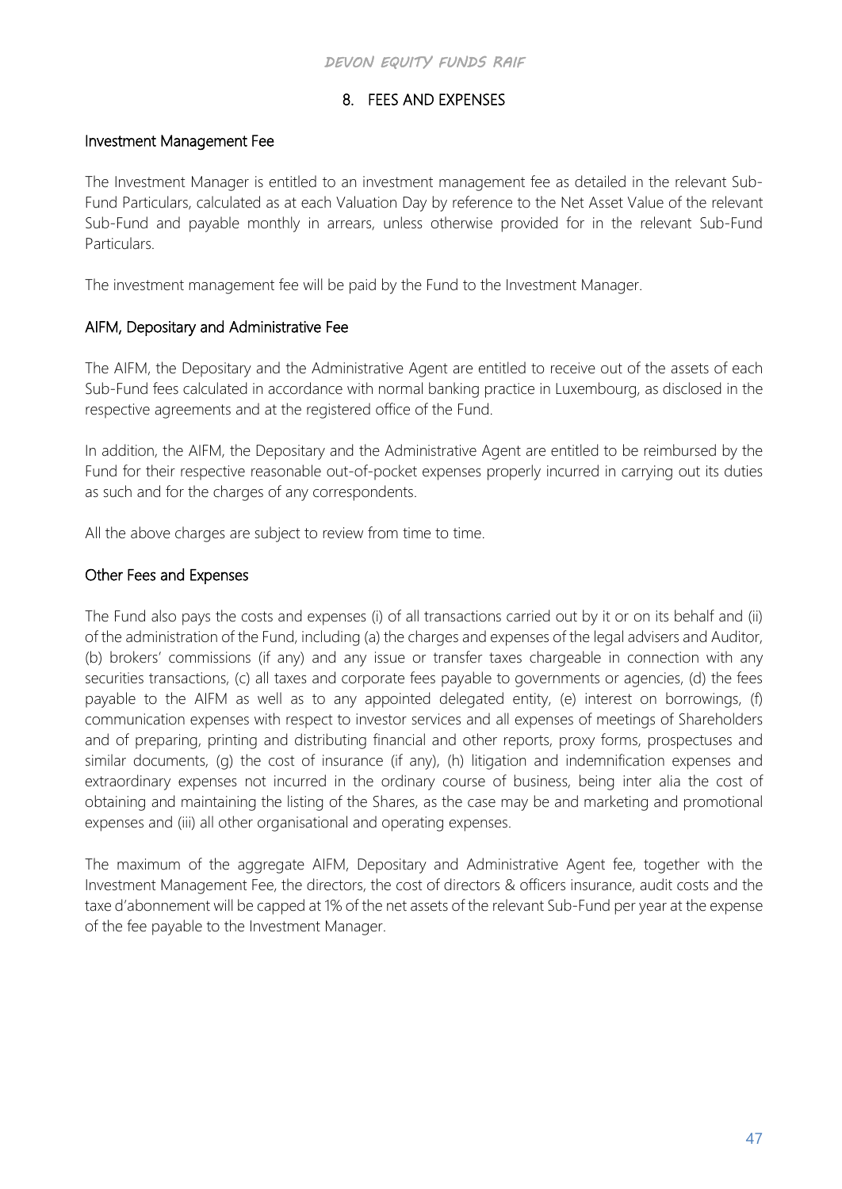## 8. FEES AND EXPENSES

### Investment Management Fee

The Investment Manager is entitled to an investment management fee as detailed in the relevant Sub-Fund Particulars, calculated as at each Valuation Day by reference to the Net Asset Value of the relevant Sub-Fund and payable monthly in arrears, unless otherwise provided for in the relevant Sub-Fund Particulars.

The investment management fee will be paid by the Fund to the Investment Manager.

### AIFM, Depositary and Administrative Fee

The AIFM, the Depositary and the Administrative Agent are entitled to receive out of the assets of each Sub-Fund fees calculated in accordance with normal banking practice in Luxembourg, as disclosed in the respective agreements and at the registered office of the Fund.

In addition, the AIFM, the Depositary and the Administrative Agent are entitled to be reimbursed by the Fund for their respective reasonable out-of-pocket expenses properly incurred in carrying out its duties as such and for the charges of any correspondents.

All the above charges are subject to review from time to time.

### Other Fees and Expenses

The Fund also pays the costs and expenses (i) of all transactions carried out by it or on its behalf and (ii) of the administration of the Fund, including (a) the charges and expenses of the legal advisers and Auditor, (b) brokers' commissions (if any) and any issue or transfer taxes chargeable in connection with any securities transactions, (c) all taxes and corporate fees payable to governments or agencies, (d) the fees payable to the AIFM as well as to any appointed delegated entity, (e) interest on borrowings, (f) communication expenses with respect to investor services and all expenses of meetings of Shareholders and of preparing, printing and distributing financial and other reports, proxy forms, prospectuses and similar documents, (g) the cost of insurance (if any), (h) litigation and indemnification expenses and extraordinary expenses not incurred in the ordinary course of business, being inter alia the cost of obtaining and maintaining the listing of the Shares, as the case may be and marketing and promotional expenses and (iii) all other organisational and operating expenses.

The maximum of the aggregate AIFM, Depositary and Administrative Agent fee, together with the Investment Management Fee, the directors, the cost of directors & officers insurance, audit costs and the taxe d'abonnement will be capped at 1% of the net assets of the relevant Sub-Fund per year at the expense of the fee payable to the Investment Manager.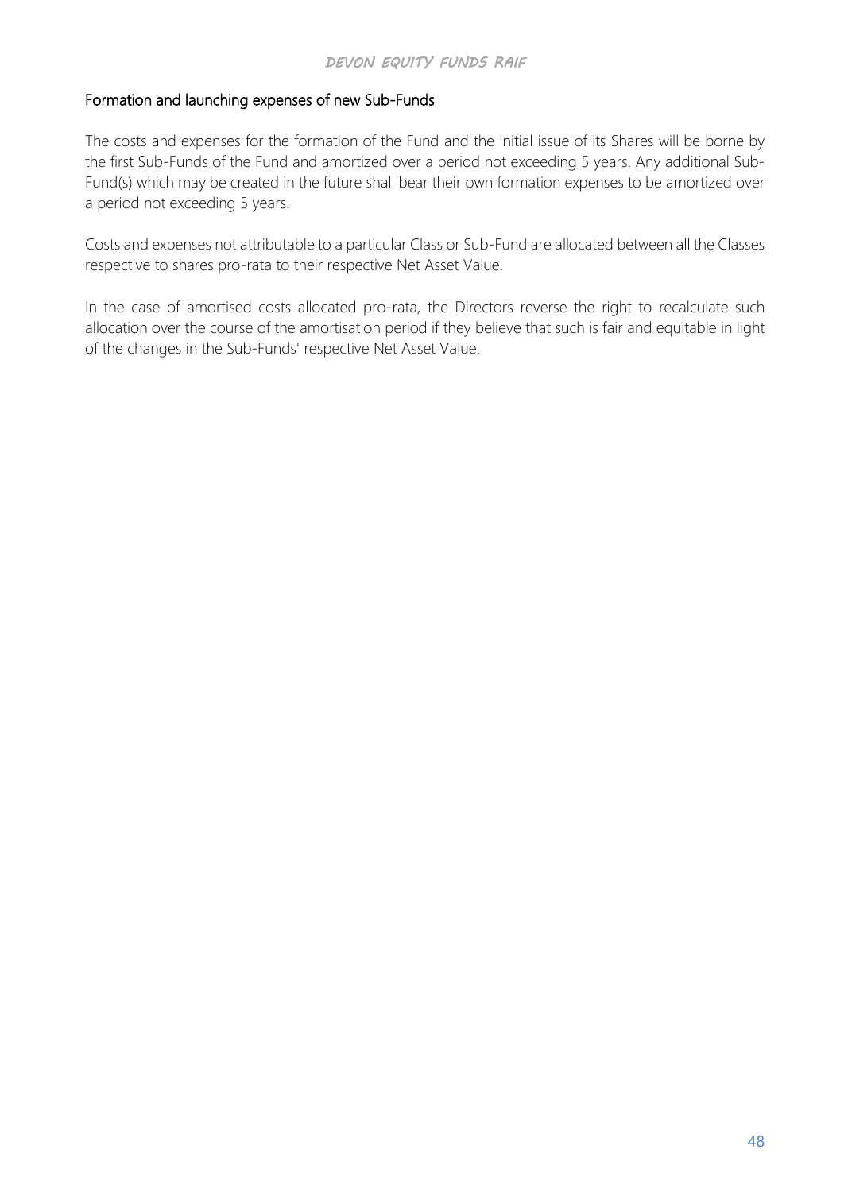## Formation and launching expenses of new Sub-Funds

The costs and expenses for the formation of the Fund and the initial issue of its Shares will be borne by the first Sub-Funds of the Fund and amortized over a period not exceeding 5 years. Any additional Sub-Fund(s) which may be created in the future shall bear their own formation expenses to be amortized over a period not exceeding 5 years.

Costs and expenses not attributable to a particular Class or Sub-Fund are allocated between all the Classes respective to shares pro-rata to their respective Net Asset Value.

In the case of amortised costs allocated pro-rata, the Directors reverse the right to recalculate such allocation over the course of the amortisation period if they believe that such is fair and equitable in light of the changes in the Sub-Funds' respective Net Asset Value.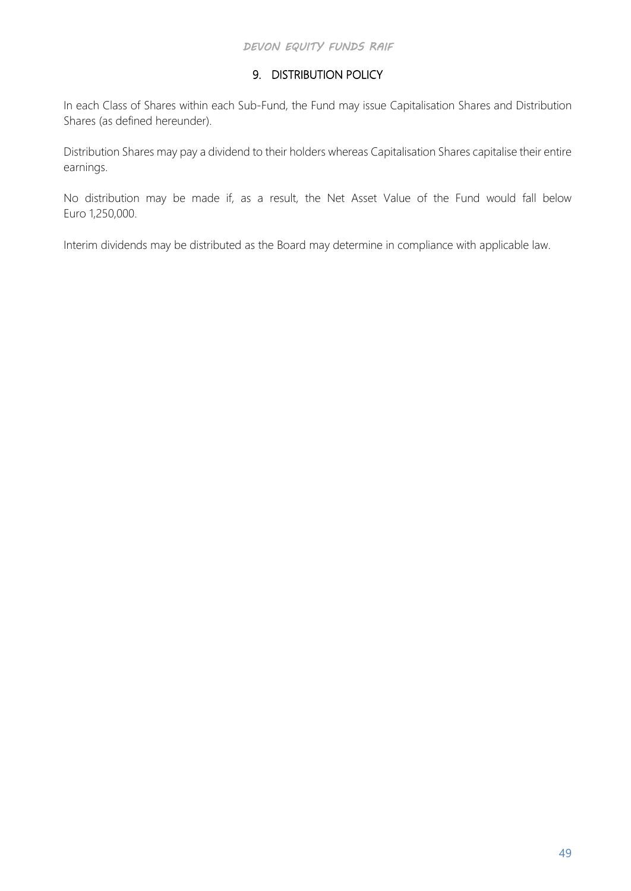## 9. DISTRIBUTION POLICY

In each Class of Shares within each Sub-Fund, the Fund may issue Capitalisation Shares and Distribution Shares (as defined hereunder).

Distribution Shares may pay a dividend to their holders whereas Capitalisation Shares capitalise their entire earnings.

No distribution may be made if, as a result, the Net Asset Value of the Fund would fall below Euro 1,250,000.

Interim dividends may be distributed as the Board may determine in compliance with applicable law.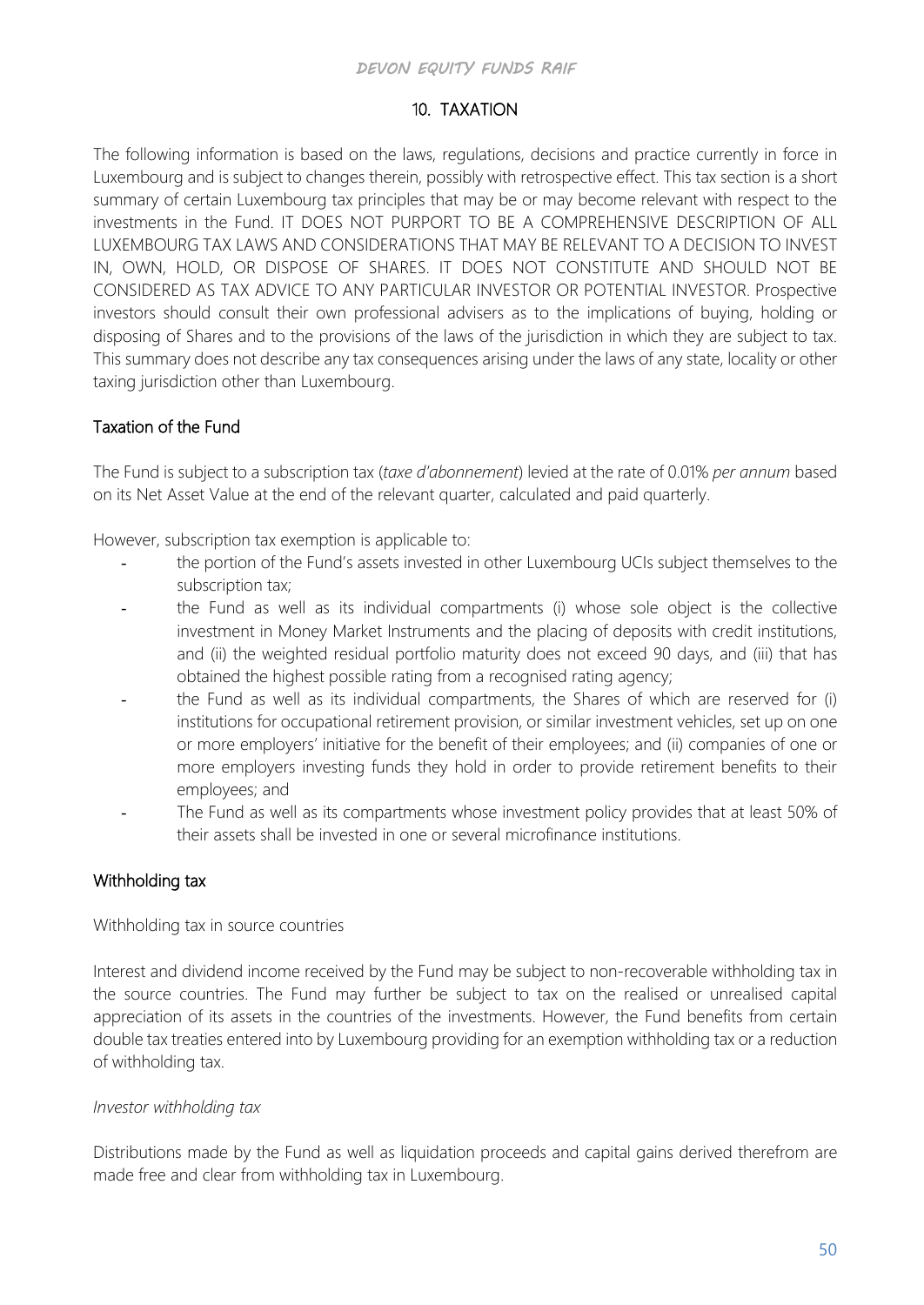## 10. TAXATION

The following information is based on the laws, regulations, decisions and practice currently in force in Luxembourg and is subject to changes therein, possibly with retrospective effect. This tax section is a short summary of certain Luxembourg tax principles that may be or may become relevant with respect to the investments in the Fund. IT DOES NOT PURPORT TO BE A COMPREHENSIVE DESCRIPTION OF ALL LUXEMBOURG TAX LAWS AND CONSIDERATIONS THAT MAY BE RELEVANT TO A DECISION TO INVEST IN, OWN, HOLD, OR DISPOSE OF SHARES. IT DOES NOT CONSTITUTE AND SHOULD NOT BE CONSIDERED AS TAX ADVICE TO ANY PARTICULAR INVESTOR OR POTENTIAL INVESTOR. Prospective investors should consult their own professional advisers as to the implications of buying, holding or disposing of Shares and to the provisions of the laws of the jurisdiction in which they are subject to tax. This summary does not describe any tax consequences arising under the laws of any state, locality or other taxing jurisdiction other than Luxembourg.

### Taxation of the Fund

The Fund is subject to a subscription tax (*taxe d'abonnement*) levied at the rate of 0.01% *per annum* based on its Net Asset Value at the end of the relevant quarter, calculated and paid quarterly.

However, subscription tax exemption is applicable to:

- the portion of the Fund's assets invested in other Luxembourg UCIs subject themselves to the subscription tax;
- the Fund as well as its individual compartments (i) whose sole object is the collective investment in Money Market Instruments and the placing of deposits with credit institutions, and (ii) the weighted residual portfolio maturity does not exceed 90 days, and (iii) that has obtained the highest possible rating from a recognised rating agency;
- the Fund as well as its individual compartments, the Shares of which are reserved for (i) institutions for occupational retirement provision, or similar investment vehicles, set up on one or more employers' initiative for the benefit of their employees; and (ii) companies of one or more employers investing funds they hold in order to provide retirement benefits to their employees; and
- The Fund as well as its compartments whose investment policy provides that at least 50% of their assets shall be invested in one or several microfinance institutions.

### Withholding tax

Withholding tax in source countries

Interest and dividend income received by the Fund may be subject to non-recoverable withholding tax in the source countries. The Fund may further be subject to tax on the realised or unrealised capital appreciation of its assets in the countries of the investments. However, the Fund benefits from certain double tax treaties entered into by Luxembourg providing for an exemption withholding tax or a reduction of withholding tax.

*Investor withholding tax*

Distributions made by the Fund as well as liquidation proceeds and capital gains derived therefrom are made free and clear from withholding tax in Luxembourg.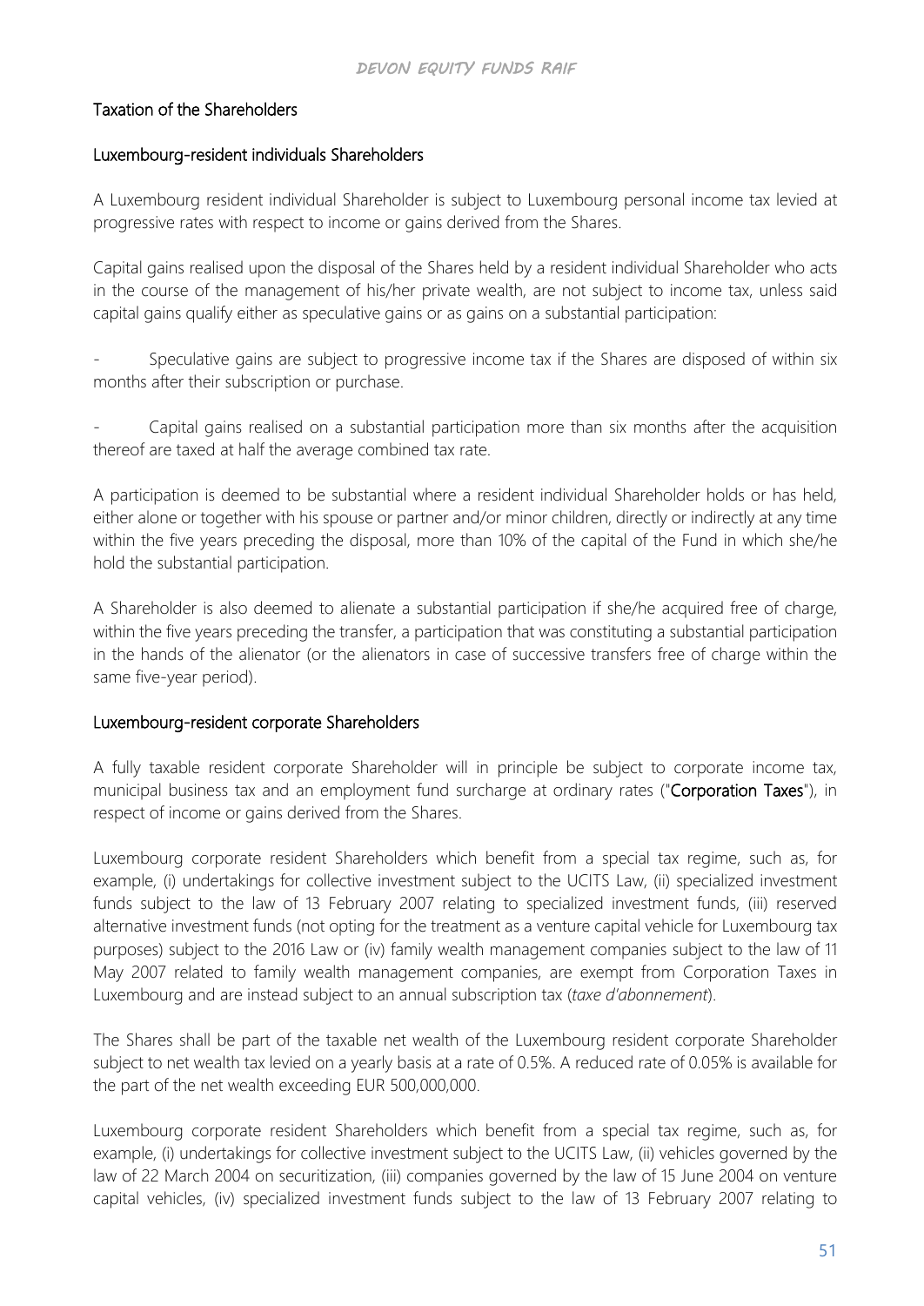## Taxation of the Shareholders

### Luxembourg-resident individuals Shareholders

A Luxembourg resident individual Shareholder is subject to Luxembourg personal income tax levied at progressive rates with respect to income or gains derived from the Shares.

Capital gains realised upon the disposal of the Shares held by a resident individual Shareholder who acts in the course of the management of his/her private wealth, are not subject to income tax, unless said capital gains qualify either as speculative gains or as gains on a substantial participation:

- Speculative gains are subject to progressive income tax if the Shares are disposed of within six months after their subscription or purchase.

- Capital gains realised on a substantial participation more than six months after the acquisition thereof are taxed at half the average combined tax rate.

A participation is deemed to be substantial where a resident individual Shareholder holds or has held, either alone or together with his spouse or partner and/or minor children, directly or indirectly at any time within the five years preceding the disposal, more than 10% of the capital of the Fund in which she/he hold the substantial participation.

A Shareholder is also deemed to alienate a substantial participation if she/he acquired free of charge, within the five years preceding the transfer, a participation that was constituting a substantial participation in the hands of the alienator (or the alienators in case of successive transfers free of charge within the same five-year period).

### Luxembourg-resident corporate Shareholders

A fully taxable resident corporate Shareholder will in principle be subject to corporate income tax, municipal business tax and an employment fund surcharge at ordinary rates ("**Corporation Taxes**"), in respect of income or gains derived from the Shares.

Luxembourg corporate resident Shareholders which benefit from a special tax regime, such as, for example, (i) undertakings for collective investment subject to the UCITS Law, (ii) specialized investment funds subject to the law of 13 February 2007 relating to specialized investment funds, (iii) reserved alternative investment funds (not opting for the treatment as a venture capital vehicle for Luxembourg tax purposes) subject to the 2016 Law or (iv) family wealth management companies subject to the law of 11 May 2007 related to family wealth management companies, are exempt from Corporation Taxes in Luxembourg and are instead subject to an annual subscription tax (*taxe d'abonnement*).

The Shares shall be part of the taxable net wealth of the Luxembourg resident corporate Shareholder subject to net wealth tax levied on a yearly basis at a rate of 0.5%. A reduced rate of 0.05% is available for the part of the net wealth exceeding EUR 500,000,000.

Luxembourg corporate resident Shareholders which benefit from a special tax regime, such as, for example, (i) undertakings for collective investment subject to the UCITS Law, (ii) vehicles governed by the law of 22 March 2004 on securitization, (iii) companies governed by the law of 15 June 2004 on venture capital vehicles, (iv) specialized investment funds subject to the law of 13 February 2007 relating to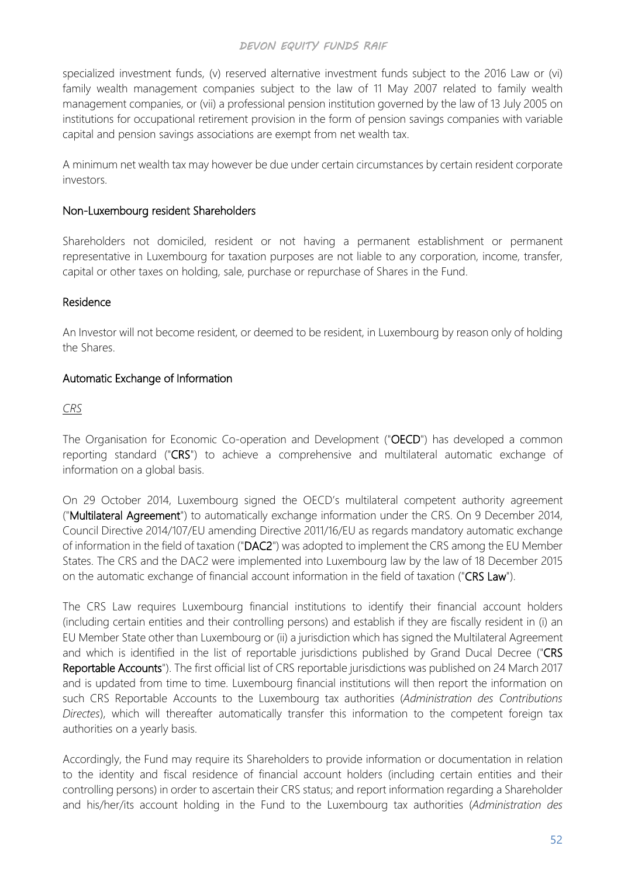specialized investment funds, (v) reserved alternative investment funds subject to the 2016 Law or (vi) family wealth management companies subject to the law of 11 May 2007 related to family wealth management companies, or (vii) a professional pension institution governed by the law of 13 July 2005 on institutions for occupational retirement provision in the form of pension savings companies with variable capital and pension savings associations are exempt from net wealth tax.

A minimum net wealth tax may however be due under certain circumstances by certain resident corporate investors.

## Non-Luxembourg resident Shareholders

Shareholders not domiciled, resident or not having a permanent establishment or permanent representative in Luxembourg for taxation purposes are not liable to any corporation, income, transfer, capital or other taxes on holding, sale, purchase or repurchase of Shares in the Fund.

## Residence

An Investor will not become resident, or deemed to be resident, in Luxembourg by reason only of holding the Shares.

## Automatic Exchange of Information

### *CRS*

The Organisation for Economic Co-operation and Development ("**OECD**") has developed a common reporting standard ("**CRS**") to achieve a comprehensive and multilateral automatic exchange of information on a global basis.

On 29 October 2014, Luxembourg signed the OECD's multilateral competent authority agreement ("**Multilateral Agreement**") to automatically exchange information under the CRS. On 9 December 2014, Council Directive 2014/107/EU amending Directive 2011/16/EU as regards mandatory automatic exchange of information in the field of taxation ("**DAC2**") was adopted to implement the CRS among the EU Member States. The CRS and the DAC2 were implemented into Luxembourg law by the law of 18 December 2015 on the automatic exchange of financial account information in the field of taxation ("**CRS Law**").

The CRS Law requires Luxembourg financial institutions to identify their financial account holders (including certain entities and their controlling persons) and establish if they are fiscally resident in (i) an EU Member State other than Luxembourg or (ii) a jurisdiction which has signed the Multilateral Agreement and which is identified in the list of reportable jurisdictions published by Grand Ducal Decree ("**CRS Reportable Accounts**"). The first official list of CRS reportable jurisdictions was published on 24 March 2017 and is updated from time to time. Luxembourg financial institutions will then report the information on such CRS Reportable Accounts to the Luxembourg tax authorities (*Administration des Contributions Directes*), which will thereafter automatically transfer this information to the competent foreign tax authorities on a yearly basis.

Accordingly, the Fund may require its Shareholders to provide information or documentation in relation to the identity and fiscal residence of financial account holders (including certain entities and their controlling persons) in order to ascertain their CRS status; and report information regarding a Shareholder and his/her/its account holding in the Fund to the Luxembourg tax authorities (*Administration des*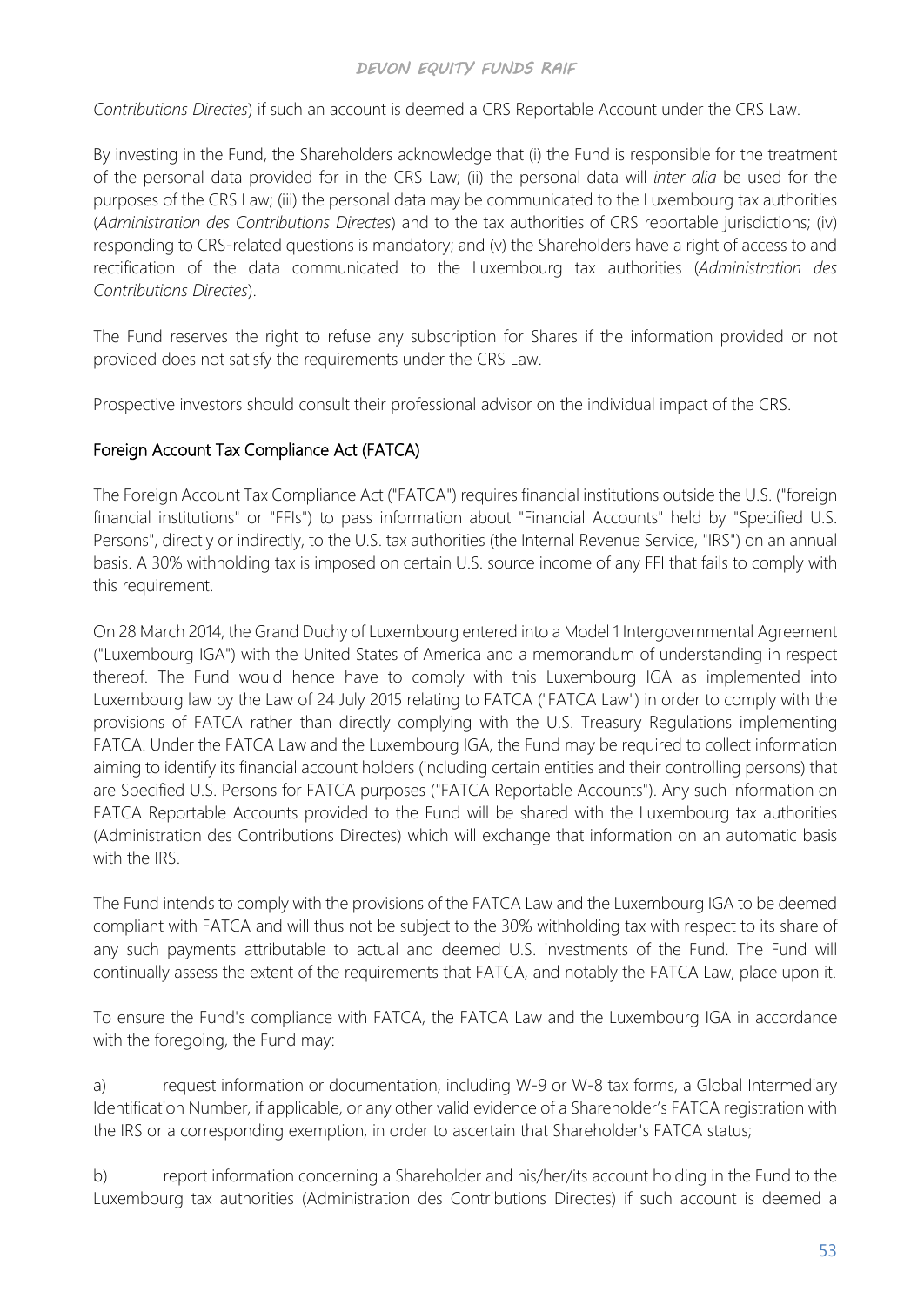*Contributions Directes*) if such an account is deemed a CRS Reportable Account under the CRS Law.

By investing in the Fund, the Shareholders acknowledge that (i) the Fund is responsible for the treatment of the personal data provided for in the CRS Law; (ii) the personal data will *inter alia* be used for the purposes of the CRS Law; (iii) the personal data may be communicated to the Luxembourg tax authorities (*Administration des Contributions Directes*) and to the tax authorities of CRS reportable jurisdictions; (iv) responding to CRS-related questions is mandatory; and (v) the Shareholders have a right of access to and rectification of the data communicated to the Luxembourg tax authorities (*Administration des Contributions Directes*).

The Fund reserves the right to refuse any subscription for Shares if the information provided or not provided does not satisfy the requirements under the CRS Law.

Prospective investors should consult their professional advisor on the individual impact of the CRS.

## Foreign Account Tax Compliance Act (FATCA)

The Foreign Account Tax Compliance Act ("FATCA") requires financial institutions outside the U.S. ("foreign financial institutions" or "FFIs") to pass information about "Financial Accounts" held by "Specified U.S. Persons", directly or indirectly, to the U.S. tax authorities (the Internal Revenue Service, "IRS") on an annual basis. A 30% withholding tax is imposed on certain U.S. source income of any FFI that fails to comply with this requirement.

On 28 March 2014, the Grand Duchy of Luxembourg entered into a Model 1 Intergovernmental Agreement ("Luxembourg IGA") with the United States of America and a memorandum of understanding in respect thereof. The Fund would hence have to comply with this Luxembourg IGA as implemented into Luxembourg law by the Law of 24 July 2015 relating to FATCA ("FATCA Law") in order to comply with the provisions of FATCA rather than directly complying with the U.S. Treasury Regulations implementing FATCA. Under the FATCA Law and the Luxembourg IGA, the Fund may be required to collect information aiming to identify its financial account holders (including certain entities and their controlling persons) that are Specified U.S. Persons for FATCA purposes ("FATCA Reportable Accounts"). Any such information on FATCA Reportable Accounts provided to the Fund will be shared with the Luxembourg tax authorities (Administration des Contributions Directes) which will exchange that information on an automatic basis with the IRS.

The Fund intends to comply with the provisions of the FATCA Law and the Luxembourg IGA to be deemed compliant with FATCA and will thus not be subject to the 30% withholding tax with respect to its share of any such payments attributable to actual and deemed U.S. investments of the Fund. The Fund will continually assess the extent of the requirements that FATCA, and notably the FATCA Law, place upon it.

To ensure the Fund's compliance with FATCA, the FATCA Law and the Luxembourg IGA in accordance with the foregoing, the Fund may:

a) request information or documentation, including W-9 or W-8 tax forms, a Global Intermediary Identification Number, if applicable, or any other valid evidence of a Shareholder's FATCA registration with the IRS or a corresponding exemption, in order to ascertain that Shareholder's FATCA status;

b) report information concerning a Shareholder and his/her/its account holding in the Fund to the Luxembourg tax authorities (Administration des Contributions Directes) if such account is deemed a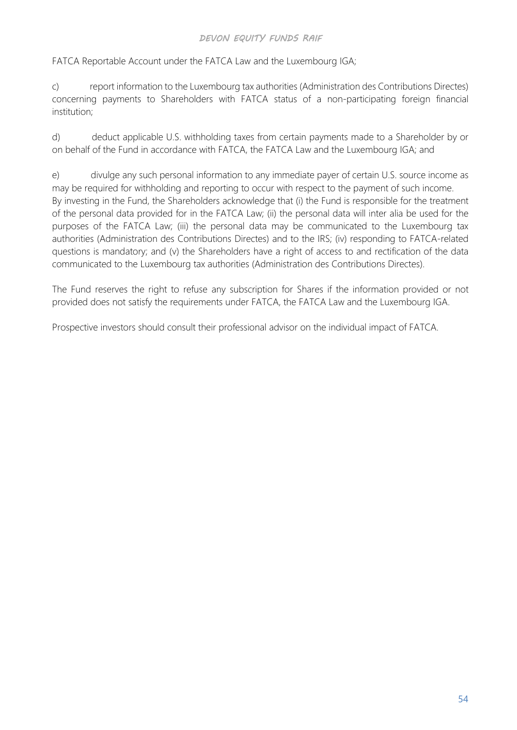FATCA Reportable Account under the FATCA Law and the Luxembourg IGA;

c) report information to the Luxembourg tax authorities (Administration des Contributions Directes) concerning payments to Shareholders with FATCA status of a non-participating foreign financial institution;

d) deduct applicable U.S. withholding taxes from certain payments made to a Shareholder by or on behalf of the Fund in accordance with FATCA, the FATCA Law and the Luxembourg IGA; and

e) divulge any such personal information to any immediate payer of certain U.S. source income as may be required for withholding and reporting to occur with respect to the payment of such income.

By investing in the Fund, the Shareholders acknowledge that (i) the Fund is responsible for the treatment of the personal data provided for in the FATCA Law; (ii) the personal data will inter alia be used for the purposes of the FATCA Law; (iii) the personal data may be communicated to the Luxembourg tax authorities (Administration des Contributions Directes) and to the IRS; (iv) responding to FATCA-related questions is mandatory; and (v) the Shareholders have a right of access to and rectification of the data communicated to the Luxembourg tax authorities (Administration des Contributions Directes).

The Fund reserves the right to refuse any subscription for Shares if the information provided or not provided does not satisfy the requirements under FATCA, the FATCA Law and the Luxembourg IGA.

Prospective investors should consult their professional advisor on the individual impact of FATCA.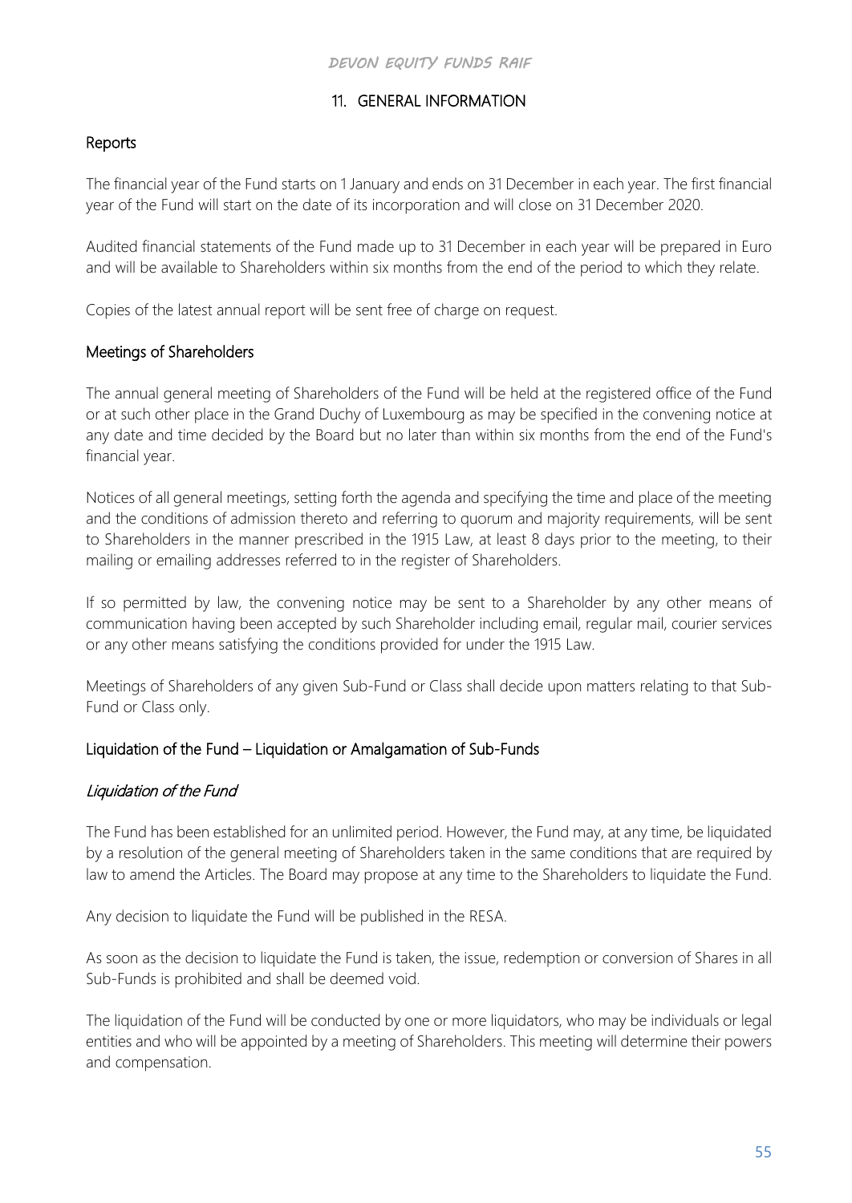## 11. GENERAL INFORMATION

### Reports

The financial year of the Fund starts on 1 January and ends on 31 December in each year. The first financial year of the Fund will start on the date of its incorporation and will close on 31 December 2020.

Audited financial statements of the Fund made up to 31 December in each year will be prepared in Euro and will be available to Shareholders within six months from the end of the period to which they relate.

Copies of the latest annual report will be sent free of charge on request.

### Meetings of Shareholders

The annual general meeting of Shareholders of the Fund will be held at the registered office of the Fund or at such other place in the Grand Duchy of Luxembourg as may be specified in the convening notice at any date and time decided by the Board but no later than within six months from the end of the Fund's financial year.

Notices of all general meetings, setting forth the agenda and specifying the time and place of the meeting and the conditions of admission thereto and referring to quorum and majority requirements, will be sent to Shareholders in the manner prescribed in the 1915 Law, at least 8 days prior to the meeting, to their mailing or emailing addresses referred to in the register of Shareholders.

If so permitted by law, the convening notice may be sent to a Shareholder by any other means of communication having been accepted by such Shareholder including email, regular mail, courier services or any other means satisfying the conditions provided for under the 1915 Law.

Meetings of Shareholders of any given Sub-Fund or Class shall decide upon matters relating to that Sub-Fund or Class only.

### Liquidation of the Fund – Liquidation or Amalgamation of Sub-Funds

#### *Liquidation of the Fund*

The Fund has been established for an unlimited period. However, the Fund may, at any time, be liquidated by a resolution of the general meeting of Shareholders taken in the same conditions that are required by law to amend the Articles. The Board may propose at any time to the Shareholders to liquidate the Fund.

Any decision to liquidate the Fund will be published in the RESA.

As soon as the decision to liquidate the Fund is taken, the issue, redemption or conversion of Shares in all Sub-Funds is prohibited and shall be deemed void.

The liquidation of the Fund will be conducted by one or more liquidators, who may be individuals or legal entities and who will be appointed by a meeting of Shareholders. This meeting will determine their powers and compensation.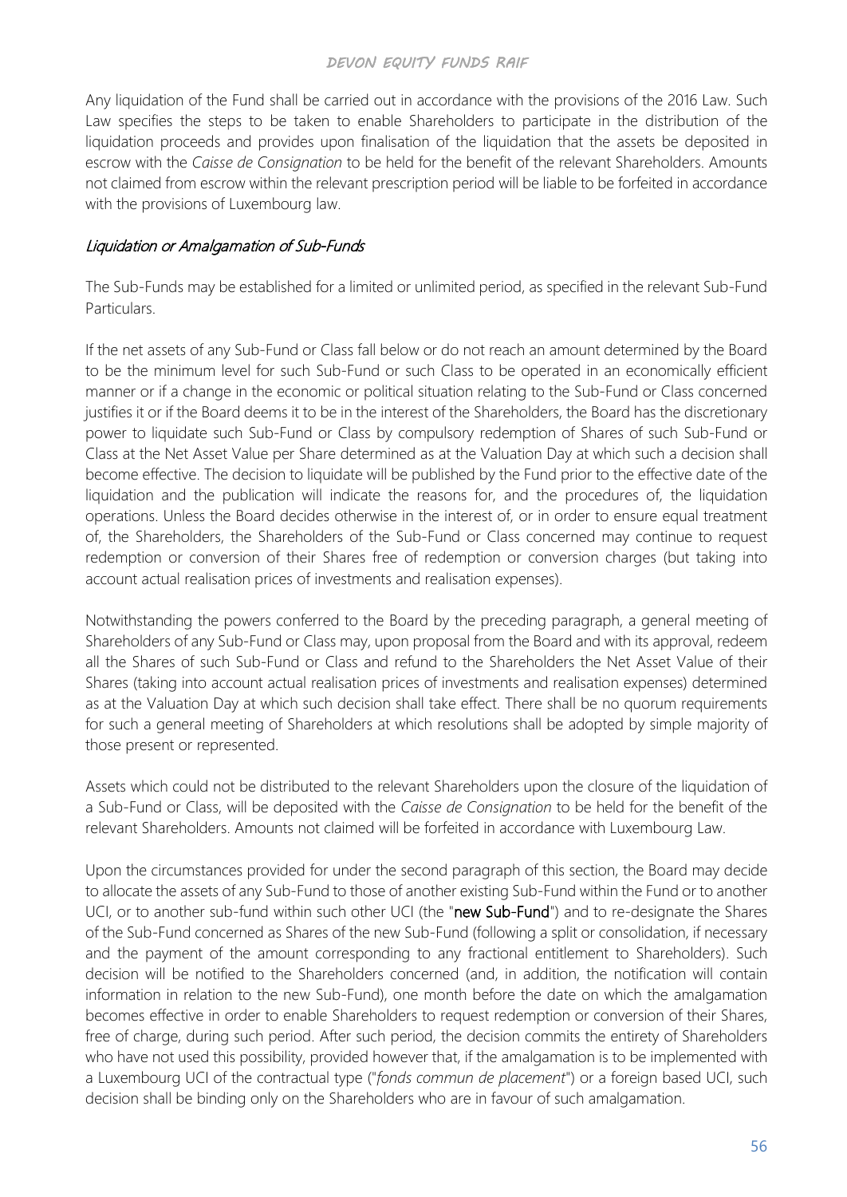Any liquidation of the Fund shall be carried out in accordance with the provisions of the 2016 Law. Such Law specifies the steps to be taken to enable Shareholders to participate in the distribution of the liquidation proceeds and provides upon finalisation of the liquidation that the assets be deposited in escrow with the *Caisse de Consignation* to be held for the benefit of the relevant Shareholders. Amounts not claimed from escrow within the relevant prescription period will be liable to be forfeited in accordance with the provisions of Luxembourg law.

### *Liquidation or Amalgamation of Sub-Funds*

The Sub-Funds may be established for a limited or unlimited period, as specified in the relevant Sub-Fund Particulars.

If the net assets of any Sub-Fund or Class fall below or do not reach an amount determined by the Board to be the minimum level for such Sub-Fund or such Class to be operated in an economically efficient manner or if a change in the economic or political situation relating to the Sub-Fund or Class concerned justifies it or if the Board deems it to be in the interest of the Shareholders, the Board has the discretionary power to liquidate such Sub-Fund or Class by compulsory redemption of Shares of such Sub-Fund or Class at the Net Asset Value per Share determined as at the Valuation Day at which such a decision shall become effective. The decision to liquidate will be published by the Fund prior to the effective date of the liquidation and the publication will indicate the reasons for, and the procedures of, the liquidation operations. Unless the Board decides otherwise in the interest of, or in order to ensure equal treatment of, the Shareholders, the Shareholders of the Sub-Fund or Class concerned may continue to request redemption or conversion of their Shares free of redemption or conversion charges (but taking into account actual realisation prices of investments and realisation expenses).

Notwithstanding the powers conferred to the Board by the preceding paragraph, a general meeting of Shareholders of any Sub-Fund or Class may, upon proposal from the Board and with its approval, redeem all the Shares of such Sub-Fund or Class and refund to the Shareholders the Net Asset Value of their Shares (taking into account actual realisation prices of investments and realisation expenses) determined as at the Valuation Day at which such decision shall take effect. There shall be no quorum requirements for such a general meeting of Shareholders at which resolutions shall be adopted by simple majority of those present or represented.

Assets which could not be distributed to the relevant Shareholders upon the closure of the liquidation of a Sub-Fund or Class, will be deposited with the *Caisse de Consignation* to be held for the benefit of the relevant Shareholders. Amounts not claimed will be forfeited in accordance with Luxembourg Law.

Upon the circumstances provided for under the second paragraph of this section, the Board may decide to allocate the assets of any Sub-Fund to those of another existing Sub-Fund within the Fund or to another UCI, or to another sub-fund within such other UCI (the "**new Sub-Fund**") and to re-designate the Shares of the Sub-Fund concerned as Shares of the new Sub-Fund (following a split or consolidation, if necessary and the payment of the amount corresponding to any fractional entitlement to Shareholders). Such decision will be notified to the Shareholders concerned (and, in addition, the notification will contain information in relation to the new Sub-Fund), one month before the date on which the amalgamation becomes effective in order to enable Shareholders to request redemption or conversion of their Shares, free of charge, during such period. After such period, the decision commits the entirety of Shareholders who have not used this possibility, provided however that, if the amalgamation is to be implemented with a Luxembourg UCI of the contractual type ("*fonds commun de placement*") or a foreign based UCI, such decision shall be binding only on the Shareholders who are in favour of such amalgamation.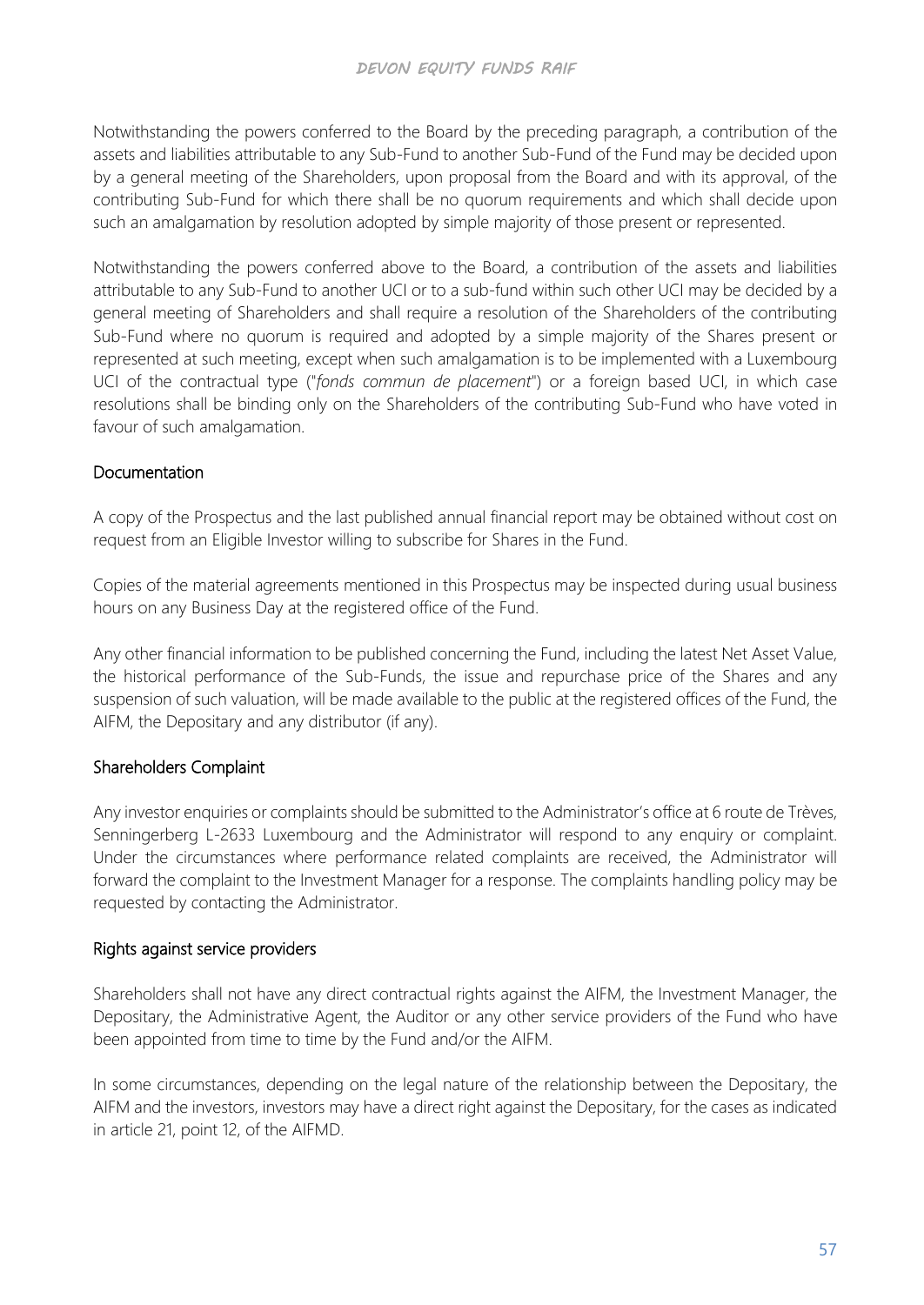Notwithstanding the powers conferred to the Board by the preceding paragraph, a contribution of the assets and liabilities attributable to any Sub-Fund to another Sub-Fund of the Fund may be decided upon by a general meeting of the Shareholders, upon proposal from the Board and with its approval, of the contributing Sub-Fund for which there shall be no quorum requirements and which shall decide upon such an amalgamation by resolution adopted by simple majority of those present or represented.

Notwithstanding the powers conferred above to the Board, a contribution of the assets and liabilities attributable to any Sub-Fund to another UCI or to a sub-fund within such other UCI may be decided by a general meeting of Shareholders and shall require a resolution of the Shareholders of the contributing Sub-Fund where no quorum is required and adopted by a simple majority of the Shares present or represented at such meeting, except when such amalgamation is to be implemented with a Luxembourg UCI of the contractual type ("*fonds commun de placement*") or a foreign based UCI, in which case resolutions shall be binding only on the Shareholders of the contributing Sub-Fund who have voted in favour of such amalgamation.

## Documentation

A copy of the Prospectus and the last published annual financial report may be obtained without cost on request from an Eligible Investor willing to subscribe for Shares in the Fund.

Copies of the material agreements mentioned in this Prospectus may be inspected during usual business hours on any Business Day at the registered office of the Fund.

Any other financial information to be published concerning the Fund, including the latest Net Asset Value, the historical performance of the Sub-Funds, the issue and repurchase price of the Shares and any suspension of such valuation, will be made available to the public at the registered offices of the Fund, the AIFM, the Depositary and any distributor (if any).

## Shareholders Complaint

Any investor enquiries or complaints should be submitted to the Administrator's office at 6 route de Trèves, Senningerberg L-2633 Luxembourg and the Administrator will respond to any enquiry or complaint. Under the circumstances where performance related complaints are received, the Administrator will forward the complaint to the Investment Manager for a response. The complaints handling policy may be requested by contacting the Administrator.

## Rights against service providers

Shareholders shall not have any direct contractual rights against the AIFM, the Investment Manager, the Depositary, the Administrative Agent, the Auditor or any other service providers of the Fund who have been appointed from time to time by the Fund and/or the AIFM.

In some circumstances, depending on the legal nature of the relationship between the Depositary, the AIFM and the investors, investors may have a direct right against the Depositary, for the cases as indicated in article 21, point 12, of the AIFMD.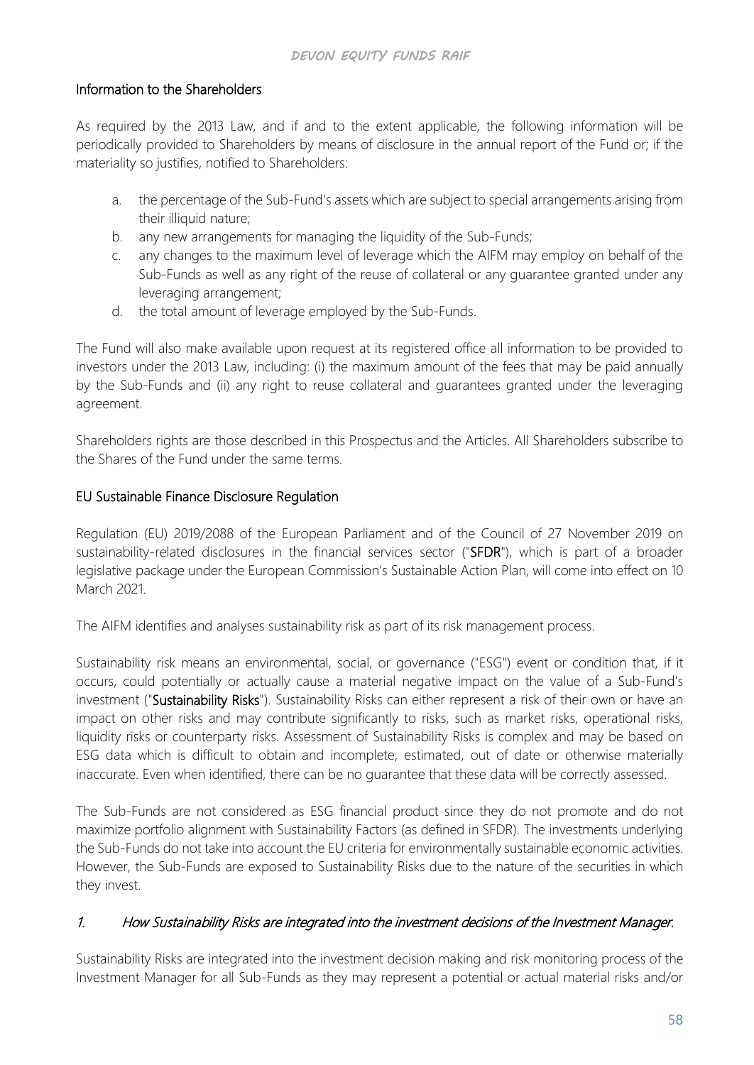## Information to the Shareholders

As required by the 2013 Law, and if and to the extent applicable, the following information will be periodically provided to Shareholders by means of disclosure in the annual report of the Fund or; if the materiality so justifies, notified to Shareholders:

a. the percentage of the Sub-Fund's assets which are subject to special arrangements arising from their illiquid nature;
b. any new arrangements for managing the liquidity of the Sub-Funds;
c. any changes to the maximum level of leverage which the AIFM may employ on behalf of the Sub-Funds as well as any right of the reuse of collateral or any guarantee granted under any leveraging arrangement;
d. the total amount of leverage employed by the Sub-Funds.

The Fund will also make available upon request at its registered office all information to be provided to investors under the 2013 Law, including: (i) the maximum amount of the fees that may be paid annually by the Sub-Funds and (ii) any right to reuse collateral and guarantees granted under the leveraging agreement.

Shareholders rights are those described in this Prospectus and the Articles. All Shareholders subscribe to the Shares of the Fund under the same terms.

## EU Sustainable Finance Disclosure Regulation

Regulation (EU) 2019/2088 of the European Parliament and of the Council of 27 November 2019 on sustainability-related disclosures in the financial services sector ("**SFDR**"), which is part of a broader legislative package under the European Commission's Sustainable Action Plan, will come into effect on 10 March 2021.

The AIFM identifies and analyses sustainability risk as part of its risk management process.

Sustainability risk means an environmental, social, or governance ("ESG") event or condition that, if it occurs, could potentially or actually cause a material negative impact on the value of a Sub-Fund's investment ("**Sustainability Risks**"). Sustainability Risks can either represent a risk of their own or have an impact on other risks and may contribute significantly to risks, such as market risks, operational risks, liquidity risks or counterparty risks. Assessment of Sustainability Risks is complex and may be based on ESG data which is difficult to obtain and incomplete, estimated, out of date or otherwise materially inaccurate. Even when identified, there can be no guarantee that these data will be correctly assessed.

The Sub-Funds are not considered as ESG financial product since they do not promote and do not maximize portfolio alignment with Sustainability Factors (as defined in SFDR). The investments underlying the Sub-Funds do not take into account the EU criteria for environmentally sustainable economic activities. However, the Sub-Funds are exposed to Sustainability Risks due to the nature of the securities in which they invest.

### *1. How Sustainability Risks are integrated into the investment decisions of the Investment Manager.*

Sustainability Risks are integrated into the investment decision making and risk monitoring process of the Investment Manager for all Sub-Funds as they may represent a potential or actual material risks and/or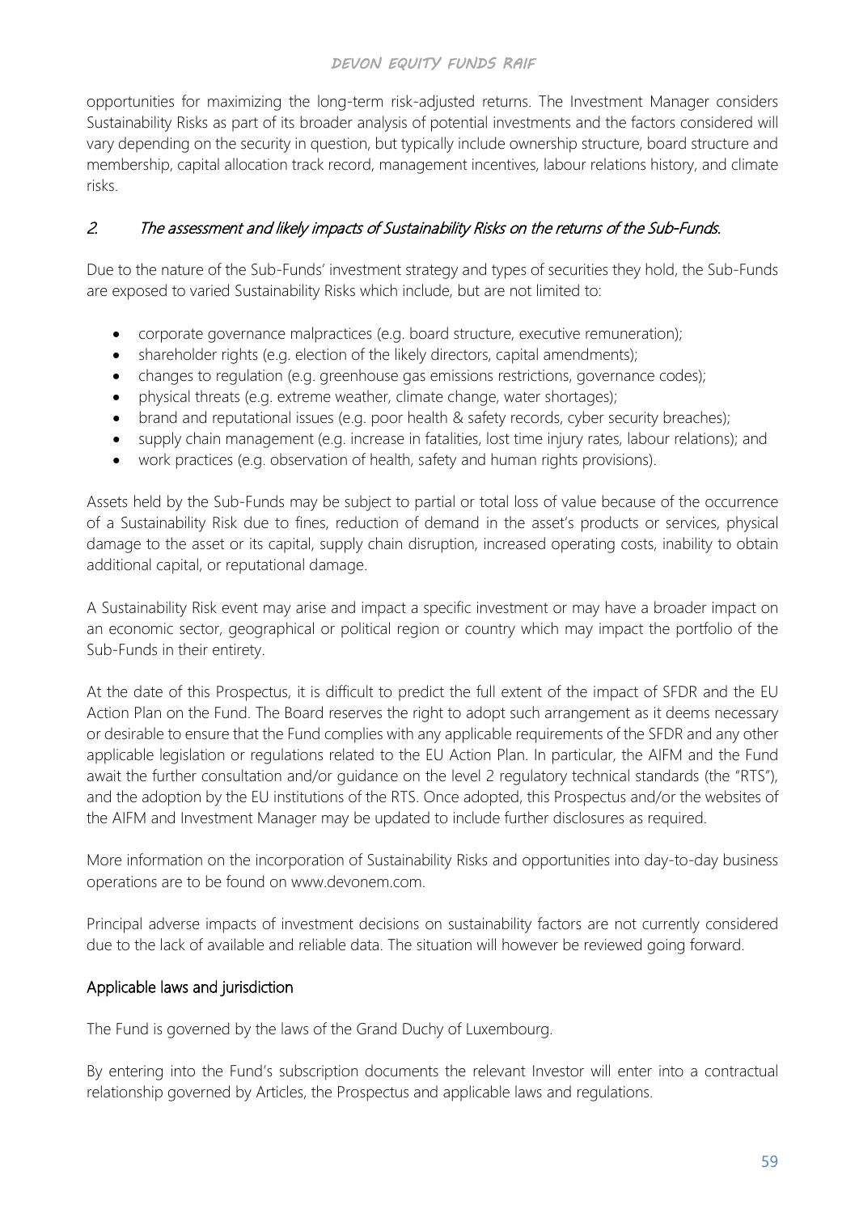opportunities for maximizing the long-term risk-adjusted returns. The Investment Manager considers Sustainability Risks as part of its broader analysis of potential investments and the factors considered will vary depending on the security in question, but typically include ownership structure, board structure and membership, capital allocation track record, management incentives, labour relations history, and climate risks.

### *2. The assessment and likely impacts of Sustainability Risks on the returns of the Sub-Funds.*

Due to the nature of the Sub-Funds' investment strategy and types of securities they hold, the Sub-Funds are exposed to varied Sustainability Risks which include, but are not limited to:

- corporate governance malpractices (e.g. board structure, executive remuneration);
- shareholder rights (e.g. election of the likely directors, capital amendments);
- changes to regulation (e.g. greenhouse gas emissions restrictions, governance codes);
- physical threats (e.g. extreme weather, climate change, water shortages);
- brand and reputational issues (e.g. poor health & safety records, cyber security breaches);
- supply chain management (e.g. increase in fatalities, lost time injury rates, labour relations); and
- work practices (e.g. observation of health, safety and human rights provisions).

Assets held by the Sub-Funds may be subject to partial or total loss of value because of the occurrence of a Sustainability Risk due to fines, reduction of demand in the asset's products or services, physical damage to the asset or its capital, supply chain disruption, increased operating costs, inability to obtain additional capital, or reputational damage.

A Sustainability Risk event may arise and impact a specific investment or may have a broader impact on an economic sector, geographical or political region or country which may impact the portfolio of the Sub-Funds in their entirety.

At the date of this Prospectus, it is difficult to predict the full extent of the impact of SFDR and the EU Action Plan on the Fund. The Board reserves the right to adopt such arrangement as it deems necessary or desirable to ensure that the Fund complies with any applicable requirements of the SFDR and any other applicable legislation or regulations related to the EU Action Plan. In particular, the AIFM and the Fund await the further consultation and/or guidance on the level 2 regulatory technical standards (the "RTS"), and the adoption by the EU institutions of the RTS. Once adopted, this Prospectus and/or the websites of the AIFM and Investment Manager may be updated to include further disclosures as required.

More information on the incorporation of Sustainability Risks and opportunities into day-to-day business operations are to be found on www.devonem.com.

Principal adverse impacts of investment decisions on sustainability factors are not currently considered due to the lack of available and reliable data. The situation will however be reviewed going forward.

## Applicable laws and jurisdiction

The Fund is governed by the laws of the Grand Duchy of Luxembourg.

By entering into the Fund's subscription documents the relevant Investor will enter into a contractual relationship governed by Articles, the Prospectus and applicable laws and regulations.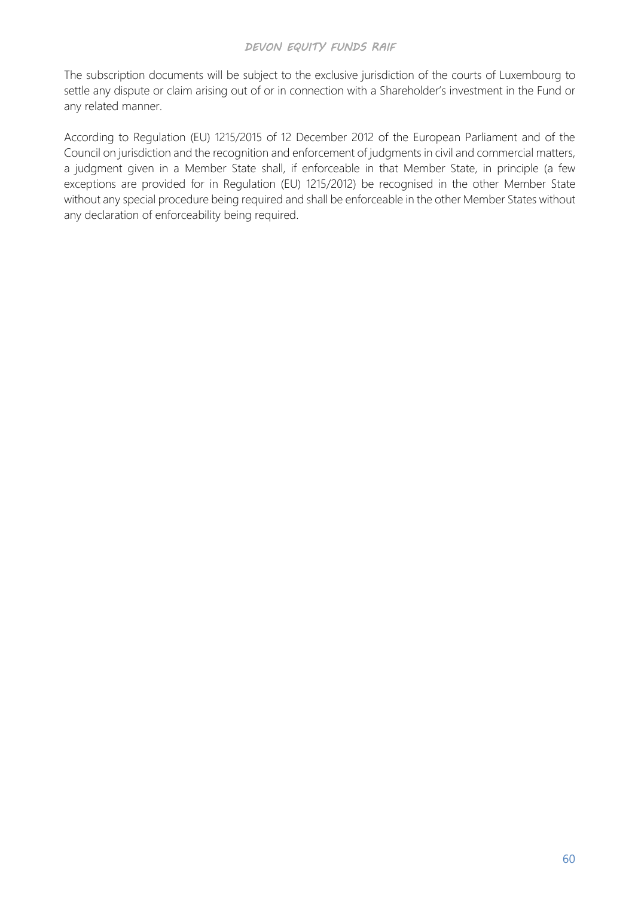The subscription documents will be subject to the exclusive jurisdiction of the courts of Luxembourg to settle any dispute or claim arising out of or in connection with a Shareholder's investment in the Fund or any related manner.

According to Regulation (EU) 1215/2015 of 12 December 2012 of the European Parliament and of the Council on jurisdiction and the recognition and enforcement of judgments in civil and commercial matters, a judgment given in a Member State shall, if enforceable in that Member State, in principle (a few exceptions are provided for in Regulation (EU) 1215/2012) be recognised in the other Member State without any special procedure being required and shall be enforceable in the other Member States without any declaration of enforceability being required.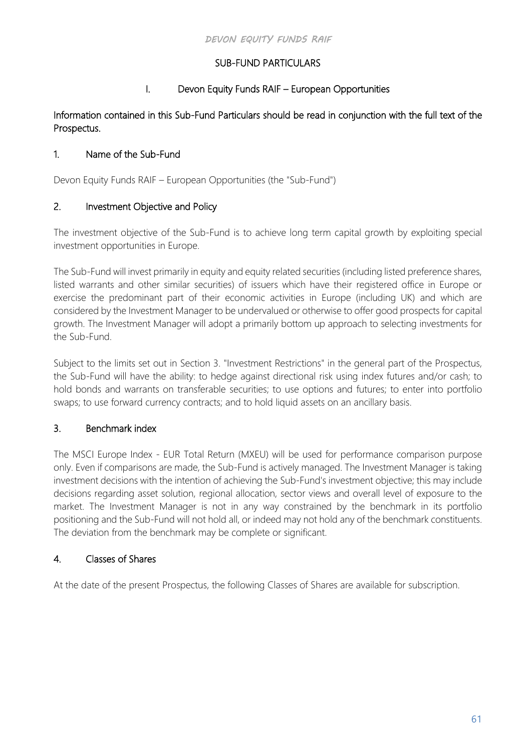## SUB-FUND PARTICULARS

### I. Devon Equity Funds RAIF – European Opportunities

**Information contained in this Sub-Fund Particulars should be read in conjunction with the full text of the Prospectus.**

### 1. Name of the Sub-Fund

Devon Equity Funds RAIF – European Opportunities (the "Sub-Fund")

### 2. Investment Objective and Policy

The investment objective of the Sub-Fund is to achieve long term capital growth by exploiting special investment opportunities in Europe.

The Sub-Fund will invest primarily in equity and equity related securities (including listed preference shares, listed warrants and other similar securities) of issuers which have their registered office in Europe or exercise the predominant part of their economic activities in Europe (including UK) and which are considered by the Investment Manager to be undervalued or otherwise to offer good prospects for capital growth. The Investment Manager will adopt a primarily bottom up approach to selecting investments for the Sub-Fund.

Subject to the limits set out in Section 3. "Investment Restrictions" in the general part of the Prospectus, the Sub-Fund will have the ability: to hedge against directional risk using index futures and/or cash; to hold bonds and warrants on transferable securities; to use options and futures; to enter into portfolio swaps; to use forward currency contracts; and to hold liquid assets on an ancillary basis.

### 3. Benchmark index

The MSCI Europe Index - EUR Total Return (MXEU) will be used for performance comparison purpose only. Even if comparisons are made, the Sub-Fund is actively managed. The Investment Manager is taking investment decisions with the intention of achieving the Sub-Fund's investment objective; this may include decisions regarding asset solution, regional allocation, sector views and overall level of exposure to the market. The Investment Manager is not in any way constrained by the benchmark in its portfolio positioning and the Sub-Fund will not hold all, or indeed may not hold any of the benchmark constituents. The deviation from the benchmark may be complete or significant.

### 4. Classes of Shares

At the date of the present Prospectus, the following Classes of Shares are available for subscription.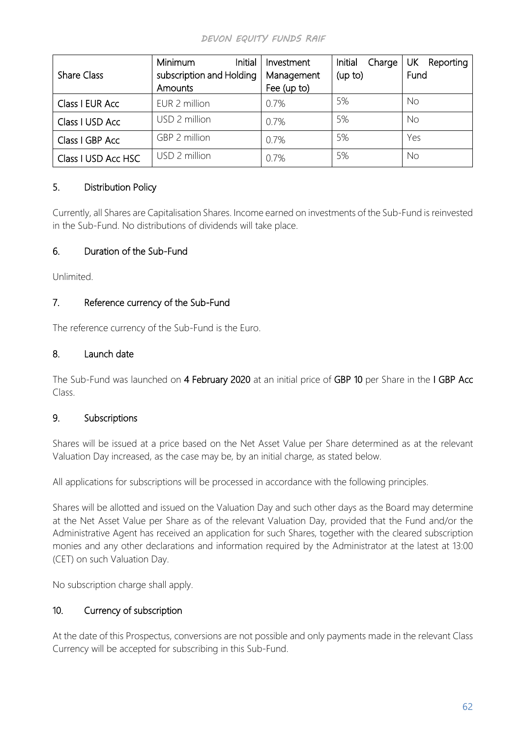| Share Class | Minimum Initial subscription and Holding Amounts | Investment Management Fee (up to) | Initial Charge (up to) | UK Reporting Fund |
|---|---|---|---|---|
| Class I EUR Acc | EUR 2 million | 0.7% | 5% | No |
| Class I USD Acc | USD 2 million | 0.7% | 5% | No |
| Class I GBP Acc | GBP 2 million | 0.7% | 5% | Yes |
| Class I USD Acc HSC | USD 2 million | 0.7% | 5% | No |

## 5. Distribution Policy

Currently, all Shares are Capitalisation Shares. Income earned on investments of the Sub-Fund is reinvested in the Sub-Fund. No distributions of dividends will take place.

## 6. Duration of the Sub-Fund

Unlimited.

## 7. Reference currency of the Sub-Fund

The reference currency of the Sub-Fund is the Euro.

## 8. Launch date

The Sub-Fund was launched on **4 February 2020** at an initial price of **GBP 10** per Share in the **I GBP Acc** Class.

## 9. Subscriptions

Shares will be issued at a price based on the Net Asset Value per Share determined as at the relevant Valuation Day increased, as the case may be, by an initial charge, as stated below.

All applications for subscriptions will be processed in accordance with the following principles.

Shares will be allotted and issued on the Valuation Day and such other days as the Board may determine at the Net Asset Value per Share as of the relevant Valuation Day, provided that the Fund and/or the Administrative Agent has received an application for such Shares, together with the cleared subscription monies and any other declarations and information required by the Administrator at the latest at 13:00 (CET) on such Valuation Day.

No subscription charge shall apply.

## 10. Currency of subscription

At the date of this Prospectus, conversions are not possible and only payments made in the relevant Class Currency will be accepted for subscribing in this Sub-Fund.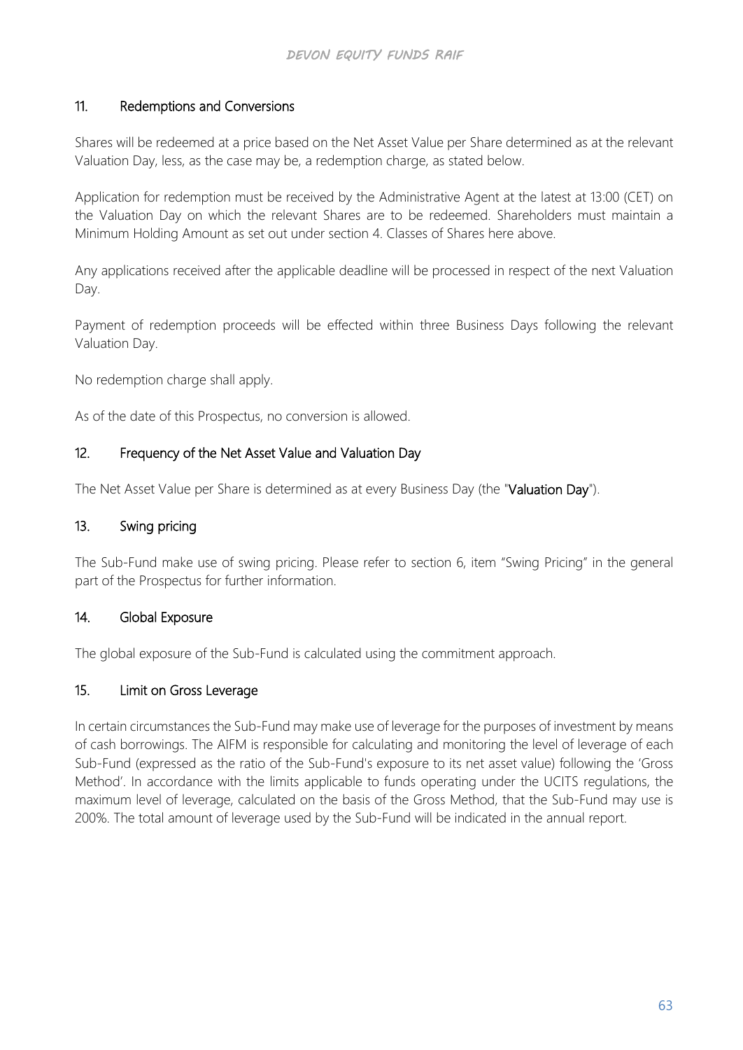## 11. Redemptions and Conversions

Shares will be redeemed at a price based on the Net Asset Value per Share determined as at the relevant Valuation Day, less, as the case may be, a redemption charge, as stated below.

Application for redemption must be received by the Administrative Agent at the latest at 13:00 (CET) on the Valuation Day on which the relevant Shares are to be redeemed. Shareholders must maintain a Minimum Holding Amount as set out under section 4. Classes of Shares here above.

Any applications received after the applicable deadline will be processed in respect of the next Valuation Day.

Payment of redemption proceeds will be effected within three Business Days following the relevant Valuation Day.

No redemption charge shall apply.

As of the date of this Prospectus, no conversion is allowed.

## 12. Frequency of the Net Asset Value and Valuation Day

The Net Asset Value per Share is determined as at every Business Day (the "**Valuation Day**").

## 13. Swing pricing

The Sub-Fund make use of swing pricing. Please refer to section 6, item "Swing Pricing" in the general part of the Prospectus for further information.

## 14. Global Exposure

The global exposure of the Sub-Fund is calculated using the commitment approach.

## 15. Limit on Gross Leverage

In certain circumstances the Sub-Fund may make use of leverage for the purposes of investment by means of cash borrowings. The AIFM is responsible for calculating and monitoring the level of leverage of each Sub-Fund (expressed as the ratio of the Sub-Fund's exposure to its net asset value) following the 'Gross Method'. In accordance with the limits applicable to funds operating under the UCITS regulations, the maximum level of leverage, calculated on the basis of the Gross Method, that the Sub-Fund may use is 200%. The total amount of leverage used by the Sub-Fund will be indicated in the annual report.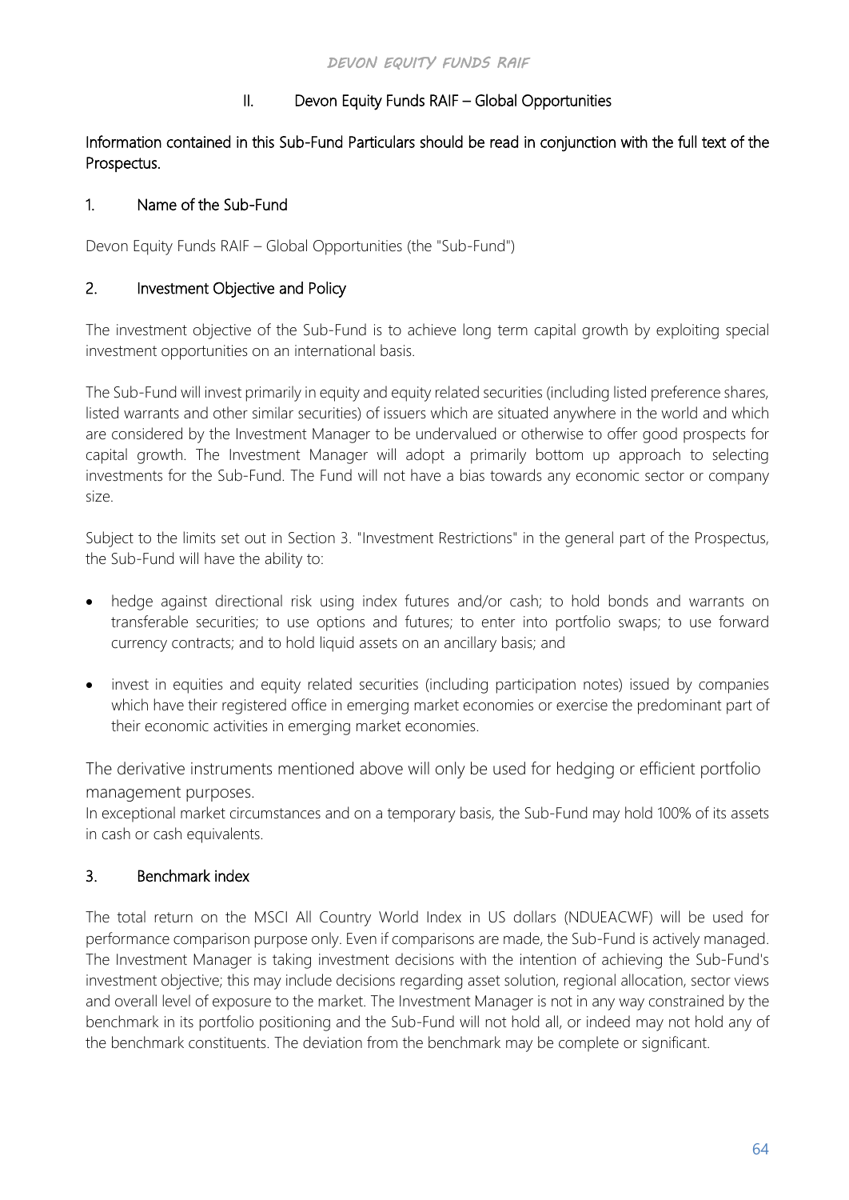## II. Devon Equity Funds RAIF – Global Opportunities

Information contained in this Sub-Fund Particulars should be read in conjunction with the full text of the Prospectus.

### 1. Name of the Sub-Fund

Devon Equity Funds RAIF – Global Opportunities (the "Sub-Fund")

### 2. Investment Objective and Policy

The investment objective of the Sub-Fund is to achieve long term capital growth by exploiting special investment opportunities on an international basis.

The Sub-Fund will invest primarily in equity and equity related securities (including listed preference shares, listed warrants and other similar securities) of issuers which are situated anywhere in the world and which are considered by the Investment Manager to be undervalued or otherwise to offer good prospects for capital growth. The Investment Manager will adopt a primarily bottom up approach to selecting investments for the Sub-Fund. The Fund will not have a bias towards any economic sector or company size.

Subject to the limits set out in Section 3. "Investment Restrictions" in the general part of the Prospectus, the Sub-Fund will have the ability to:

- hedge against directional risk using index futures and/or cash; to hold bonds and warrants on transferable securities; to use options and futures; to enter into portfolio swaps; to use forward currency contracts; and to hold liquid assets on an ancillary basis; and
- invest in equities and equity related securities (including participation notes) issued by companies which have their registered office in emerging market economies or exercise the predominant part of their economic activities in emerging market economies.

The derivative instruments mentioned above will only be used for hedging or efficient portfolio management purposes.
In exceptional market circumstances and on a temporary basis, the Sub-Fund may hold 100% of its assets in cash or cash equivalents.

### 3. Benchmark index

The total return on the MSCI All Country World Index in US dollars (NDUEACWF) will be used for performance comparison purpose only. Even if comparisons are made, the Sub-Fund is actively managed. The Investment Manager is taking investment decisions with the intention of achieving the Sub-Fund's investment objective; this may include decisions regarding asset solution, regional allocation, sector views and overall level of exposure to the market. The Investment Manager is not in any way constrained by the benchmark in its portfolio positioning and the Sub-Fund will not hold all, or indeed may not hold any of the benchmark constituents. The deviation from the benchmark may be complete or significant.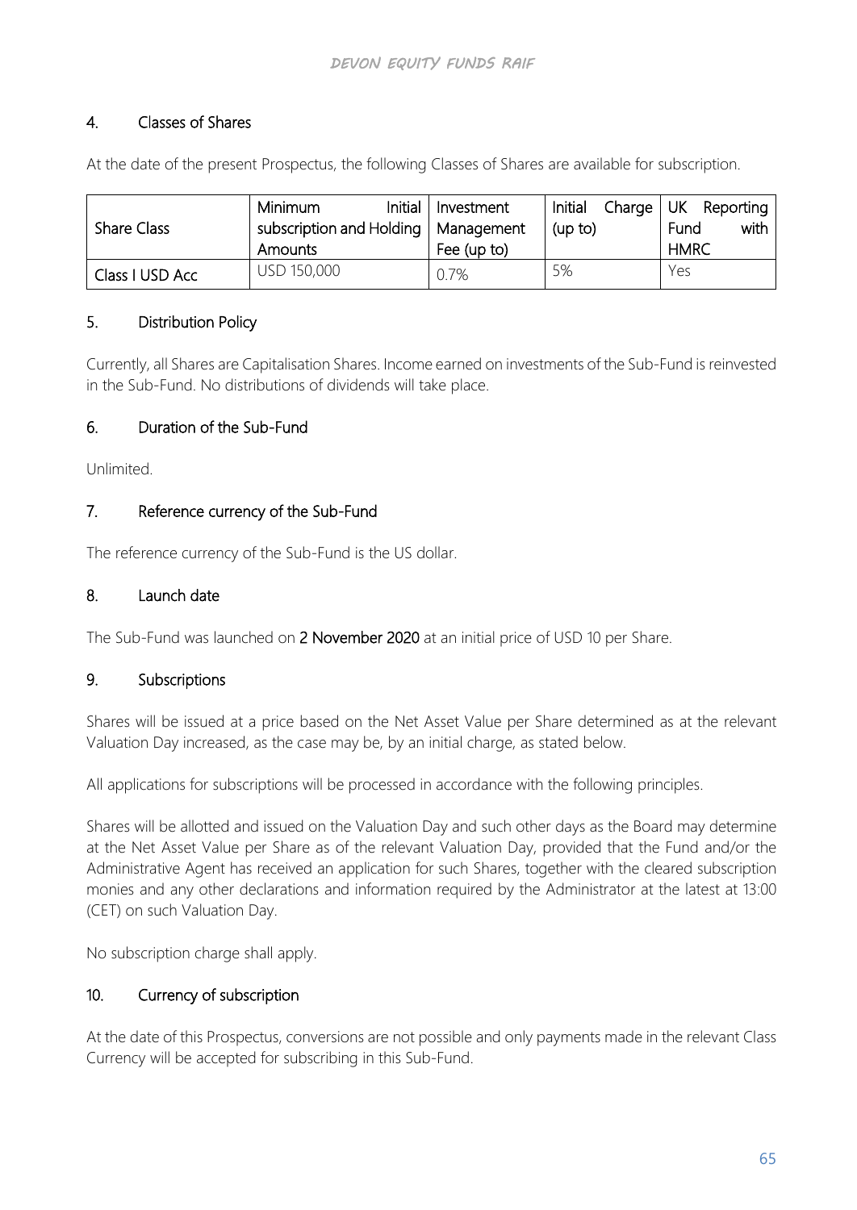## 4. Classes of Shares

At the date of the present Prospectus, the following Classes of Shares are available for subscription.

| Share Class | Minimum Initial subscription and Holding Amounts | Investment Management Fee (up to) | Initial Charge (up to) | UK Reporting Fund with HMRC |
|---|---|---|---|---|
| Class I USD Acc | USD 150,000 | 0.7% | 5% | Yes |

## 5. Distribution Policy

Currently, all Shares are Capitalisation Shares. Income earned on investments of the Sub-Fund is reinvested in the Sub-Fund. No distributions of dividends will take place.

## 6. Duration of the Sub-Fund

Unlimited.

## 7. Reference currency of the Sub-Fund

The reference currency of the Sub-Fund is the US dollar.

## 8. Launch date

The Sub-Fund was launched on **2 November 2020** at an initial price of USD 10 per Share.

## 9. Subscriptions

Shares will be issued at a price based on the Net Asset Value per Share determined as at the relevant Valuation Day increased, as the case may be, by an initial charge, as stated below.

All applications for subscriptions will be processed in accordance with the following principles.

Shares will be allotted and issued on the Valuation Day and such other days as the Board may determine at the Net Asset Value per Share as of the relevant Valuation Day, provided that the Fund and/or the Administrative Agent has received an application for such Shares, together with the cleared subscription monies and any other declarations and information required by the Administrator at the latest at 13:00 (CET) on such Valuation Day.

No subscription charge shall apply.

## 10. Currency of subscription

At the date of this Prospectus, conversions are not possible and only payments made in the relevant Class Currency will be accepted for subscribing in this Sub-Fund.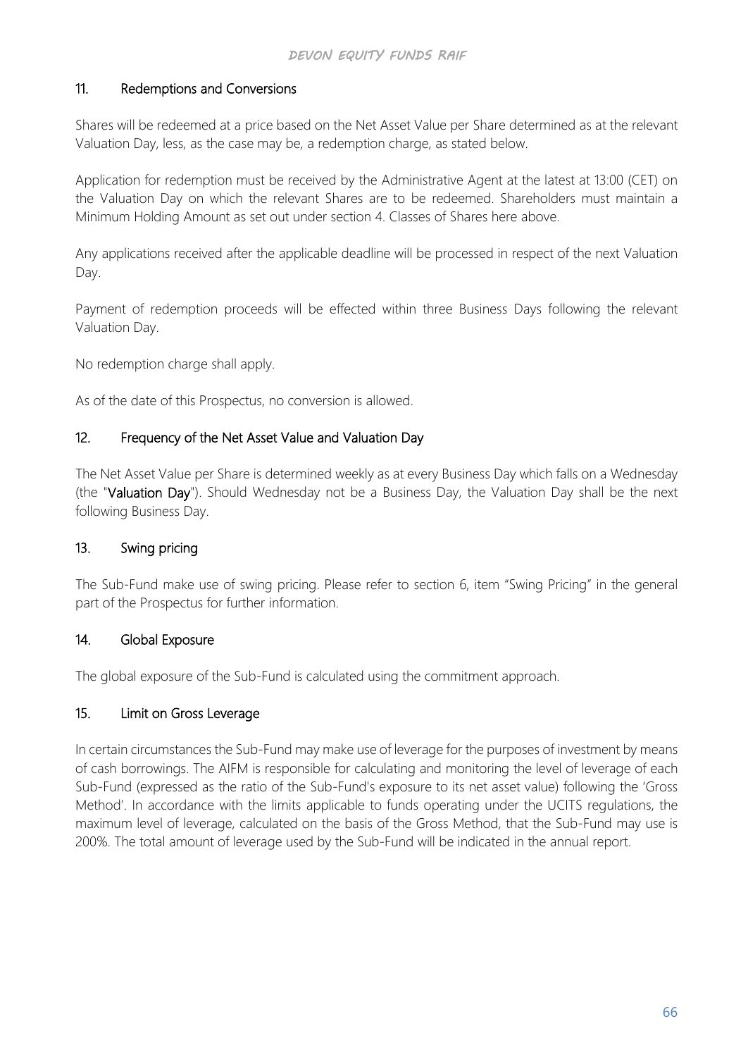## 11. Redemptions and Conversions

Shares will be redeemed at a price based on the Net Asset Value per Share determined as at the relevant Valuation Day, less, as the case may be, a redemption charge, as stated below.

Application for redemption must be received by the Administrative Agent at the latest at 13:00 (CET) on the Valuation Day on which the relevant Shares are to be redeemed. Shareholders must maintain a Minimum Holding Amount as set out under section 4. Classes of Shares here above.

Any applications received after the applicable deadline will be processed in respect of the next Valuation Day.

Payment of redemption proceeds will be effected within three Business Days following the relevant Valuation Day.

No redemption charge shall apply.

As of the date of this Prospectus, no conversion is allowed.

## 12. Frequency of the Net Asset Value and Valuation Day

The Net Asset Value per Share is determined weekly as at every Business Day which falls on a Wednesday (the "**Valuation Day**"). Should Wednesday not be a Business Day, the Valuation Day shall be the next following Business Day.

## 13. Swing pricing

The Sub-Fund make use of swing pricing. Please refer to section 6, item "Swing Pricing" in the general part of the Prospectus for further information.

## 14. Global Exposure

The global exposure of the Sub-Fund is calculated using the commitment approach.

## 15. Limit on Gross Leverage

In certain circumstances the Sub-Fund may make use of leverage for the purposes of investment by means of cash borrowings. The AIFM is responsible for calculating and monitoring the level of leverage of each Sub-Fund (expressed as the ratio of the Sub-Fund's exposure to its net asset value) following the 'Gross Method'. In accordance with the limits applicable to funds operating under the UCITS regulations, the maximum level of leverage, calculated on the basis of the Gross Method, that the Sub-Fund may use is 200%. The total amount of leverage used by the Sub-Fund will be indicated in the annual report.